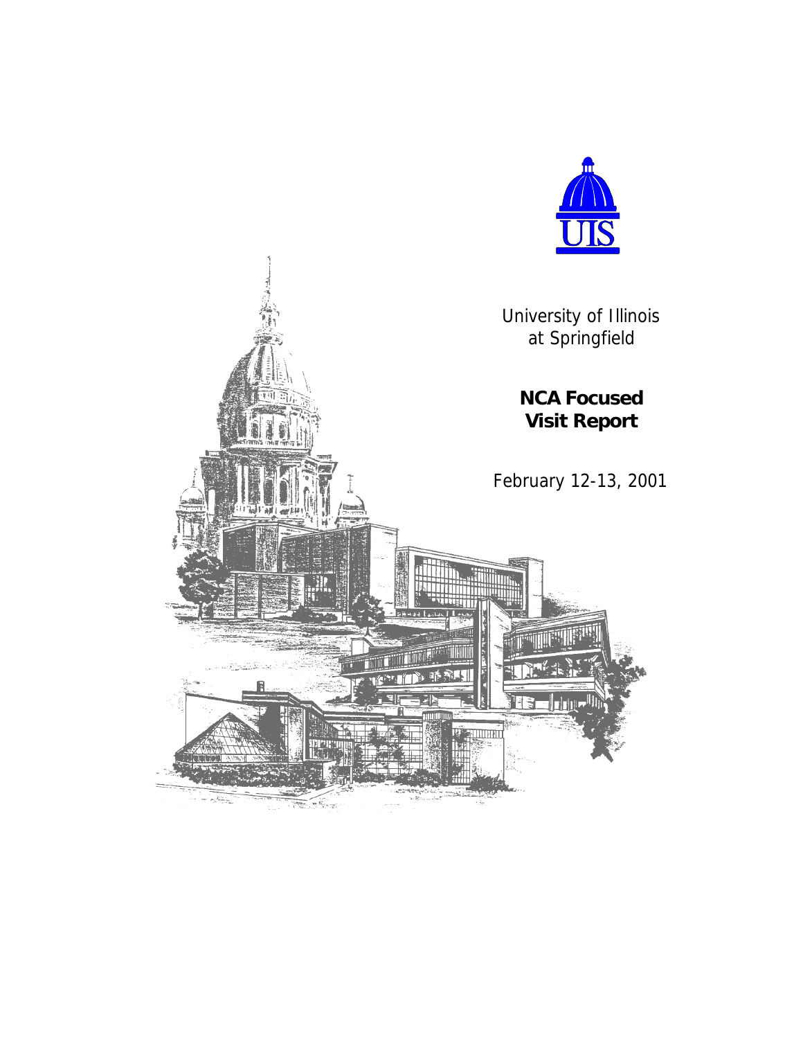University of Illinois at Springfield

# NCA Focused Visit Report

February 12-13, 2001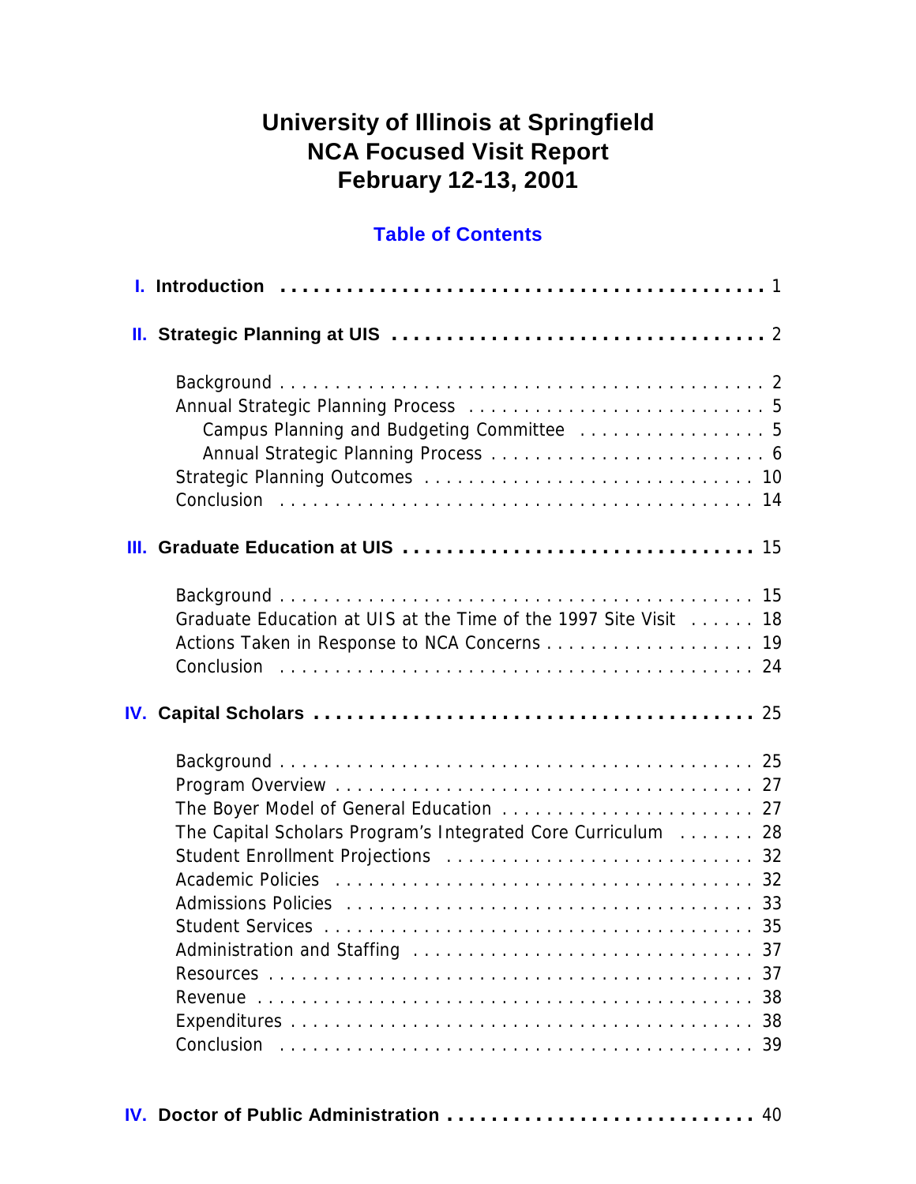# University of Illinois at Springfield
# NCA Focused Visit Report
# February 12-13, 2001

## Table of Contents

**I. Introduction** . . . . . . . . . . . . . . . . . . . . . . . . . . . . . . . . . . . . . . . . . 1

**II. Strategic Planning at UIS** . . . . . . . . . . . . . . . . . . . . . . . . . . . . . . . . . 2

- Background . . . . . . . . . . . . . . . . . . . . . . . . . . . . . . . . . . . . . . . . . . . 2
- Annual Strategic Planning Process . . . . . . . . . . . . . . . . . . . . . . . . . . . 5
  - Campus Planning and Budgeting Committee . . . . . . . . . . . . . . . . . 5
  - Annual Strategic Planning Process . . . . . . . . . . . . . . . . . . . . . . . . . 6
- Strategic Planning Outcomes . . . . . . . . . . . . . . . . . . . . . . . . . . . . . . 10
- Conclusion . . . . . . . . . . . . . . . . . . . . . . . . . . . . . . . . . . . . . . . . . . 14

**III. Graduate Education at UIS** . . . . . . . . . . . . . . . . . . . . . . . . . . . . . . 15

- Background . . . . . . . . . . . . . . . . . . . . . . . . . . . . . . . . . . . . . . . . . . 15
- Graduate Education at UIS at the Time of the 1997 Site Visit . . . . . . 18
- Actions Taken in Response to NCA Concerns . . . . . . . . . . . . . . . . . . . 19
- Conclusion . . . . . . . . . . . . . . . . . . . . . . . . . . . . . . . . . . . . . . . . . . 24

**IV. Capital Scholars** . . . . . . . . . . . . . . . . . . . . . . . . . . . . . . . . . . . . . 25

- Background . . . . . . . . . . . . . . . . . . . . . . . . . . . . . . . . . . . . . . . . . . 25
- Program Overview . . . . . . . . . . . . . . . . . . . . . . . . . . . . . . . . . . . . . 27
- The Boyer Model of General Education . . . . . . . . . . . . . . . . . . . . . . . 27
- The Capital Scholars Program's Integrated Core Curriculum . . . . . . . 28
- Student Enrollment Projections . . . . . . . . . . . . . . . . . . . . . . . . . . . . 32
- Academic Policies . . . . . . . . . . . . . . . . . . . . . . . . . . . . . . . . . . . . . . 32
- Admissions Policies . . . . . . . . . . . . . . . . . . . . . . . . . . . . . . . . . . . . . 33
- Student Services . . . . . . . . . . . . . . . . . . . . . . . . . . . . . . . . . . . . . . . 35
- Administration and Staffing . . . . . . . . . . . . . . . . . . . . . . . . . . . . . . . 37
- Resources . . . . . . . . . . . . . . . . . . . . . . . . . . . . . . . . . . . . . . . . . . . 37
- Revenue . . . . . . . . . . . . . . . . . . . . . . . . . . . . . . . . . . . . . . . . . . . . 38
- Expenditures . . . . . . . . . . . . . . . . . . . . . . . . . . . . . . . . . . . . . . . . . 38
- Conclusion . . . . . . . . . . . . . . . . . . . . . . . . . . . . . . . . . . . . . . . . . . 39

**IV. Doctor of Public Administration** . . . . . . . . . . . . . . . . . . . . . . . . . . . 40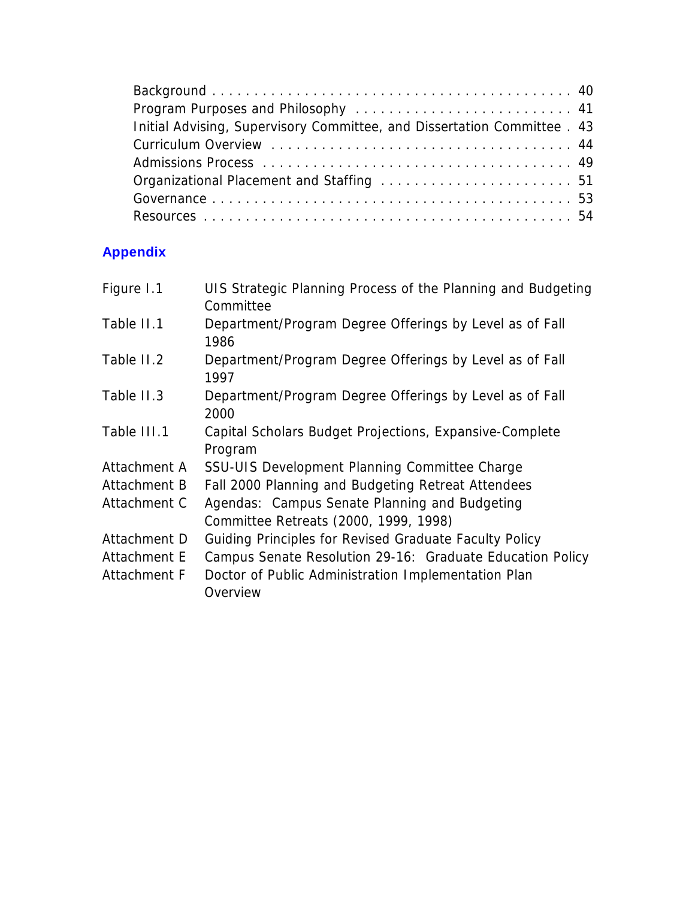Background . . . . . . . . . . . . . . . . . . . . . . . . . . . . . . . . . . . . . . . . 40
Program Purposes and Philosophy . . . . . . . . . . . . . . . . . . . . . . . . . 41
Initial Advising, Supervisory Committee, and Dissertation Committee . 43
Curriculum Overview . . . . . . . . . . . . . . . . . . . . . . . . . . . . . . . . . . . 44
Admissions Process . . . . . . . . . . . . . . . . . . . . . . . . . . . . . . . . . . . . 49
Organizational Placement and Staffing . . . . . . . . . . . . . . . . . . . . . . 51
Governance . . . . . . . . . . . . . . . . . . . . . . . . . . . . . . . . . . . . . . . . . 53
Resources . . . . . . . . . . . . . . . . . . . . . . . . . . . . . . . . . . . . . . . . . . 54

## Appendix

| | |
|---|---|
| Figure I.1 | UIS Strategic Planning Process of the Planning and Budgeting Committee |
| Table II.1 | Department/Program Degree Offerings by Level as of Fall 1986 |
| Table II.2 | Department/Program Degree Offerings by Level as of Fall 1997 |
| Table II.3 | Department/Program Degree Offerings by Level as of Fall 2000 |
| Table III.1 | Capital Scholars Budget Projections, Expansive-Complete Program |
| Attachment A | SSU-UIS Development Planning Committee Charge |
| Attachment B | Fall 2000 Planning and Budgeting Retreat Attendees |
| Attachment C | Agendas: Campus Senate Planning and Budgeting Committee Retreats (2000, 1999, 1998) |
| Attachment D | Guiding Principles for Revised Graduate Faculty Policy |
| Attachment E | Campus Senate Resolution 29-16: Graduate Education Policy |
| Attachment F | Doctor of Public Administration Implementation Plan Overview |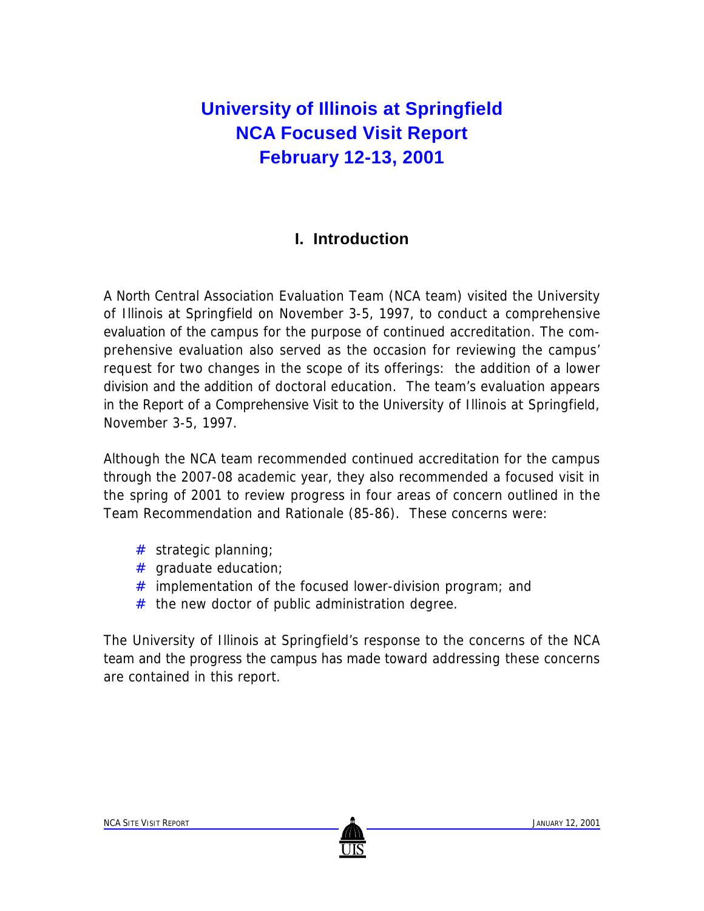# University of Illinois at Springfield
# NCA Focused Visit Report
# February 12-13, 2001

## I. Introduction

A North Central Association Evaluation Team (NCA team) visited the University of Illinois at Springfield on November 3-5, 1997, to conduct a comprehensive evaluation of the campus for the purpose of continued accreditation. The comprehensive evaluation also served as the occasion for reviewing the campus' request for two changes in the scope of its offerings: the addition of a lower division and the addition of doctoral education. The team's evaluation appears in the Report of a Comprehensive Visit to the University of Illinois at Springfield, November 3-5, 1997.

Although the NCA team recommended continued accreditation for the campus through the 2007-08 academic year, they also recommended a focused visit in the spring of 2001 to review progress in four areas of concern outlined in the Team Recommendation and Rationale (85-86). These concerns were:

- strategic planning;
- graduate education;
- implementation of the focused lower-division program; and
- the new doctor of public administration degree.

The University of Illinois at Springfield's response to the concerns of the NCA team and the progress the campus has made toward addressing these concerns are contained in this report.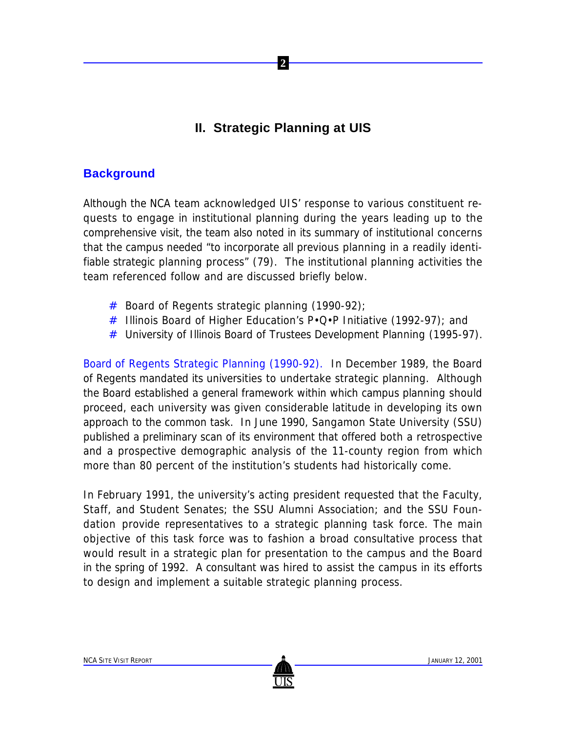# II. Strategic Planning at UIS

## Background

Although the NCA team acknowledged UIS' response to various constituent requests to engage in institutional planning during the years leading up to the comprehensive visit, the team also noted in its summary of institutional concerns that the campus needed "to incorporate all previous planning in a readily identifiable strategic planning process" (79). The institutional planning activities the team referenced follow and are discussed briefly below.

- Board of Regents strategic planning (1990-92);
- Illinois Board of Higher Education's P•Q•P Initiative (1992-97); and
- University of Illinois Board of Trustees Development Planning (1995-97).

Board of Regents Strategic Planning (1990-92). In December 1989, the Board of Regents mandated its universities to undertake strategic planning. Although the Board established a general framework within which campus planning should proceed, each university was given considerable latitude in developing its own approach to the common task. In June 1990, Sangamon State University (SSU) published a preliminary scan of its environment that offered both a retrospective and a prospective demographic analysis of the 11-county region from which more than 80 percent of the institution's students had historically come.

In February 1991, the university's acting president requested that the Faculty, Staff, and Student Senates; the SSU Alumni Association; and the SSU Foundation provide representatives to a strategic planning task force. The main objective of this task force was to fashion a broad consultative process that would result in a strategic plan for presentation to the campus and the Board in the spring of 1992. A consultant was hired to assist the campus in its efforts to design and implement a suitable strategic planning process.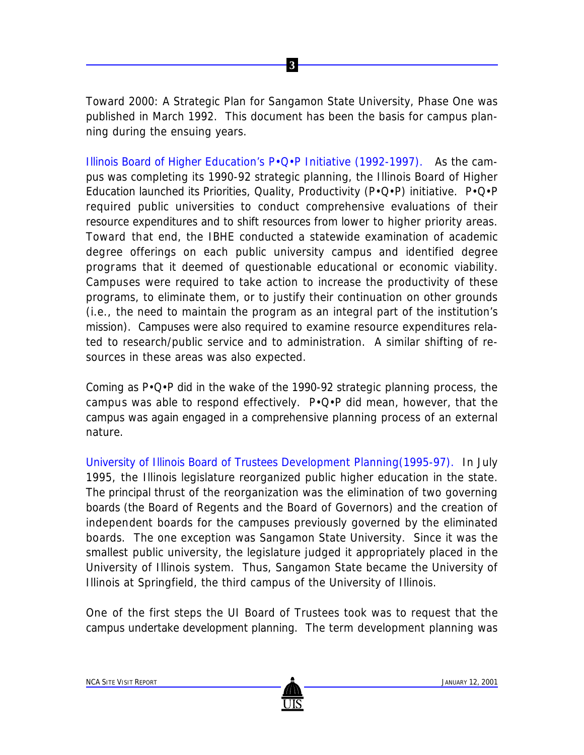Toward 2000: A Strategic Plan for Sangamon State University, Phase One was published in March 1992. This document has been the basis for campus planning during the ensuing years.

Illinois Board of Higher Education's P•Q•P Initiative (1992-1997). As the campus was completing its 1990-92 strategic planning, the Illinois Board of Higher Education launched its Priorities, Quality, Productivity (P•Q•P) initiative. P•Q•P required public universities to conduct comprehensive evaluations of their resource expenditures and to shift resources from lower to higher priority areas. Toward that end, the IBHE conducted a statewide examination of academic degree offerings on each public university campus and identified degree programs that it deemed of questionable educational or economic viability. Campuses were required to take action to increase the productivity of these programs, to eliminate them, or to justify their continuation on other grounds (i.e., the need to maintain the program as an integral part of the institution's mission). Campuses were also required to examine resource expenditures related to research/public service and to administration. A similar shifting of resources in these areas was also expected.

Coming as P•Q•P did in the wake of the 1990-92 strategic planning process, the campus was able to respond effectively. P•Q•P did mean, however, that the campus was again engaged in a comprehensive planning process of an external nature.

University of Illinois Board of Trustees Development Planning(1995-97). In July 1995, the Illinois legislature reorganized public higher education in the state. The principal thrust of the reorganization was the elimination of two governing boards (the Board of Regents and the Board of Governors) and the creation of independent boards for the campuses previously governed by the eliminated boards. The one exception was Sangamon State University. Since it was the smallest public university, the legislature judged it appropriately placed in the University of Illinois system. Thus, Sangamon State became the University of Illinois at Springfield, the third campus of the University of Illinois.

One of the first steps the UI Board of Trustees took was to request that the campus undertake development planning. The term development planning was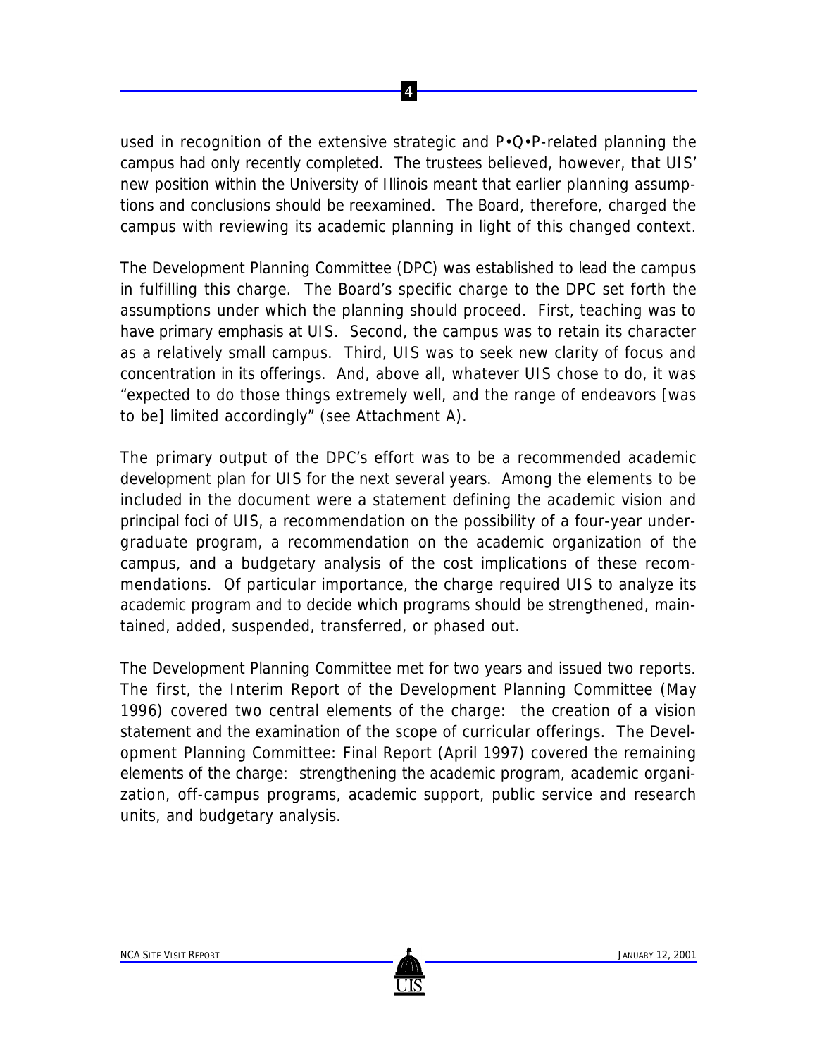used in recognition of the extensive strategic and P•Q•P-related planning the campus had only recently completed. The trustees believed, however, that UIS' new position within the University of Illinois meant that earlier planning assumptions and conclusions should be reexamined. The Board, therefore, charged the campus with reviewing its academic planning in light of this changed context.

The Development Planning Committee (DPC) was established to lead the campus in fulfilling this charge. The Board's specific charge to the DPC set forth the assumptions under which the planning should proceed. First, teaching was to have primary emphasis at UIS. Second, the campus was to retain its character as a relatively small campus. Third, UIS was to seek new clarity of focus and concentration in its offerings. And, above all, whatever UIS chose to do, it was "expected to do those things extremely well, and the range of endeavors [was to be] limited accordingly" (see Attachment A).

The primary output of the DPC's effort was to be a recommended academic development plan for UIS for the next several years. Among the elements to be included in the document were a statement defining the academic vision and principal foci of UIS, a recommendation on the possibility of a four-year undergraduate program, a recommendation on the academic organization of the campus, and a budgetary analysis of the cost implications of these recommendations. Of particular importance, the charge required UIS to analyze its academic program and to decide which programs should be strengthened, maintained, added, suspended, transferred, or phased out.

The Development Planning Committee met for two years and issued two reports. The first, the Interim Report of the Development Planning Committee (May 1996) covered two central elements of the charge: the creation of a vision statement and the examination of the scope of curricular offerings. The Development Planning Committee: Final Report (April 1997) covered the remaining elements of the charge: strengthening the academic program, academic organization, off-campus programs, academic support, public service and research units, and budgetary analysis.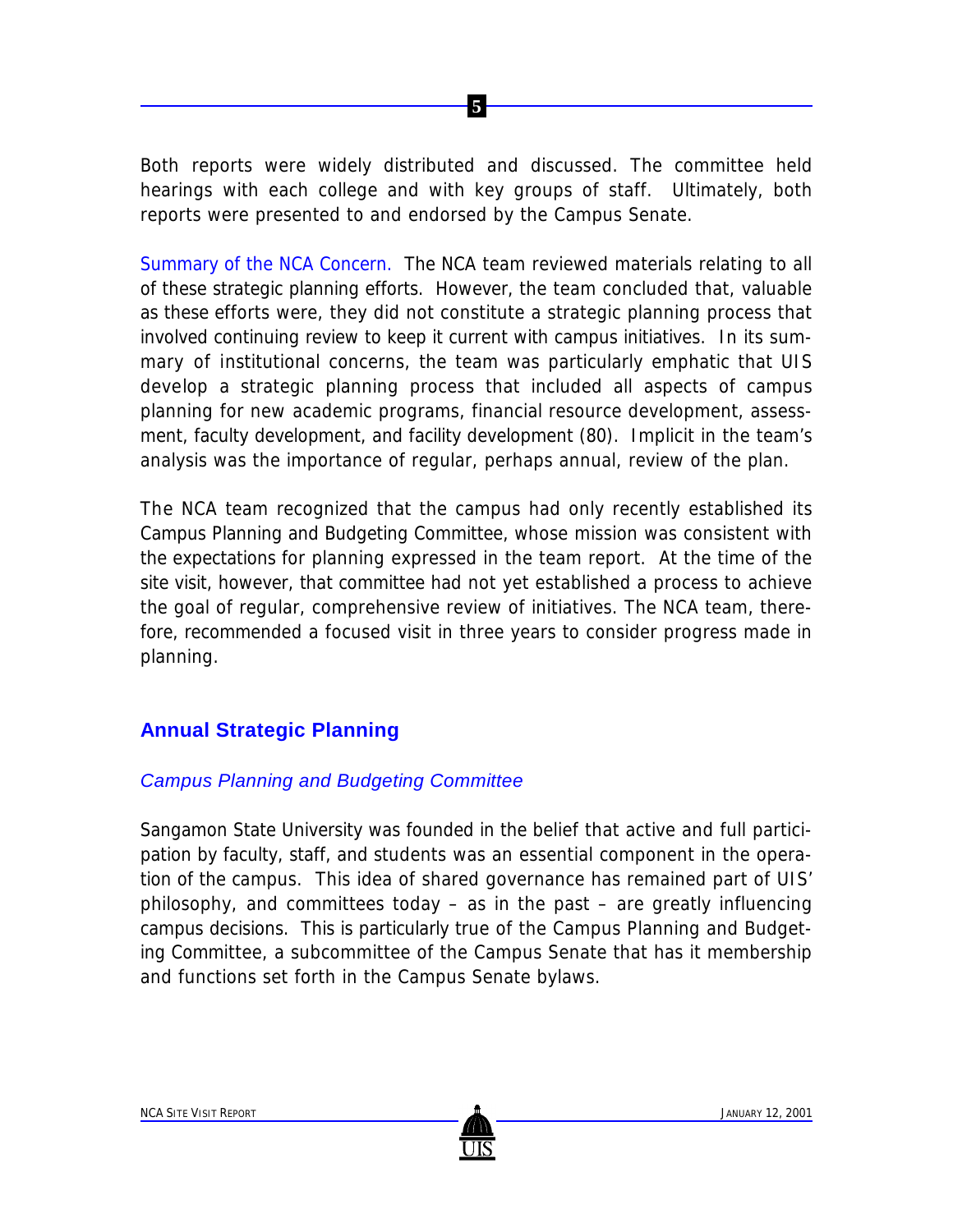Both reports were widely distributed and discussed. The committee held hearings with each college and with key groups of staff. Ultimately, both reports were presented to and endorsed by the Campus Senate.

Summary of the NCA Concern. The NCA team reviewed materials relating to all of these strategic planning efforts. However, the team concluded that, valuable as these efforts were, they did not constitute a strategic planning process that involved continuing review to keep it current with campus initiatives. In its summary of institutional concerns, the team was particularly emphatic that UIS develop a strategic planning process that included all aspects of campus planning for new academic programs, financial resource development, assessment, faculty development, and facility development (80). Implicit in the team's analysis was the importance of regular, perhaps annual, review of the plan.

The NCA team recognized that the campus had only recently established its Campus Planning and Budgeting Committee, whose mission was consistent with the expectations for planning expressed in the team report. At the time of the site visit, however, that committee had not yet established a process to achieve the goal of regular, comprehensive review of initiatives. The NCA team, therefore, recommended a focused visit in three years to consider progress made in planning.

## Annual Strategic Planning

### *Campus Planning and Budgeting Committee*

Sangamon State University was founded in the belief that active and full participation by faculty, staff, and students was an essential component in the operation of the campus. This idea of shared governance has remained part of UIS' philosophy, and committees today – as in the past – are greatly influencing campus decisions. This is particularly true of the Campus Planning and Budgeting Committee, a subcommittee of the Campus Senate that has it membership and functions set forth in the Campus Senate bylaws.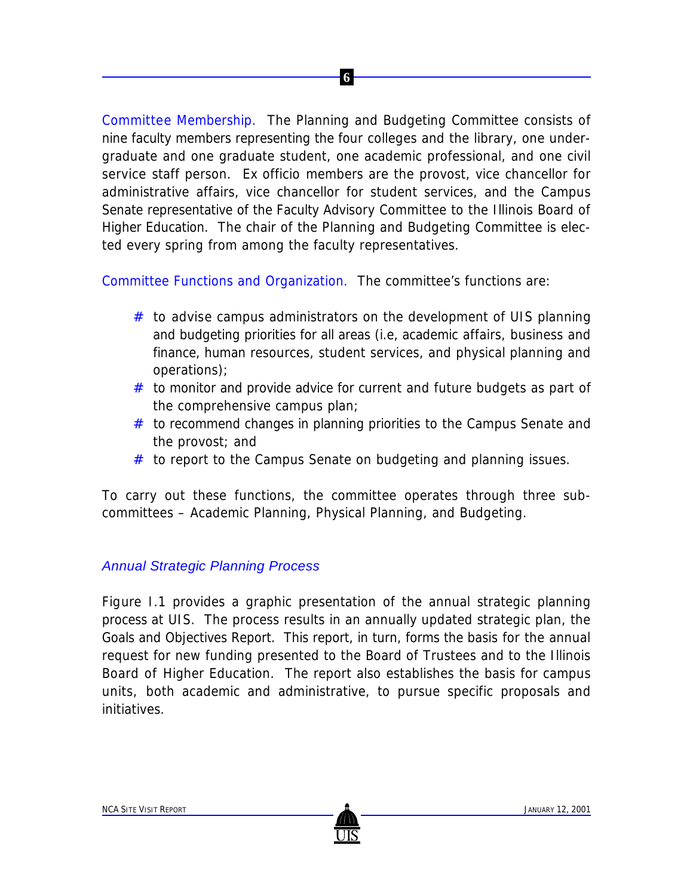Committee Membership. The Planning and Budgeting Committee consists of nine faculty members representing the four colleges and the library, one undergraduate and one graduate student, one academic professional, and one civil service staff person. Ex officio members are the provost, vice chancellor for administrative affairs, vice chancellor for student services, and the Campus Senate representative of the Faculty Advisory Committee to the Illinois Board of Higher Education. The chair of the Planning and Budgeting Committee is elected every spring from among the faculty representatives.

Committee Functions and Organization. The committee's functions are:

- to advise campus administrators on the development of UIS planning and budgeting priorities for all areas (i.e, academic affairs, business and finance, human resources, student services, and physical planning and operations);
- to monitor and provide advice for current and future budgets as part of the comprehensive campus plan;
- to recommend changes in planning priorities to the Campus Senate and the provost; and
- to report to the Campus Senate on budgeting and planning issues.

To carry out these functions, the committee operates through three subcommittees – Academic Planning, Physical Planning, and Budgeting.

### *Annual Strategic Planning Process*

Figure I.1 provides a graphic presentation of the annual strategic planning process at UIS. The process results in an annually updated strategic plan, the Goals and Objectives Report. This report, in turn, forms the basis for the annual request for new funding presented to the Board of Trustees and to the Illinois Board of Higher Education. The report also establishes the basis for campus units, both academic and administrative, to pursue specific proposals and initiatives.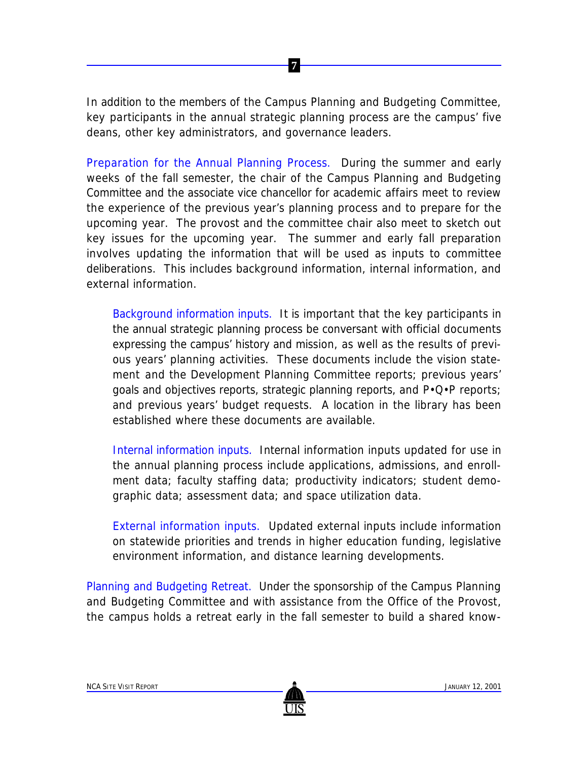In addition to the members of the Campus Planning and Budgeting Committee, key participants in the annual strategic planning process are the campus' five deans, other key administrators, and governance leaders.

*Preparation for the Annual Planning Process.* During the summer and early weeks of the fall semester, the chair of the Campus Planning and Budgeting Committee and the associate vice chancellor for academic affairs meet to review the experience of the previous year's planning process and to prepare for the upcoming year. The provost and the committee chair also meet to sketch out key issues for the upcoming year. The summer and early fall preparation involves updating the information that will be used as inputs to committee deliberations. This includes background information, internal information, and external information.

> *Background information inputs.* It is important that the key participants in the annual strategic planning process be conversant with official documents expressing the campus' history and mission, as well as the results of previous years' planning activities. These documents include the vision statement and the Development Planning Committee reports; previous years' goals and objectives reports, strategic planning reports, and P•Q•P reports; and previous years' budget requests. A location in the library has been established where these documents are available.
>
> *Internal information inputs.* Internal information inputs updated for use in the annual planning process include applications, admissions, and enrollment data; faculty staffing data; productivity indicators; student demographic data; assessment data; and space utilization data.
>
> *External information inputs.* Updated external inputs include information on statewide priorities and trends in higher education funding, legislative environment information, and distance learning developments.

*Planning and Budgeting Retreat.* Under the sponsorship of the Campus Planning and Budgeting Committee and with assistance from the Office of the Provost, the campus holds a retreat early in the fall semester to build a shared know-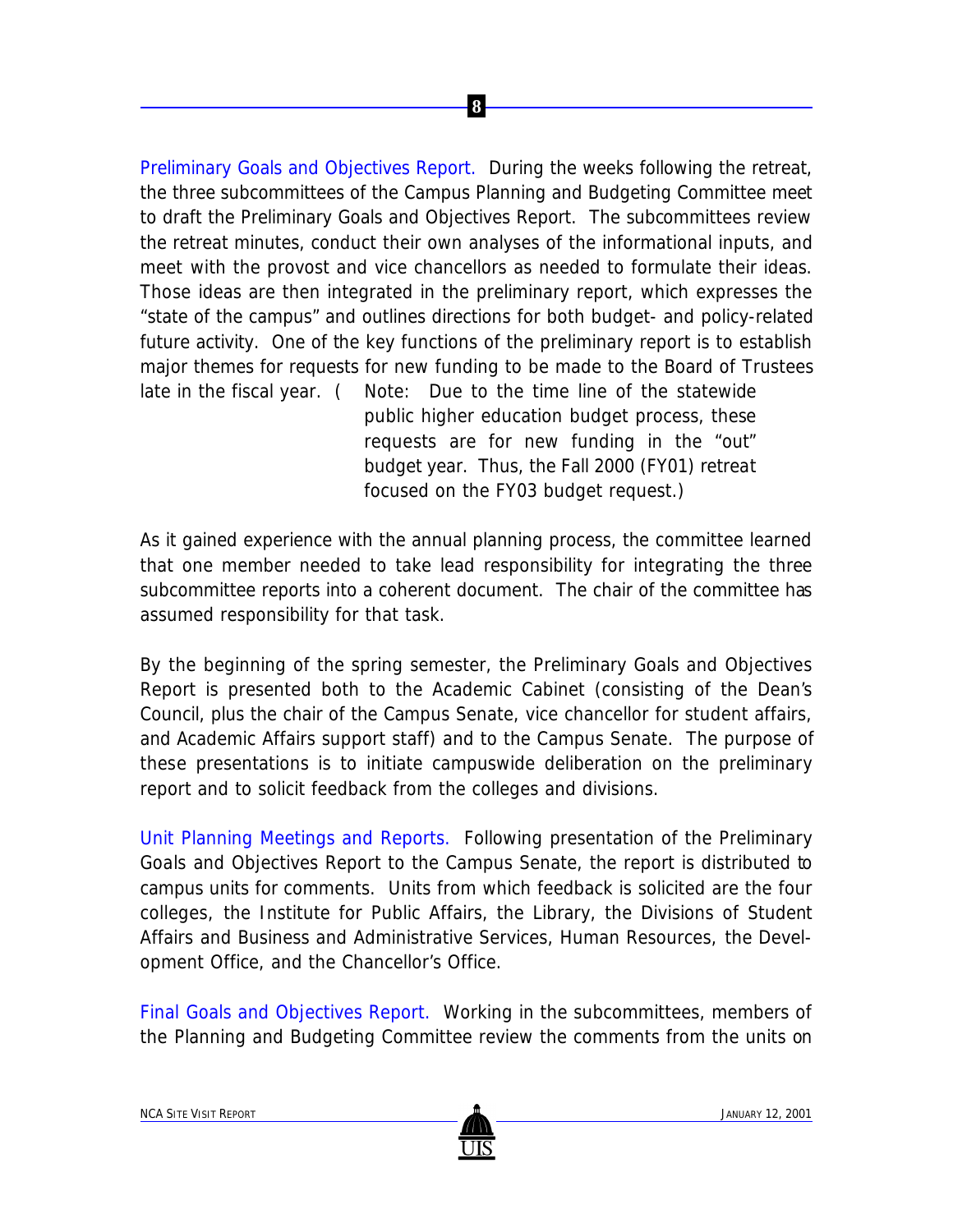Preliminary Goals and Objectives Report. During the weeks following the retreat, the three subcommittees of the Campus Planning and Budgeting Committee meet to draft the Preliminary Goals and Objectives Report. The subcommittees review the retreat minutes, conduct their own analyses of the informational inputs, and meet with the provost and vice chancellors as needed to formulate their ideas. Those ideas are then integrated in the preliminary report, which expresses the "state of the campus" and outlines directions for both budget- and policy-related future activity. One of the key functions of the preliminary report is to establish major themes for requests for new funding to be made to the Board of Trustees late in the fiscal year. (Note: Due to the time line of the statewide public higher education budget process, these requests are for new funding in the "out" budget year. Thus, the Fall 2000 (FY01) retreat focused on the FY03 budget request.)

As it gained experience with the annual planning process, the committee learned that one member needed to take lead responsibility for integrating the three subcommittee reports into a coherent document. The chair of the committee has assumed responsibility for that task.

By the beginning of the spring semester, the Preliminary Goals and Objectives Report is presented both to the Academic Cabinet (consisting of the Dean's Council, plus the chair of the Campus Senate, vice chancellor for student affairs, and Academic Affairs support staff) and to the Campus Senate. The purpose of these presentations is to initiate campuswide deliberation on the preliminary report and to solicit feedback from the colleges and divisions.

Unit Planning Meetings and Reports. Following presentation of the Preliminary Goals and Objectives Report to the Campus Senate, the report is distributed to campus units for comments. Units from which feedback is solicited are the four colleges, the Institute for Public Affairs, the Library, the Divisions of Student Affairs and Business and Administrative Services, Human Resources, the Development Office, and the Chancellor's Office.

Final Goals and Objectives Report. Working in the subcommittees, members of the Planning and Budgeting Committee review the comments from the units on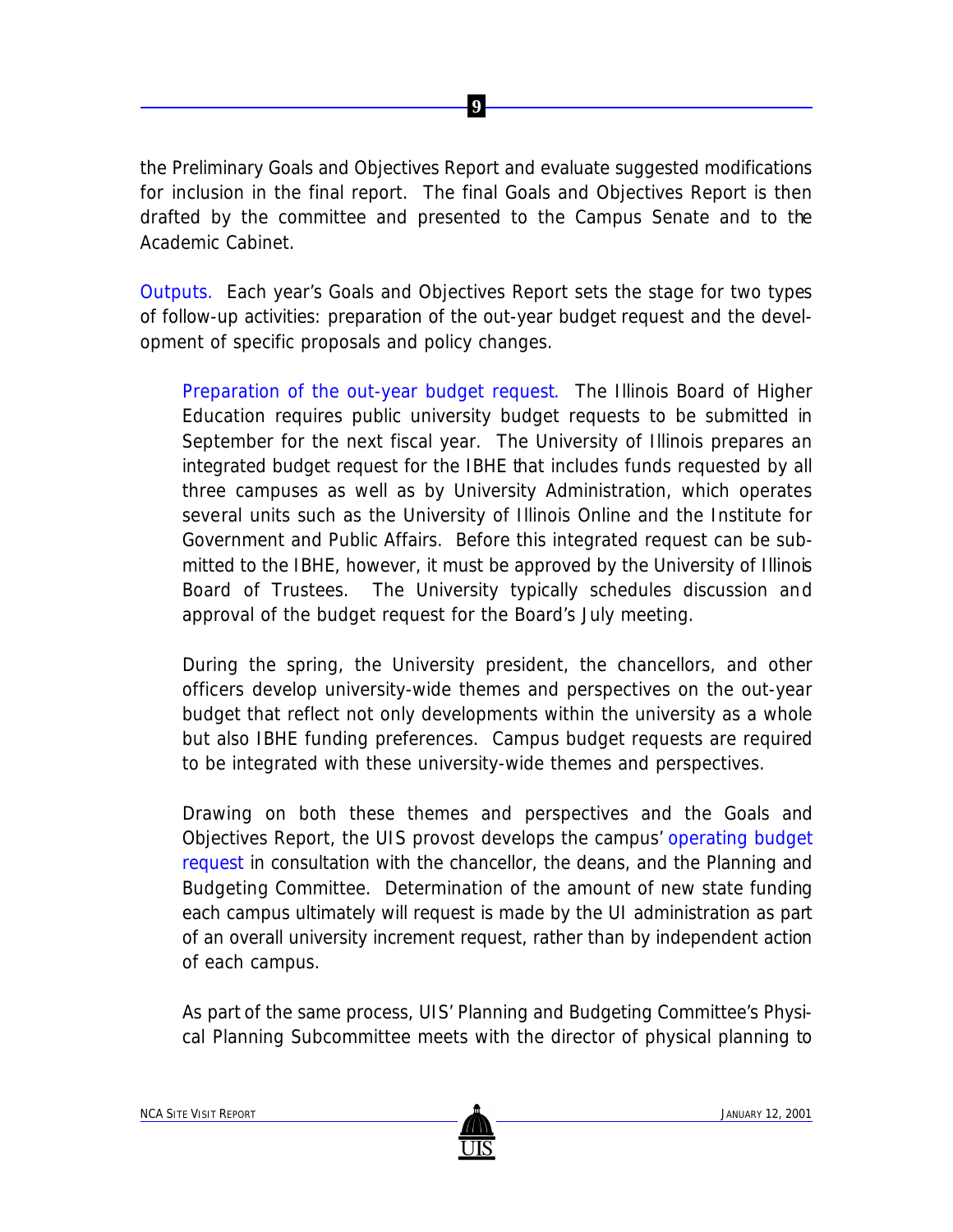the Preliminary Goals and Objectives Report and evaluate suggested modifications for inclusion in the final report. The final Goals and Objectives Report is then drafted by the committee and presented to the Campus Senate and to the Academic Cabinet.

Outputs. Each year's Goals and Objectives Report sets the stage for two types of follow-up activities: preparation of the out-year budget request and the development of specific proposals and policy changes.

> Preparation of the out-year budget request. The Illinois Board of Higher Education requires public university budget requests to be submitted in September for the next fiscal year. The University of Illinois prepares an integrated budget request for the IBHE that includes funds requested by all three campuses as well as by University Administration, which operates several units such as the University of Illinois Online and the Institute for Government and Public Affairs. Before this integrated request can be submitted to the IBHE, however, it must be approved by the University of Illinois Board of Trustees. The University typically schedules discussion and approval of the budget request for the Board's July meeting.
>
> During the spring, the University president, the chancellors, and other officers develop university-wide themes and perspectives on the out-year budget that reflect not only developments within the university as a whole but also IBHE funding preferences. Campus budget requests are required to be integrated with these university-wide themes and perspectives.
>
> Drawing on both these themes and perspectives and the Goals and Objectives Report, the UIS provost develops the campus' operating budget request in consultation with the chancellor, the deans, and the Planning and Budgeting Committee. Determination of the amount of new state funding each campus ultimately will request is made by the UI administration as part of an overall university increment request, rather than by independent action of each campus.
>
> As part of the same process, UIS' Planning and Budgeting Committee's Physical Planning Subcommittee meets with the director of physical planning to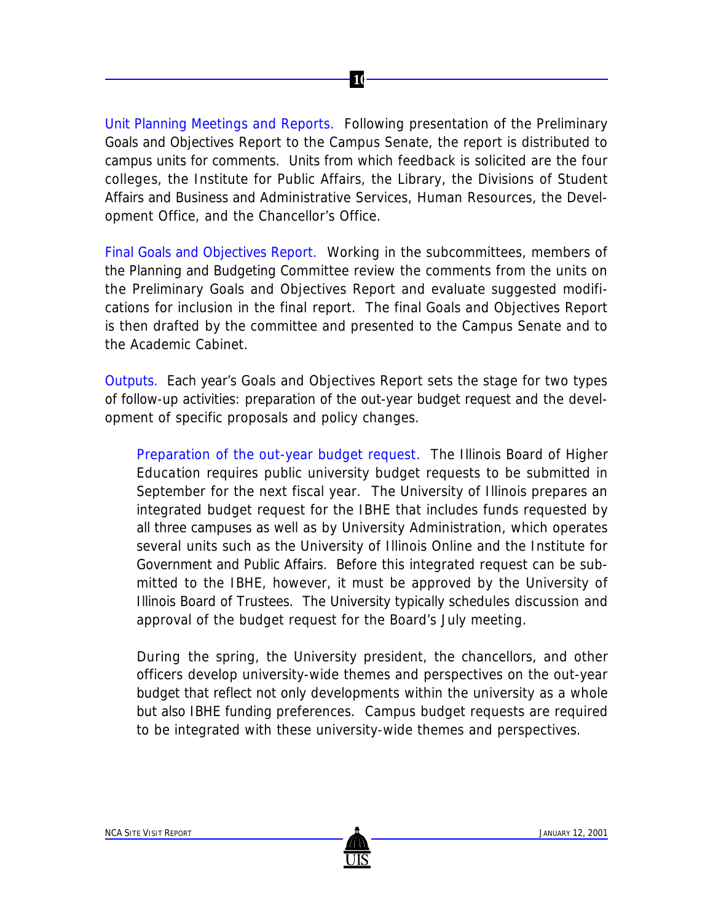Unit Planning Meetings and Reports. Following presentation of the Preliminary Goals and Objectives Report to the Campus Senate, the report is distributed to campus units for comments. Units from which feedback is solicited are the four colleges, the Institute for Public Affairs, the Library, the Divisions of Student Affairs and Business and Administrative Services, Human Resources, the Development Office, and the Chancellor's Office.

Final Goals and Objectives Report. Working in the subcommittees, members of the Planning and Budgeting Committee review the comments from the units on the Preliminary Goals and Objectives Report and evaluate suggested modifications for inclusion in the final report. The final Goals and Objectives Report is then drafted by the committee and presented to the Campus Senate and to the Academic Cabinet.

Outputs. Each year's Goals and Objectives Report sets the stage for two types of follow-up activities: preparation of the out-year budget request and the development of specific proposals and policy changes.

> Preparation of the out-year budget request. The Illinois Board of Higher Education requires public university budget requests to be submitted in September for the next fiscal year. The University of Illinois prepares an integrated budget request for the IBHE that includes funds requested by all three campuses as well as by University Administration, which operates several units such as the University of Illinois Online and the Institute for Government and Public Affairs. Before this integrated request can be submitted to the IBHE, however, it must be approved by the University of Illinois Board of Trustees. The University typically schedules discussion and approval of the budget request for the Board's July meeting.
>
> During the spring, the University president, the chancellors, and other officers develop university-wide themes and perspectives on the out-year budget that reflect not only developments within the university as a whole but also IBHE funding preferences. Campus budget requests are required to be integrated with these university-wide themes and perspectives.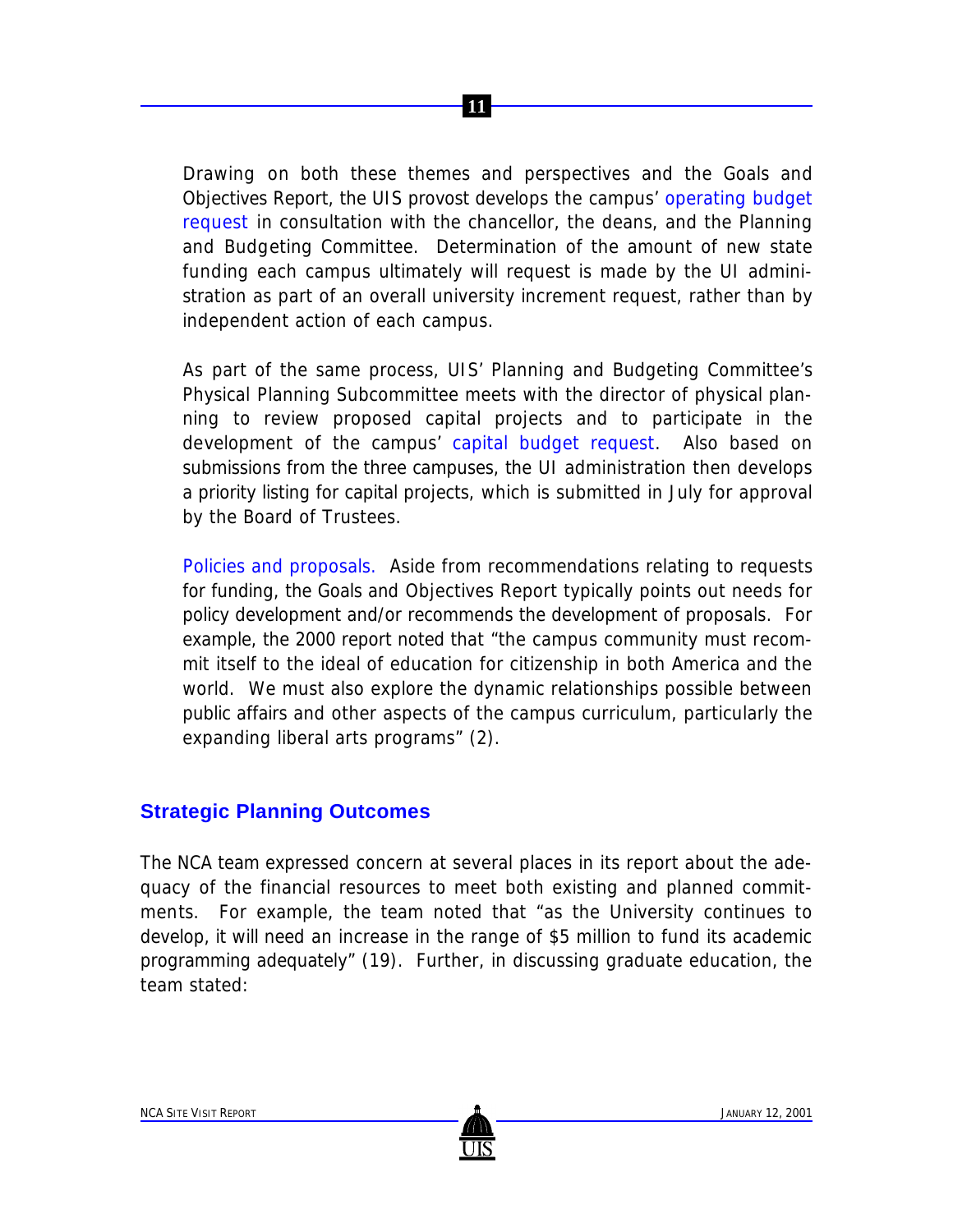Drawing on both these themes and perspectives and the Goals and Objectives Report, the UIS provost develops the campus' operating budget request in consultation with the chancellor, the deans, and the Planning and Budgeting Committee. Determination of the amount of new state funding each campus ultimately will request is made by the UI administration as part of an overall university increment request, rather than by independent action of each campus.

As part of the same process, UIS' Planning and Budgeting Committee's Physical Planning Subcommittee meets with the director of physical planning to review proposed capital projects and to participate in the development of the campus' capital budget request. Also based on submissions from the three campuses, the UI administration then develops a priority listing for capital projects, which is submitted in July for approval by the Board of Trustees.

Policies and proposals. Aside from recommendations relating to requests for funding, the Goals and Objectives Report typically points out needs for policy development and/or recommends the development of proposals. For example, the 2000 report noted that "the campus community must recommit itself to the ideal of education for citizenship in both America and the world. We must also explore the dynamic relationships possible between public affairs and other aspects of the campus curriculum, particularly the expanding liberal arts programs" (2).

## Strategic Planning Outcomes

The NCA team expressed concern at several places in its report about the adequacy of the financial resources to meet both existing and planned commitments. For example, the team noted that "as the University continues to develop, it will need an increase in the range of $5 million to fund its academic programming adequately" (19). Further, in discussing graduate education, the team stated: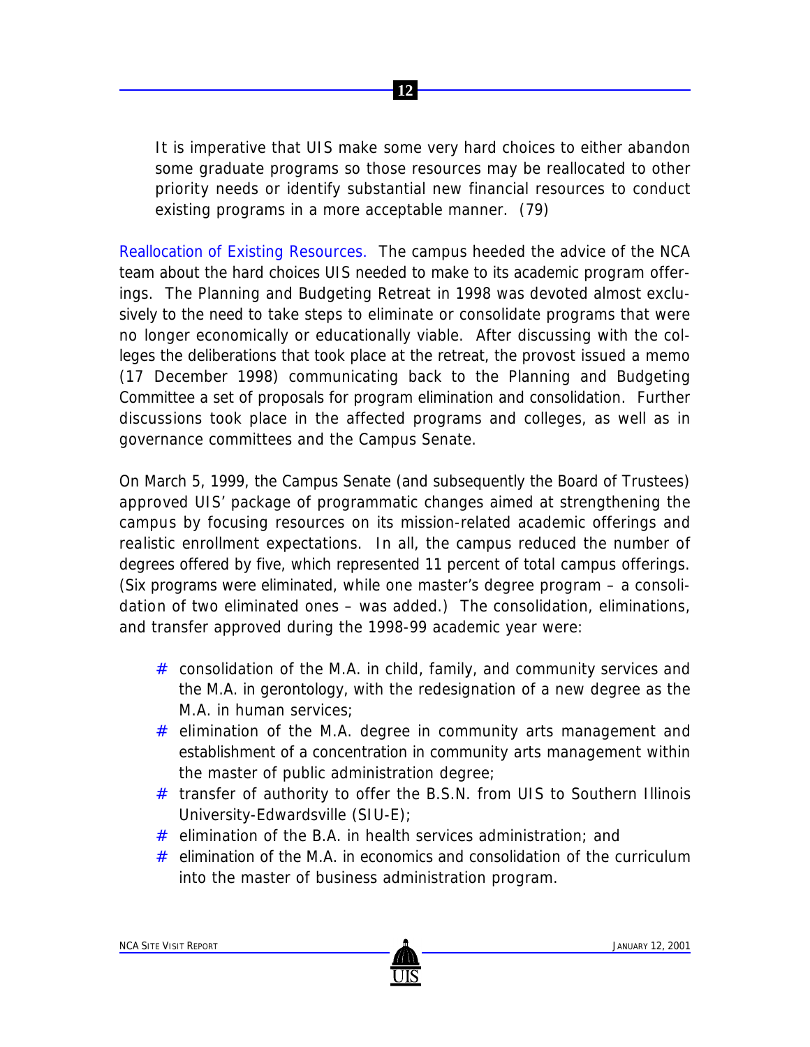> It is imperative that UIS make some very hard choices to either abandon some graduate programs so those resources may be reallocated to other priority needs or identify substantial new financial resources to conduct existing programs in a more acceptable manner. (79)

Reallocation of Existing Resources. The campus heeded the advice of the NCA team about the hard choices UIS needed to make to its academic program offerings. The Planning and Budgeting Retreat in 1998 was devoted almost exclusively to the need to take steps to eliminate or consolidate programs that were no longer economically or educationally viable. After discussing with the colleges the deliberations that took place at the retreat, the provost issued a memo (17 December 1998) communicating back to the Planning and Budgeting Committee a set of proposals for program elimination and consolidation. Further discussions took place in the affected programs and colleges, as well as in governance committees and the Campus Senate.

On March 5, 1999, the Campus Senate (and subsequently the Board of Trustees) approved UIS' package of programmatic changes aimed at strengthening the campus by focusing resources on its mission-related academic offerings and realistic enrollment expectations. In all, the campus reduced the number of degrees offered by five, which represented 11 percent of total campus offerings. (Six programs were eliminated, while one master's degree program – a consolidation of two eliminated ones – was added.) The consolidation, eliminations, and transfer approved during the 1998-99 academic year were:

- consolidation of the M.A. in child, family, and community services and the M.A. in gerontology, with the redesignation of a new degree as the M.A. in human services;
- elimination of the M.A. degree in community arts management and establishment of a concentration in community arts management within the master of public administration degree;
- transfer of authority to offer the B.S.N. from UIS to Southern Illinois University-Edwardsville (SIU-E);
- elimination of the B.A. in health services administration; and
- elimination of the M.A. in economics and consolidation of the curriculum into the master of business administration program.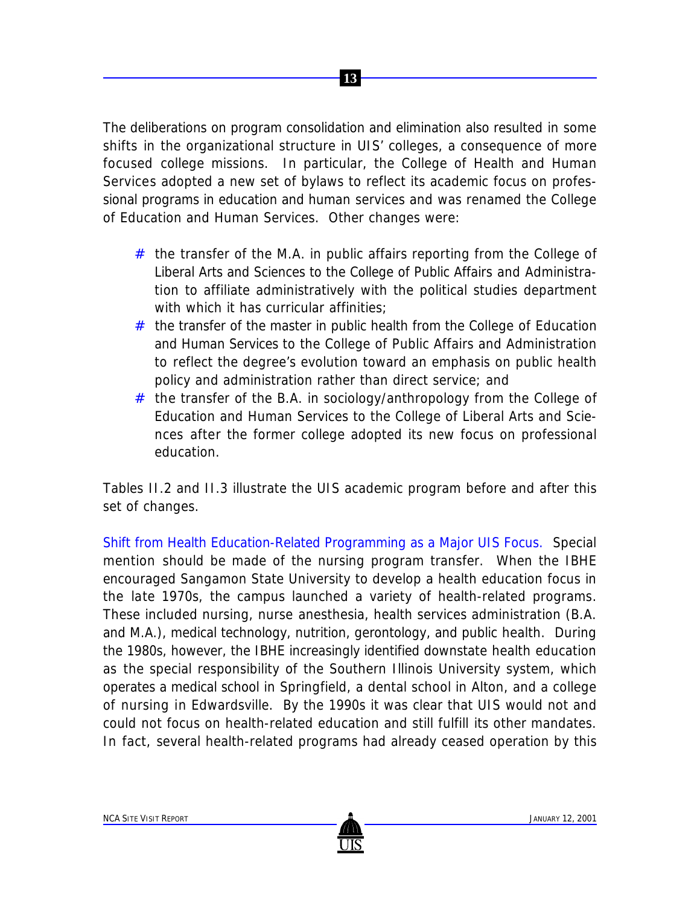The deliberations on program consolidation and elimination also resulted in some shifts in the organizational structure in UIS' colleges, a consequence of more focused college missions. In particular, the College of Health and Human Services adopted a new set of bylaws to reflect its academic focus on professional programs in education and human services and was renamed the College of Education and Human Services. Other changes were:

- the transfer of the M.A. in public affairs reporting from the College of Liberal Arts and Sciences to the College of Public Affairs and Administration to affiliate administratively with the political studies department with which it has curricular affinities;
- the transfer of the master in public health from the College of Education and Human Services to the College of Public Affairs and Administration to reflect the degree's evolution toward an emphasis on public health policy and administration rather than direct service; and
- the transfer of the B.A. in sociology/anthropology from the College of Education and Human Services to the College of Liberal Arts and Sciences after the former college adopted its new focus on professional education.

Tables II.2 and II.3 illustrate the UIS academic program before and after this set of changes.

Shift from Health Education-Related Programming as a Major UIS Focus. Special mention should be made of the nursing program transfer. When the IBHE encouraged Sangamon State University to develop a health education focus in the late 1970s, the campus launched a variety of health-related programs. These included nursing, nurse anesthesia, health services administration (B.A. and M.A.), medical technology, nutrition, gerontology, and public health. During the 1980s, however, the IBHE increasingly identified downstate health education as the special responsibility of the Southern Illinois University system, which operates a medical school in Springfield, a dental school in Alton, and a college of nursing in Edwardsville. By the 1990s it was clear that UIS would not and could not focus on health-related education and still fulfill its other mandates. In fact, several health-related programs had already ceased operation by this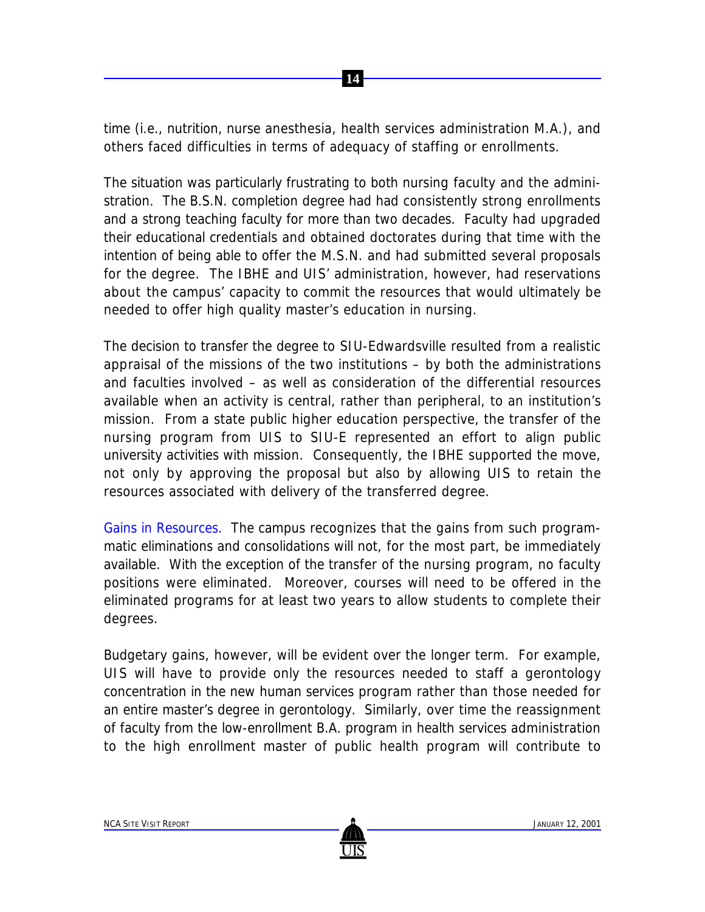time (i.e., nutrition, nurse anesthesia, health services administration M.A.), and others faced difficulties in terms of adequacy of staffing or enrollments.

The situation was particularly frustrating to both nursing faculty and the administration. The B.S.N. completion degree had had consistently strong enrollments and a strong teaching faculty for more than two decades. Faculty had upgraded their educational credentials and obtained doctorates during that time with the intention of being able to offer the M.S.N. and had submitted several proposals for the degree. The IBHE and UIS' administration, however, had reservations about the campus' capacity to commit the resources that would ultimately be needed to offer high quality master's education in nursing.

The decision to transfer the degree to SIU-Edwardsville resulted from a realistic appraisal of the missions of the two institutions – by both the administrations and faculties involved – as well as consideration of the differential resources available when an activity is central, rather than peripheral, to an institution's mission. From a state public higher education perspective, the transfer of the nursing program from UIS to SIU-E represented an effort to align public university activities with mission. Consequently, the IBHE supported the move, not only by approving the proposal but also by allowing UIS to retain the resources associated with delivery of the transferred degree.

Gains in Resources. The campus recognizes that the gains from such programmatic eliminations and consolidations will not, for the most part, be immediately available. With the exception of the transfer of the nursing program, no faculty positions were eliminated. Moreover, courses will need to be offered in the eliminated programs for at least two years to allow students to complete their degrees.

Budgetary gains, however, will be evident over the longer term. For example, UIS will have to provide only the resources needed to staff a gerontology concentration in the new human services program rather than those needed for an entire master's degree in gerontology. Similarly, over time the reassignment of faculty from the low-enrollment B.A. program in health services administration to the high enrollment master of public health program will contribute to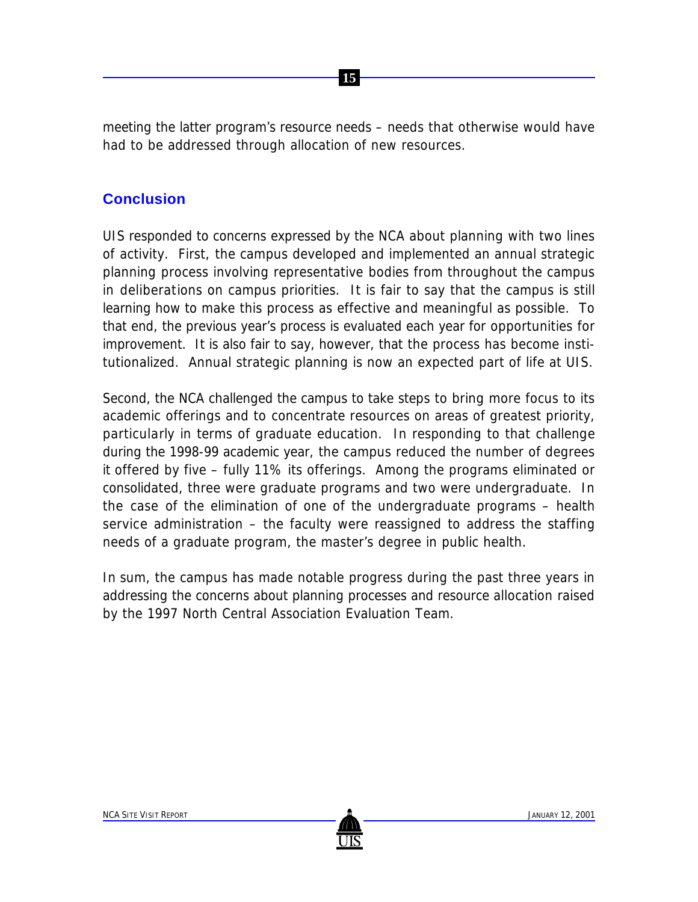meeting the latter program's resource needs – needs that otherwise would have had to be addressed through allocation of new resources.

## Conclusion

UIS responded to concerns expressed by the NCA about planning with two lines of activity. First, the campus developed and implemented an annual strategic planning process involving representative bodies from throughout the campus in deliberations on campus priorities. It is fair to say that the campus is still learning how to make this process as effective and meaningful as possible. To that end, the previous year's process is evaluated each year for opportunities for improvement. It is also fair to say, however, that the process has become institutionalized. Annual strategic planning is now an expected part of life at UIS.

Second, the NCA challenged the campus to take steps to bring more focus to its academic offerings and to concentrate resources on areas of greatest priority, particularly in terms of graduate education. In responding to that challenge during the 1998-99 academic year, the campus reduced the number of degrees it offered by five – fully 11% its offerings. Among the programs eliminated or consolidated, three were graduate programs and two were undergraduate. In the case of the elimination of one of the undergraduate programs – health service administration – the faculty were reassigned to address the staffing needs of a graduate program, the master's degree in public health.

In sum, the campus has made notable progress during the past three years in addressing the concerns about planning processes and resource allocation raised by the 1997 North Central Association Evaluation Team.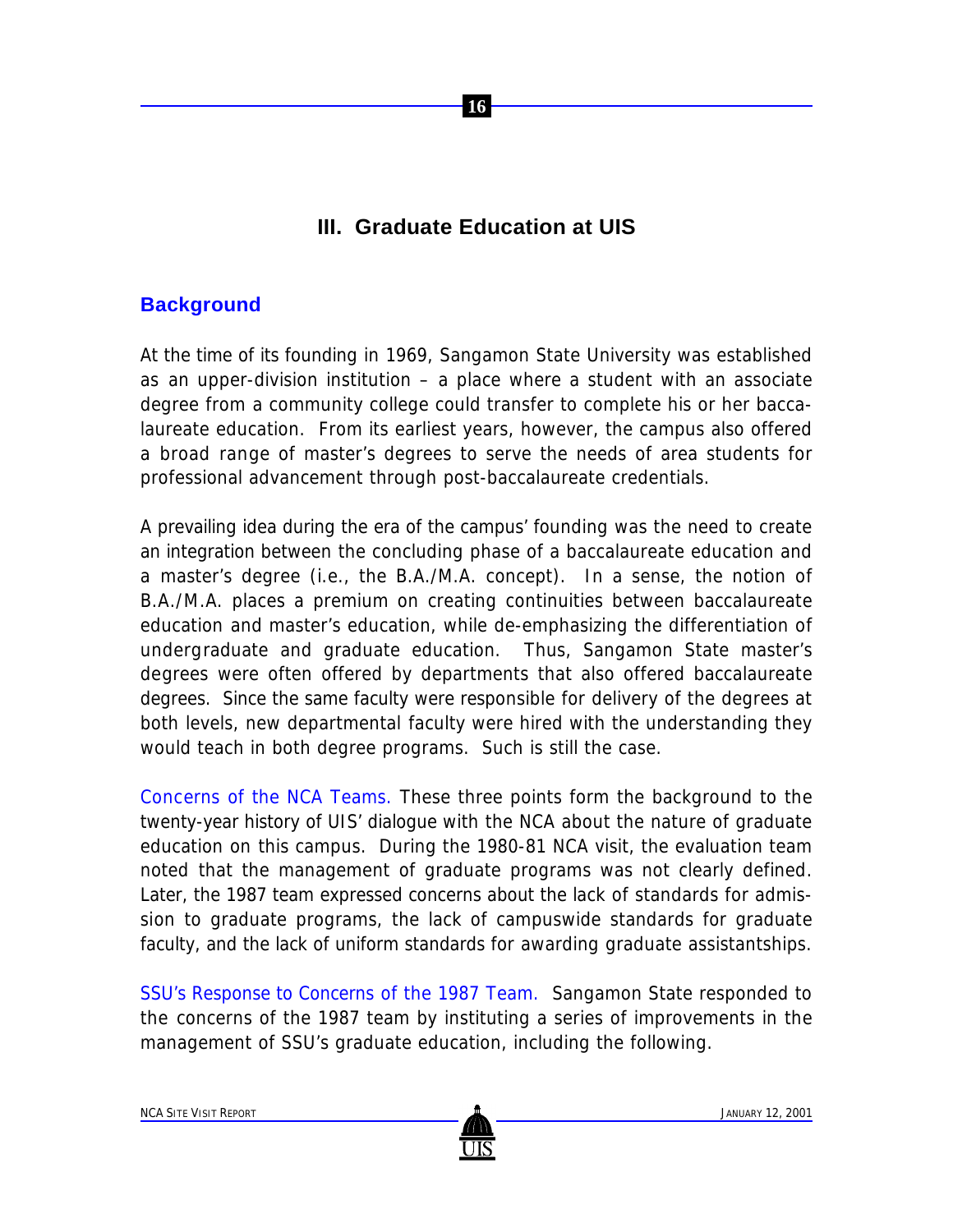# III. Graduate Education at UIS

## Background

At the time of its founding in 1969, Sangamon State University was established as an upper-division institution – a place where a student with an associate degree from a community college could transfer to complete his or her baccalaureate education. From its earliest years, however, the campus also offered a broad range of master's degrees to serve the needs of area students for professional advancement through post-baccalaureate credentials.

A prevailing idea during the era of the campus' founding was the need to create an integration between the concluding phase of a baccalaureate education and a master's degree (i.e., the B.A./M.A. concept). In a sense, the notion of B.A./M.A. places a premium on creating continuities between baccalaureate education and master's education, while de-emphasizing the differentiation of undergraduate and graduate education. Thus, Sangamon State master's degrees were often offered by departments that also offered baccalaureate degrees. Since the same faculty were responsible for delivery of the degrees at both levels, new departmental faculty were hired with the understanding they would teach in both degree programs. Such is still the case.

Concerns of the NCA Teams. These three points form the background to the twenty-year history of UIS' dialogue with the NCA about the nature of graduate education on this campus. During the 1980-81 NCA visit, the evaluation team noted that the management of graduate programs was not clearly defined. Later, the 1987 team expressed concerns about the lack of standards for admission to graduate programs, the lack of campuswide standards for graduate faculty, and the lack of uniform standards for awarding graduate assistantships.

SSU's Response to Concerns of the 1987 Team. Sangamon State responded to the concerns of the 1987 team by instituting a series of improvements in the management of SSU's graduate education, including the following.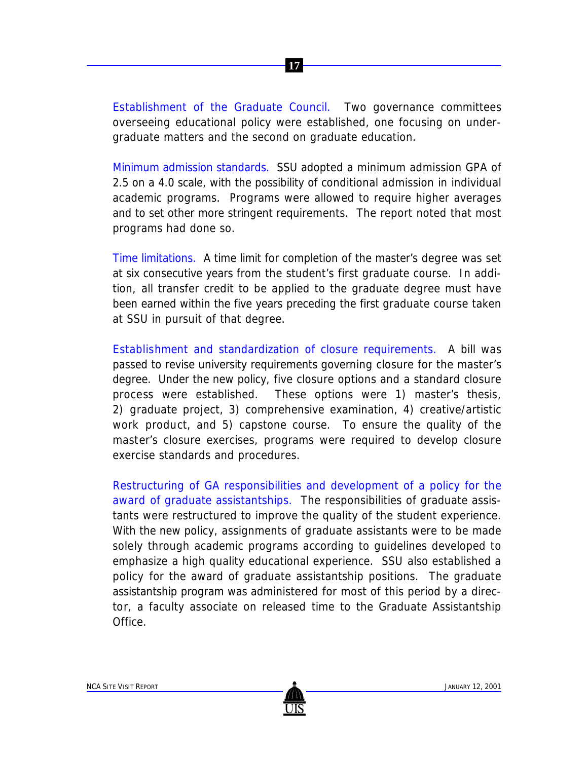**Establishment of the Graduate Council.** Two governance committees overseeing educational policy were established, one focusing on undergraduate matters and the second on graduate education.

**Minimum admission standards.** SSU adopted a minimum admission GPA of 2.5 on a 4.0 scale, with the possibility of conditional admission in individual academic programs. Programs were allowed to require higher averages and to set other more stringent requirements. The report noted that most programs had done so.

**Time limitations.** A time limit for completion of the master's degree was set at six consecutive years from the student's first graduate course. In addition, all transfer credit to be applied to the graduate degree must have been earned within the five years preceding the first graduate course taken at SSU in pursuit of that degree.

**Establishment and standardization of closure requirements.** A bill was passed to revise university requirements governing closure for the master's degree. Under the new policy, five closure options and a standard closure process were established. These options were 1) master's thesis, 2) graduate project, 3) comprehensive examination, 4) creative/artistic work product, and 5) capstone course. To ensure the quality of the master's closure exercises, programs were required to develop closure exercise standards and procedures.

**Restructuring of GA responsibilities and development of a policy for the award of graduate assistantships.** The responsibilities of graduate assistants were restructured to improve the quality of the student experience. With the new policy, assignments of graduate assistants were to be made solely through academic programs according to guidelines developed to emphasize a high quality educational experience. SSU also established a policy for the award of graduate assistantship positions. The graduate assistantship program was administered for most of this period by a director, a faculty associate on released time to the Graduate Assistantship Office.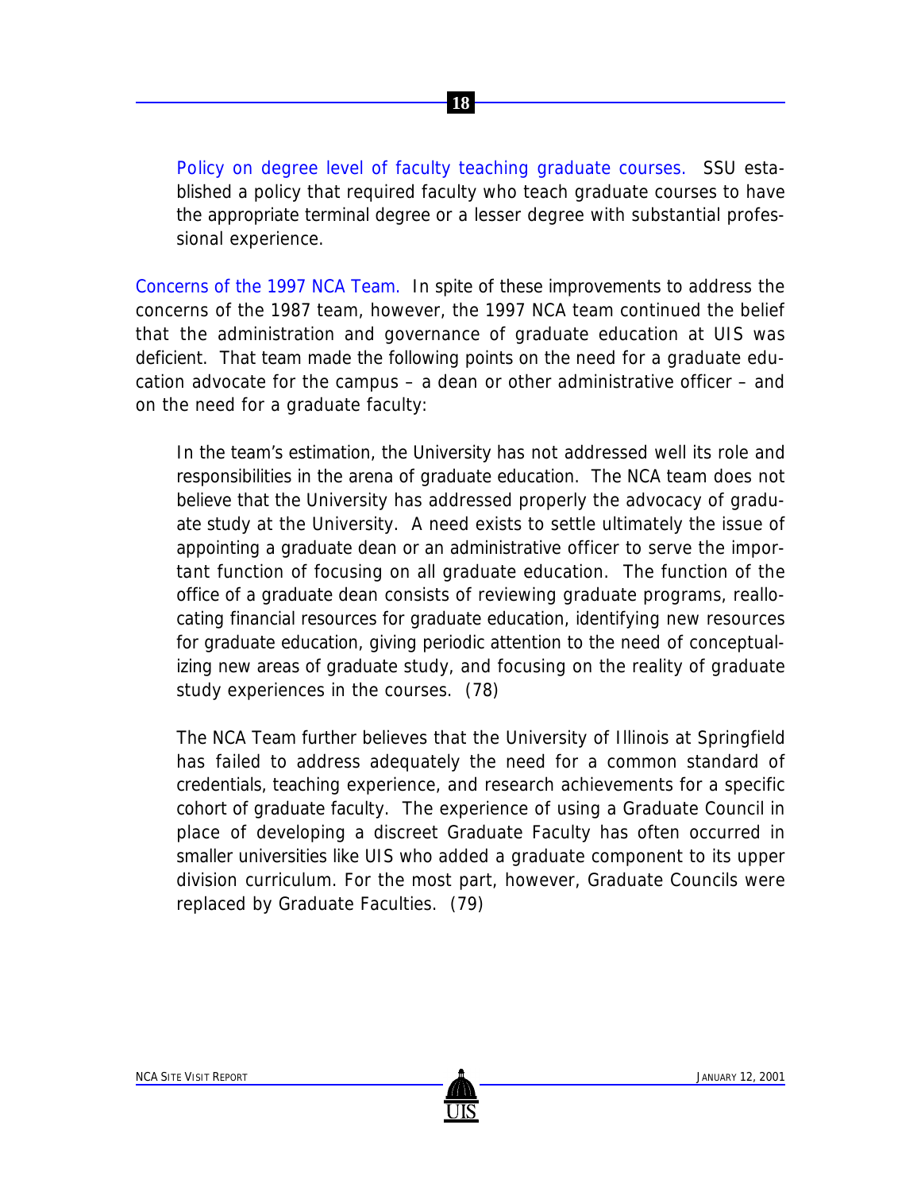*Policy on degree level of faculty teaching graduate courses.* SSU established a policy that required faculty who teach graduate courses to have the appropriate terminal degree or a lesser degree with substantial professional experience.

*Concerns of the 1997 NCA Team.* In spite of these improvements to address the concerns of the 1987 team, however, the 1997 NCA team continued the belief that the administration and governance of graduate education at UIS was deficient. That team made the following points on the need for a graduate education advocate for the campus – a dean or other administrative officer – and on the need for a graduate faculty:

> In the team's estimation, the University has not addressed well its role and responsibilities in the arena of graduate education. The NCA team does not believe that the University has addressed properly the advocacy of graduate study at the University. A need exists to settle ultimately the issue of appointing a graduate dean or an administrative officer to serve the important function of focusing on all graduate education. The function of the office of a graduate dean consists of reviewing graduate programs, reallocating financial resources for graduate education, identifying new resources for graduate education, giving periodic attention to the need of conceptualizing new areas of graduate study, and focusing on the reality of graduate study experiences in the courses. (78)
>
> The NCA Team further believes that the University of Illinois at Springfield has failed to address adequately the need for a common standard of credentials, teaching experience, and research achievements for a specific cohort of graduate faculty. The experience of using a Graduate Council in place of developing a discreet Graduate Faculty has often occurred in smaller universities like UIS who added a graduate component to its upper division curriculum. For the most part, however, Graduate Councils were replaced by Graduate Faculties. (79)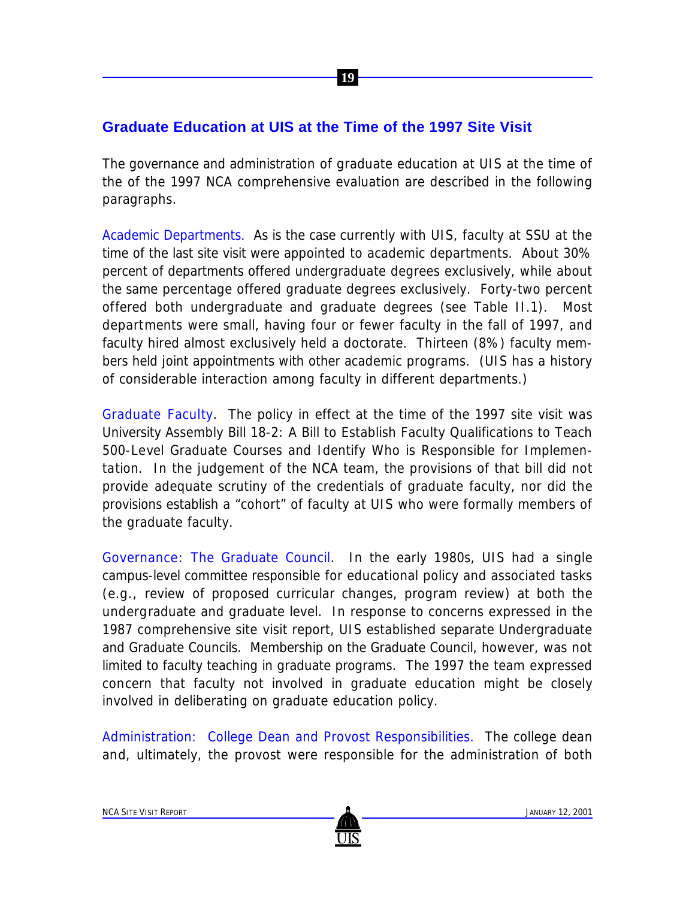## Graduate Education at UIS at the Time of the 1997 Site Visit

The governance and administration of graduate education at UIS at the time of the of the 1997 NCA comprehensive evaluation are described in the following paragraphs.

Academic Departments. As is the case currently with UIS, faculty at SSU at the time of the last site visit were appointed to academic departments. About 30% percent of departments offered undergraduate degrees exclusively, while about the same percentage offered graduate degrees exclusively. Forty-two percent offered both undergraduate and graduate degrees (see Table II.1). Most departments were small, having four or fewer faculty in the fall of 1997, and faculty hired almost exclusively held a doctorate. Thirteen (8%) faculty members held joint appointments with other academic programs. (UIS has a history of considerable interaction among faculty in different departments.)

Graduate Faculty. The policy in effect at the time of the 1997 site visit was University Assembly Bill 18-2: A Bill to Establish Faculty Qualifications to Teach 500-Level Graduate Courses and Identify Who is Responsible for Implementation. In the judgement of the NCA team, the provisions of that bill did not provide adequate scrutiny of the credentials of graduate faculty, nor did the provisions establish a "cohort" of faculty at UIS who were formally members of the graduate faculty.

Governance: The Graduate Council. In the early 1980s, UIS had a single campus-level committee responsible for educational policy and associated tasks (e.g., review of proposed curricular changes, program review) at both the undergraduate and graduate level. In response to concerns expressed in the 1987 comprehensive site visit report, UIS established separate Undergraduate and Graduate Councils. Membership on the Graduate Council, however, was not limited to faculty teaching in graduate programs. The 1997 the team expressed concern that faculty not involved in graduate education might be closely involved in deliberating on graduate education policy.

Administration: College Dean and Provost Responsibilities. The college dean and, ultimately, the provost were responsible for the administration of both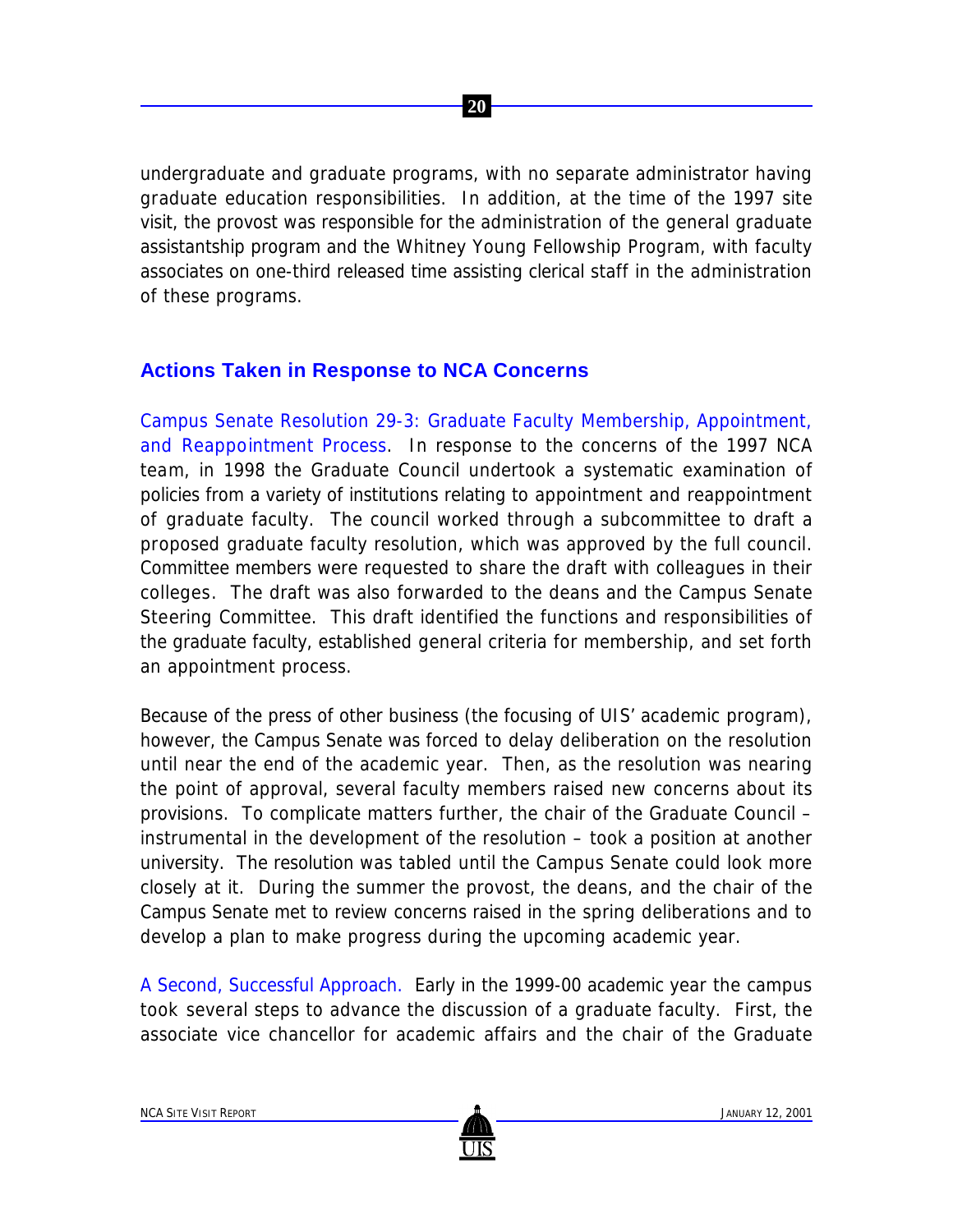undergraduate and graduate programs, with no separate administrator having graduate education responsibilities. In addition, at the time of the 1997 site visit, the provost was responsible for the administration of the general graduate assistantship program and the Whitney Young Fellowship Program, with faculty associates on one-third released time assisting clerical staff in the administration of these programs.

## Actions Taken in Response to NCA Concerns

Campus Senate Resolution 29-3: Graduate Faculty Membership, Appointment, and Reappointment Process. In response to the concerns of the 1997 NCA team, in 1998 the Graduate Council undertook a systematic examination of policies from a variety of institutions relating to appointment and reappointment of graduate faculty. The council worked through a subcommittee to draft a proposed graduate faculty resolution, which was approved by the full council. Committee members were requested to share the draft with colleagues in their colleges. The draft was also forwarded to the deans and the Campus Senate Steering Committee. This draft identified the functions and responsibilities of the graduate faculty, established general criteria for membership, and set forth an appointment process.

Because of the press of other business (the focusing of UIS' academic program), however, the Campus Senate was forced to delay deliberation on the resolution until near the end of the academic year. Then, as the resolution was nearing the point of approval, several faculty members raised new concerns about its provisions. To complicate matters further, the chair of the Graduate Council – instrumental in the development of the resolution – took a position at another university. The resolution was tabled until the Campus Senate could look more closely at it. During the summer the provost, the deans, and the chair of the Campus Senate met to review concerns raised in the spring deliberations and to develop a plan to make progress during the upcoming academic year.

A Second, Successful Approach. Early in the 1999-00 academic year the campus took several steps to advance the discussion of a graduate faculty. First, the associate vice chancellor for academic affairs and the chair of the Graduate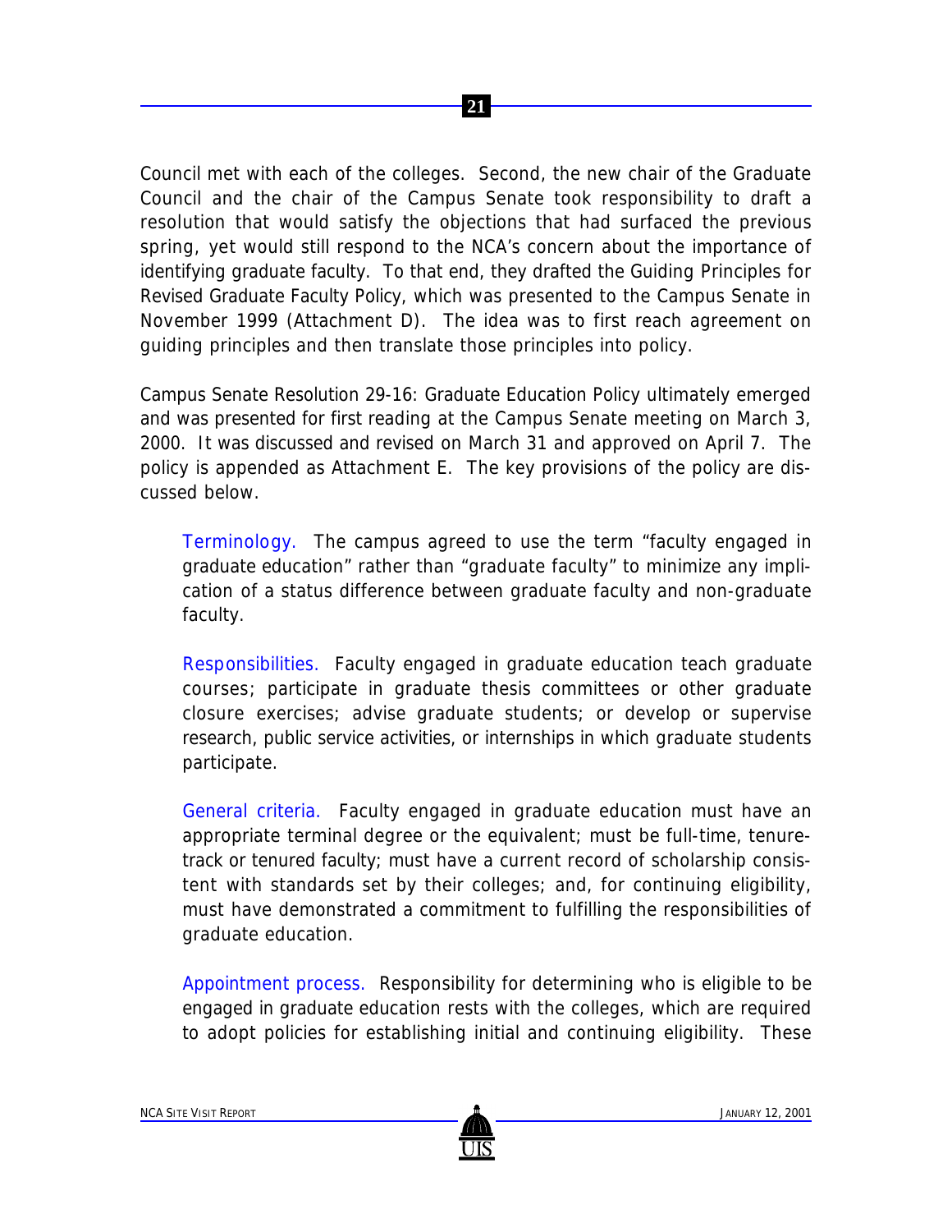Council met with each of the colleges. Second, the new chair of the Graduate Council and the chair of the Campus Senate took responsibility to draft a resolution that would satisfy the objections that had surfaced the previous spring, yet would still respond to the NCA's concern about the importance of identifying graduate faculty. To that end, they drafted the Guiding Principles for Revised Graduate Faculty Policy, which was presented to the Campus Senate in November 1999 (Attachment D). The idea was to first reach agreement on guiding principles and then translate those principles into policy.

Campus Senate Resolution 29-16: Graduate Education Policy ultimately emerged and was presented for first reading at the Campus Senate meeting on March 3, 2000. It was discussed and revised on March 31 and approved on April 7. The policy is appended as Attachment E. The key provisions of the policy are discussed below.

> Terminology. The campus agreed to use the term "faculty engaged in graduate education" rather than "graduate faculty" to minimize any implication of a status difference between graduate faculty and non-graduate faculty.
>
> Responsibilities. Faculty engaged in graduate education teach graduate courses; participate in graduate thesis committees or other graduate closure exercises; advise graduate students; or develop or supervise research, public service activities, or internships in which graduate students participate.
>
> General criteria. Faculty engaged in graduate education must have an appropriate terminal degree or the equivalent; must be full-time, tenure-track or tenured faculty; must have a current record of scholarship consistent with standards set by their colleges; and, for continuing eligibility, must have demonstrated a commitment to fulfilling the responsibilities of graduate education.
>
> Appointment process. Responsibility for determining who is eligible to be engaged in graduate education rests with the colleges, which are required to adopt policies for establishing initial and continuing eligibility. These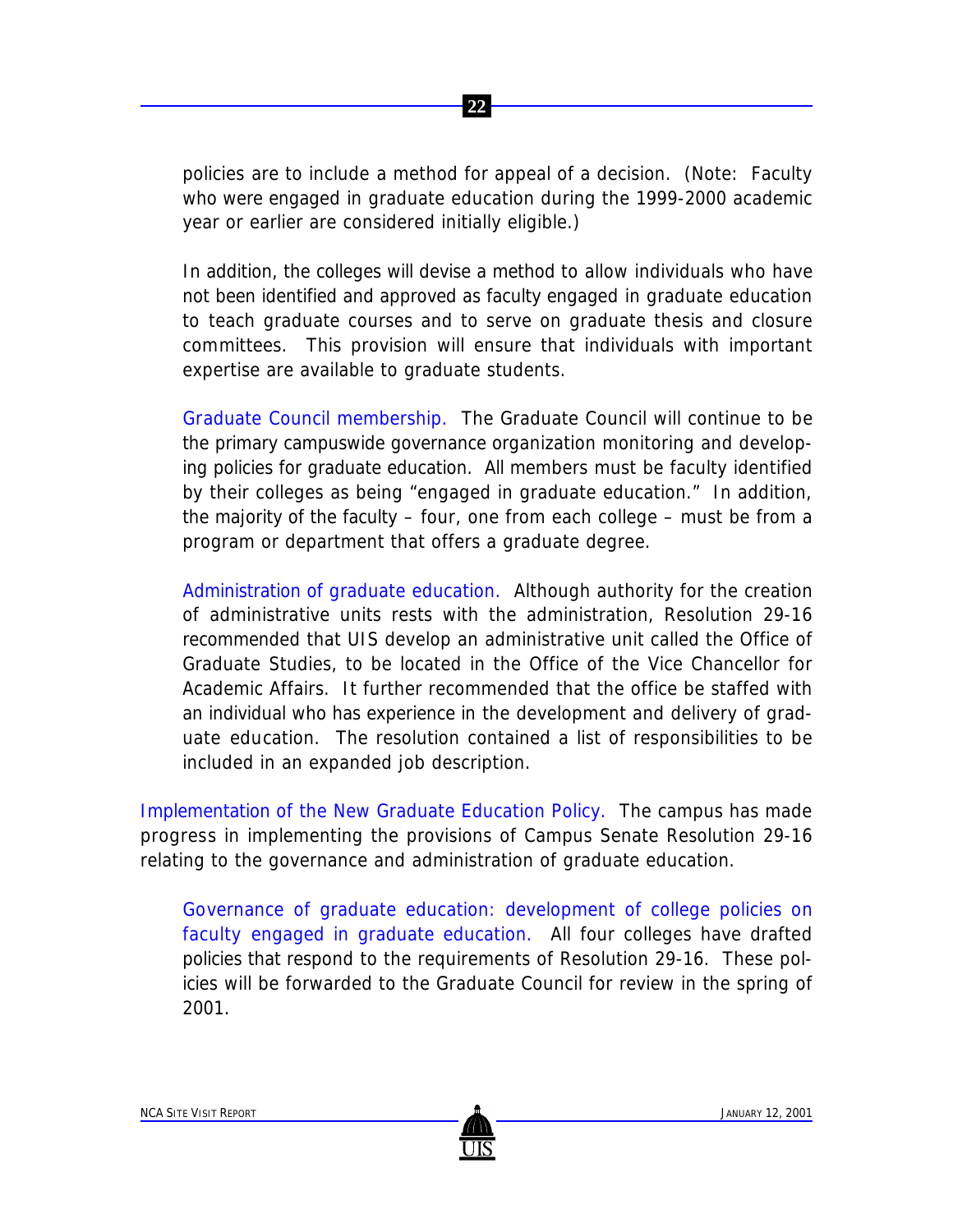policies are to include a method for appeal of a decision. (Note: Faculty who were engaged in graduate education during the 1999-2000 academic year or earlier are considered initially eligible.)

In addition, the colleges will devise a method to allow individuals who have not been identified and approved as faculty engaged in graduate education to teach graduate courses and to serve on graduate thesis and closure committees. This provision will ensure that individuals with important expertise are available to graduate students.

Graduate Council membership. The Graduate Council will continue to be the primary campuswide governance organization monitoring and developing policies for graduate education. All members must be faculty identified by their colleges as being "engaged in graduate education." In addition, the majority of the faculty – four, one from each college – must be from a program or department that offers a graduate degree.

Administration of graduate education. Although authority for the creation of administrative units rests with the administration, Resolution 29-16 recommended that UIS develop an administrative unit called the Office of Graduate Studies, to be located in the Office of the Vice Chancellor for Academic Affairs. It further recommended that the office be staffed with an individual who has experience in the development and delivery of graduate education. The resolution contained a list of responsibilities to be included in an expanded job description.

Implementation of the New Graduate Education Policy. The campus has made progress in implementing the provisions of Campus Senate Resolution 29-16 relating to the governance and administration of graduate education.

Governance of graduate education: development of college policies on faculty engaged in graduate education. All four colleges have drafted policies that respond to the requirements of Resolution 29-16. These policies will be forwarded to the Graduate Council for review in the spring of 2001.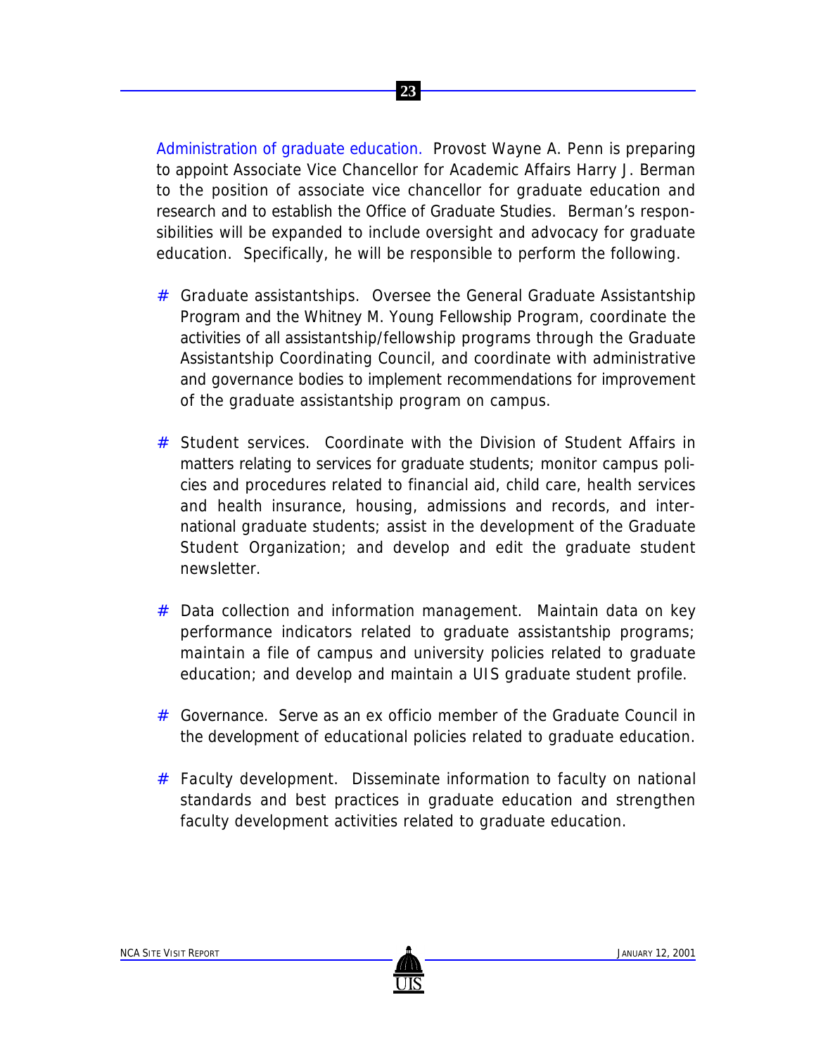Administration of graduate education. Provost Wayne A. Penn is preparing to appoint Associate Vice Chancellor for Academic Affairs Harry J. Berman to the position of associate vice chancellor for graduate education and research and to establish the Office of Graduate Studies. Berman's responsibilities will be expanded to include oversight and advocacy for graduate education. Specifically, he will be responsible to perform the following.

- Graduate assistantships. Oversee the General Graduate Assistantship Program and the Whitney M. Young Fellowship Program, coordinate the activities of all assistantship/fellowship programs through the Graduate Assistantship Coordinating Council, and coordinate with administrative and governance bodies to implement recommendations for improvement of the graduate assistantship program on campus.

- Student services. Coordinate with the Division of Student Affairs in matters relating to services for graduate students; monitor campus policies and procedures related to financial aid, child care, health services and health insurance, housing, admissions and records, and international graduate students; assist in the development of the Graduate Student Organization; and develop and edit the graduate student newsletter.

- Data collection and information management. Maintain data on key performance indicators related to graduate assistantship programs; maintain a file of campus and university policies related to graduate education; and develop and maintain a UIS graduate student profile.

- Governance. Serve as an ex officio member of the Graduate Council in the development of educational policies related to graduate education.

- Faculty development. Disseminate information to faculty on national standards and best practices in graduate education and strengthen faculty development activities related to graduate education.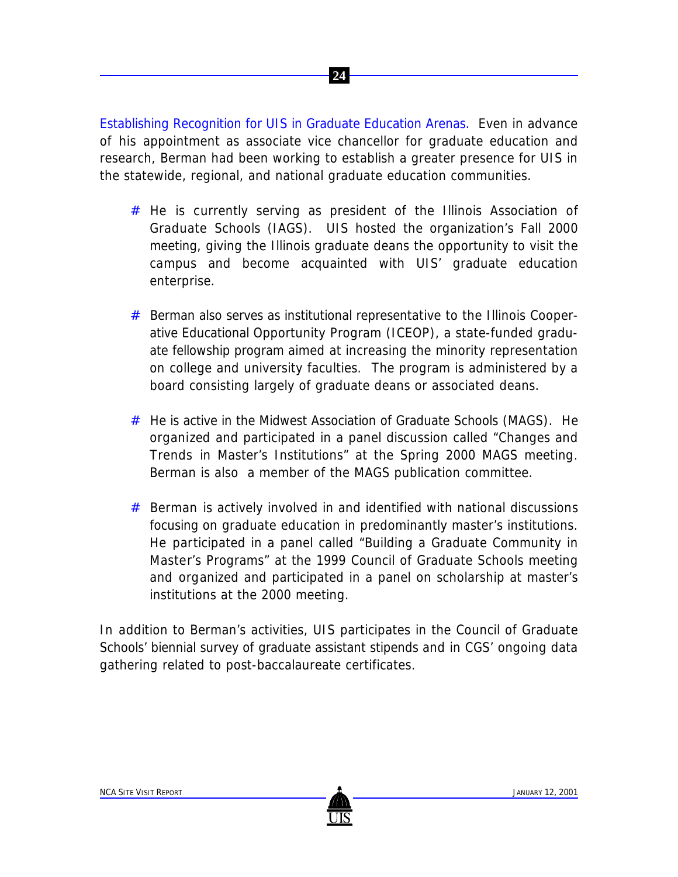Establishing Recognition for UIS in Graduate Education Arenas. Even in advance of his appointment as associate vice chancellor for graduate education and research, Berman had been working to establish a greater presence for UIS in the statewide, regional, and national graduate education communities.

- He is currently serving as president of the Illinois Association of Graduate Schools (IAGS). UIS hosted the organization's Fall 2000 meeting, giving the Illinois graduate deans the opportunity to visit the campus and become acquainted with UIS' graduate education enterprise.

- Berman also serves as institutional representative to the Illinois Cooperative Educational Opportunity Program (ICEOP), a state-funded graduate fellowship program aimed at increasing the minority representation on college and university faculties. The program is administered by a board consisting largely of graduate deans or associated deans.

- He is active in the Midwest Association of Graduate Schools (MAGS). He organized and participated in a panel discussion called "Changes and Trends in Master's Institutions" at the Spring 2000 MAGS meeting. Berman is also a member of the MAGS publication committee.

- Berman is actively involved in and identified with national discussions focusing on graduate education in predominantly master's institutions. He participated in a panel called "Building a Graduate Community in Master's Programs" at the 1999 Council of Graduate Schools meeting and organized and participated in a panel on scholarship at master's institutions at the 2000 meeting.

In addition to Berman's activities, UIS participates in the Council of Graduate Schools' biennial survey of graduate assistant stipends and in CGS' ongoing data gathering related to post-baccalaureate certificates.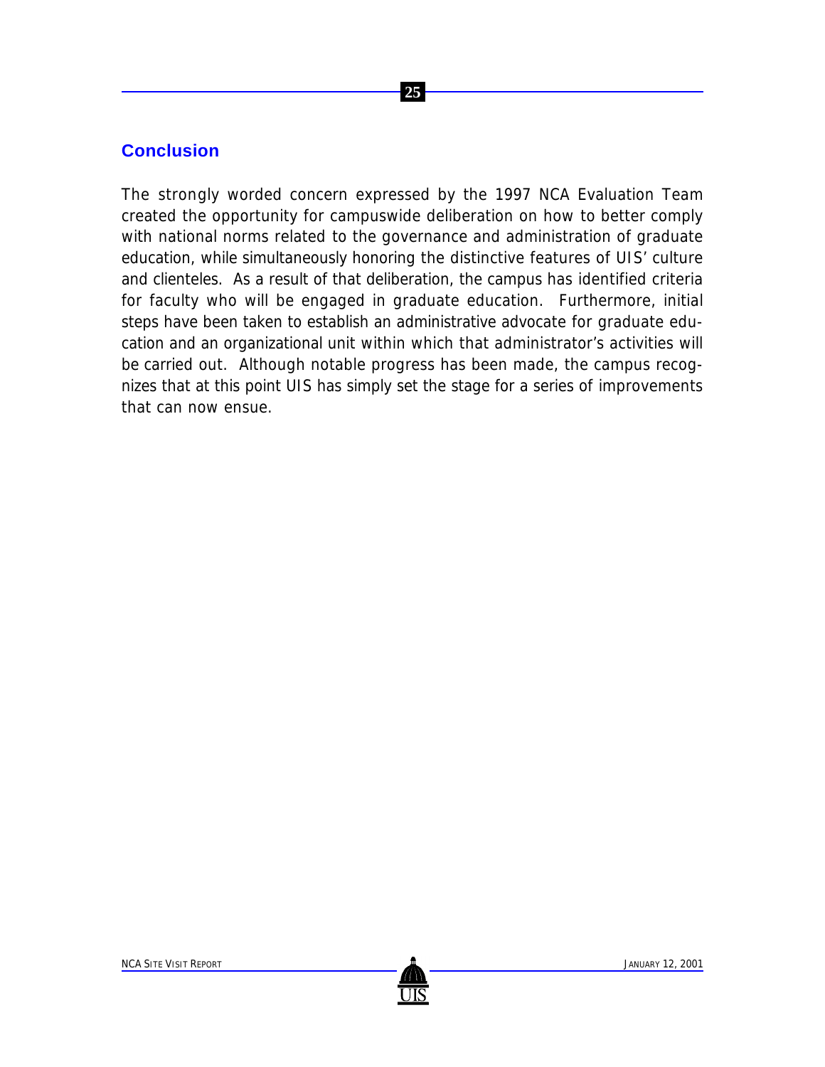## Conclusion

The strongly worded concern expressed by the 1997 NCA Evaluation Team created the opportunity for campuswide deliberation on how to better comply with national norms related to the governance and administration of graduate education, while simultaneously honoring the distinctive features of UIS' culture and clienteles. As a result of that deliberation, the campus has identified criteria for faculty who will be engaged in graduate education. Furthermore, initial steps have been taken to establish an administrative advocate for graduate education and an organizational unit within which that administrator's activities will be carried out. Although notable progress has been made, the campus recognizes that at this point UIS has simply set the stage for a series of improvements that can now ensue.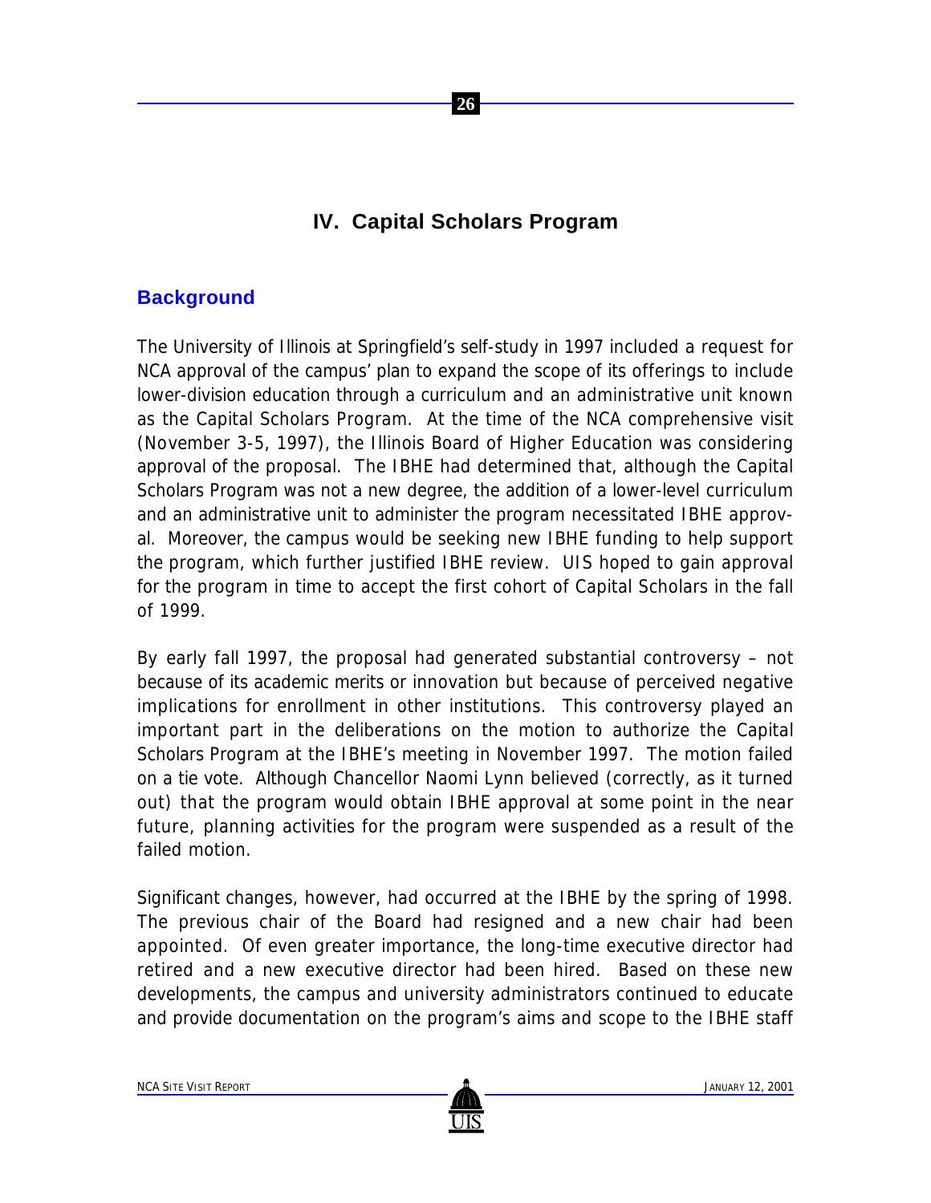# IV. Capital Scholars Program

## Background

The University of Illinois at Springfield's self-study in 1997 included a request for NCA approval of the campus' plan to expand the scope of its offerings to include lower-division education through a curriculum and an administrative unit known as the Capital Scholars Program. At the time of the NCA comprehensive visit (November 3-5, 1997), the Illinois Board of Higher Education was considering approval of the proposal. The IBHE had determined that, although the Capital Scholars Program was not a new degree, the addition of a lower-level curriculum and an administrative unit to administer the program necessitated IBHE approval. Moreover, the campus would be seeking new IBHE funding to help support the program, which further justified IBHE review. UIS hoped to gain approval for the program in time to accept the first cohort of Capital Scholars in the fall of 1999.

By early fall 1997, the proposal had generated substantial controversy – not because of its academic merits or innovation but because of perceived negative implications for enrollment in other institutions. This controversy played an important part in the deliberations on the motion to authorize the Capital Scholars Program at the IBHE's meeting in November 1997. The motion failed on a tie vote. Although Chancellor Naomi Lynn believed (correctly, as it turned out) that the program would obtain IBHE approval at some point in the near future, planning activities for the program were suspended as a result of the failed motion.

Significant changes, however, had occurred at the IBHE by the spring of 1998. The previous chair of the Board had resigned and a new chair had been appointed. Of even greater importance, the long-time executive director had retired and a new executive director had been hired. Based on these new developments, the campus and university administrators continued to educate and provide documentation on the program's aims and scope to the IBHE staff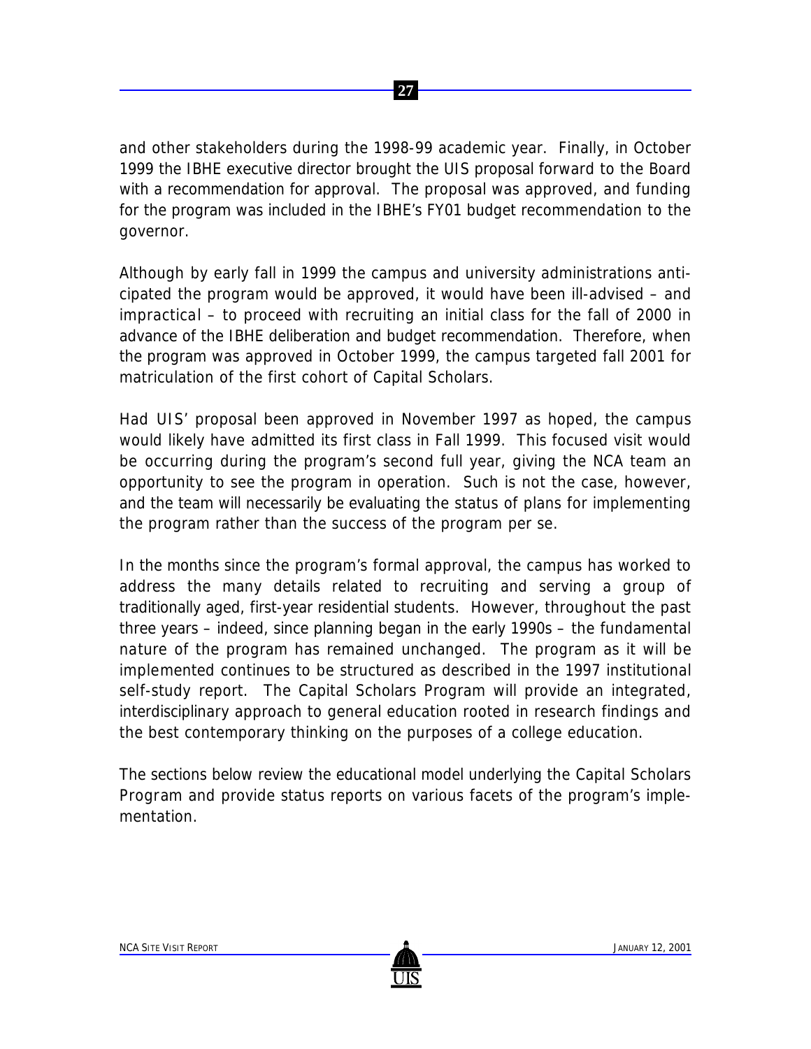and other stakeholders during the 1998-99 academic year. Finally, in October 1999 the IBHE executive director brought the UIS proposal forward to the Board with a recommendation for approval. The proposal was approved, and funding for the program was included in the IBHE's FY01 budget recommendation to the governor.

Although by early fall in 1999 the campus and university administrations anticipated the program would be approved, it would have been ill-advised – and impractical – to proceed with recruiting an initial class for the fall of 2000 in advance of the IBHE deliberation and budget recommendation. Therefore, when the program was approved in October 1999, the campus targeted fall 2001 for matriculation of the first cohort of Capital Scholars.

Had UIS' proposal been approved in November 1997 as hoped, the campus would likely have admitted its first class in Fall 1999. This focused visit would be occurring during the program's second full year, giving the NCA team an opportunity to see the program in operation. Such is not the case, however, and the team will necessarily be evaluating the status of plans for implementing the program rather than the success of the program per se.

In the months since the program's formal approval, the campus has worked to address the many details related to recruiting and serving a group of traditionally aged, first-year residential students. However, throughout the past three years – indeed, since planning began in the early 1990s – the fundamental nature of the program has remained unchanged. The program as it will be implemented continues to be structured as described in the 1997 institutional self-study report. The Capital Scholars Program will provide an integrated, interdisciplinary approach to general education rooted in research findings and the best contemporary thinking on the purposes of a college education.

The sections below review the educational model underlying the Capital Scholars Program and provide status reports on various facets of the program's implementation.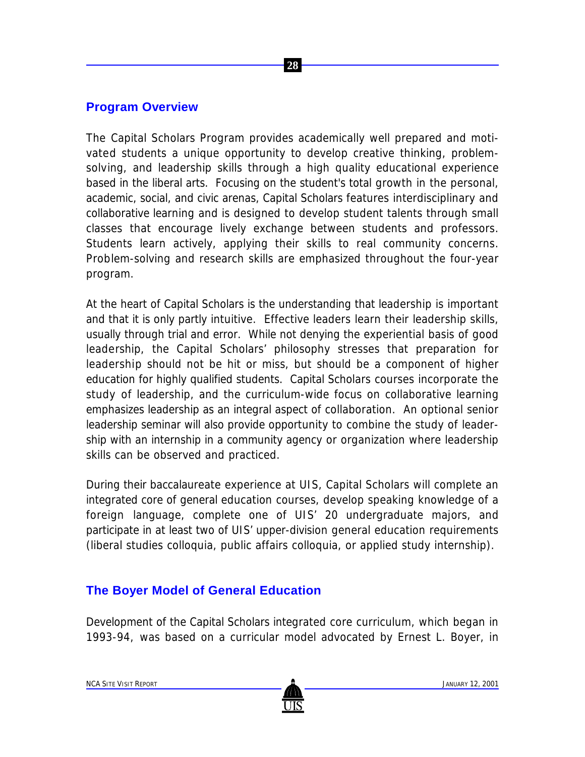## Program Overview

The Capital Scholars Program provides academically well prepared and motivated students a unique opportunity to develop creative thinking, problem-solving, and leadership skills through a high quality educational experience based in the liberal arts. Focusing on the student's total growth in the personal, academic, social, and civic arenas, Capital Scholars features interdisciplinary and collaborative learning and is designed to develop student talents through small classes that encourage lively exchange between students and professors. Students learn actively, applying their skills to real community concerns. Problem-solving and research skills are emphasized throughout the four-year program.

At the heart of Capital Scholars is the understanding that leadership is important and that it is only partly intuitive. Effective leaders learn their leadership skills, usually through trial and error. While not denying the experiential basis of good leadership, the Capital Scholars' philosophy stresses that preparation for leadership should not be hit or miss, but should be a component of higher education for highly qualified students. Capital Scholars courses incorporate the study of leadership, and the curriculum-wide focus on collaborative learning emphasizes leadership as an integral aspect of collaboration. An optional senior leadership seminar will also provide opportunity to combine the study of leadership with an internship in a community agency or organization where leadership skills can be observed and practiced.

During their baccalaureate experience at UIS, Capital Scholars will complete an integrated core of general education courses, develop speaking knowledge of a foreign language, complete one of UIS' 20 undergraduate majors, and participate in at least two of UIS' upper-division general education requirements (liberal studies colloquia, public affairs colloquia, or applied study internship).

## The Boyer Model of General Education

Development of the Capital Scholars integrated core curriculum, which began in 1993-94, was based on a curricular model advocated by Ernest L. Boyer, in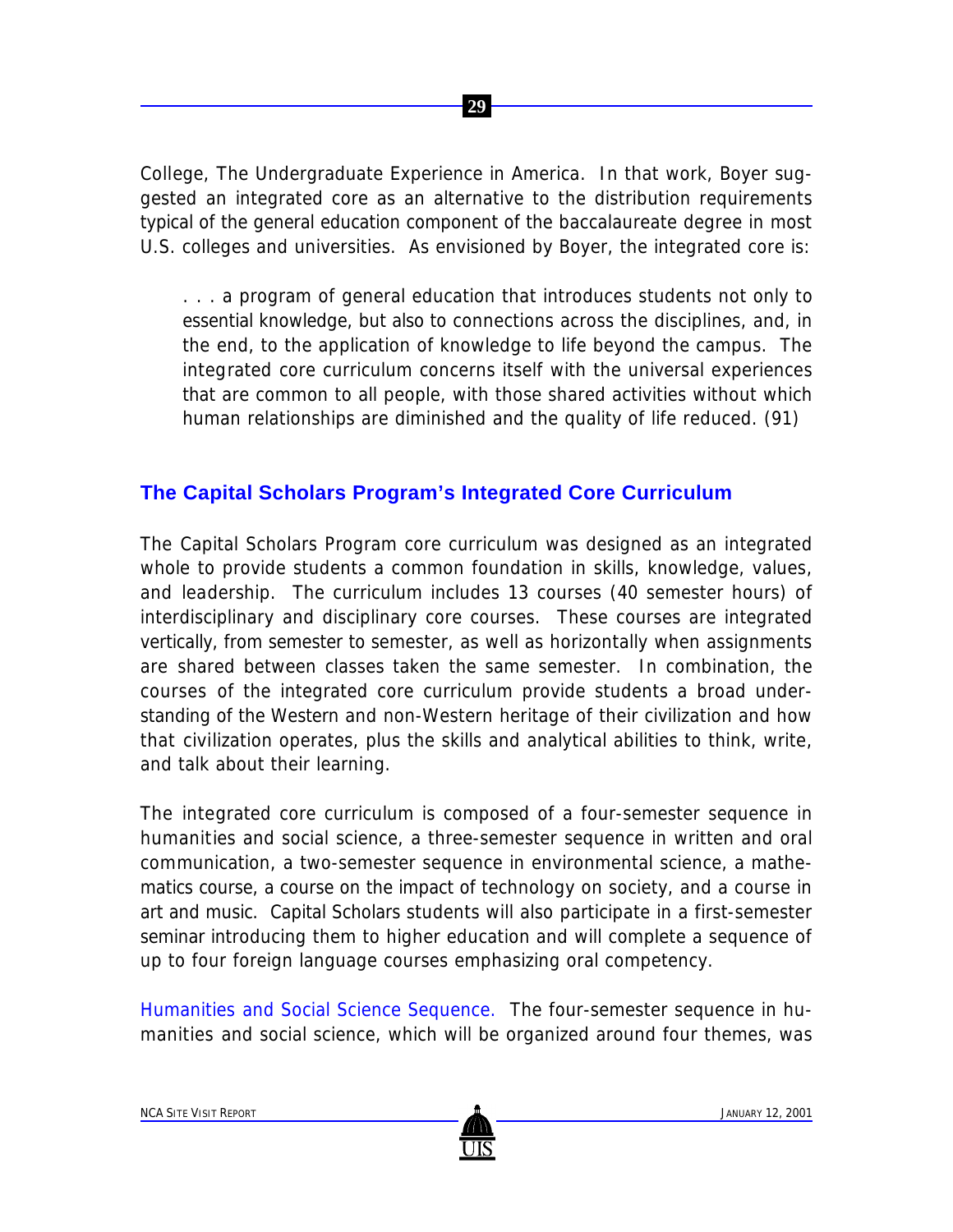College, The Undergraduate Experience in America. In that work, Boyer suggested an integrated core as an alternative to the distribution requirements typical of the general education component of the baccalaureate degree in most U.S. colleges and universities. As envisioned by Boyer, the integrated core is:

> . . . a program of general education that introduces students not only to essential knowledge, but also to connections across the disciplines, and, in the end, to the application of knowledge to life beyond the campus. The integrated core curriculum concerns itself with the universal experiences that are common to all people, with those shared activities without which human relationships are diminished and the quality of life reduced. (91)

## The Capital Scholars Program's Integrated Core Curriculum

The Capital Scholars Program core curriculum was designed as an integrated whole to provide students a common foundation in skills, knowledge, values, and leadership. The curriculum includes 13 courses (40 semester hours) of interdisciplinary and disciplinary core courses. These courses are integrated vertically, from semester to semester, as well as horizontally when assignments are shared between classes taken the same semester. In combination, the courses of the integrated core curriculum provide students a broad understanding of the Western and non-Western heritage of their civilization and how that civilization operates, plus the skills and analytical abilities to think, write, and talk about their learning.

The integrated core curriculum is composed of a four-semester sequence in humanities and social science, a three-semester sequence in written and oral communication, a two-semester sequence in environmental science, a mathematics course, a course on the impact of technology on society, and a course in art and music. Capital Scholars students will also participate in a first-semester seminar introducing them to higher education and will complete a sequence of up to four foreign language courses emphasizing oral competency.

Humanities and Social Science Sequence. The four-semester sequence in humanities and social science, which will be organized around four themes, was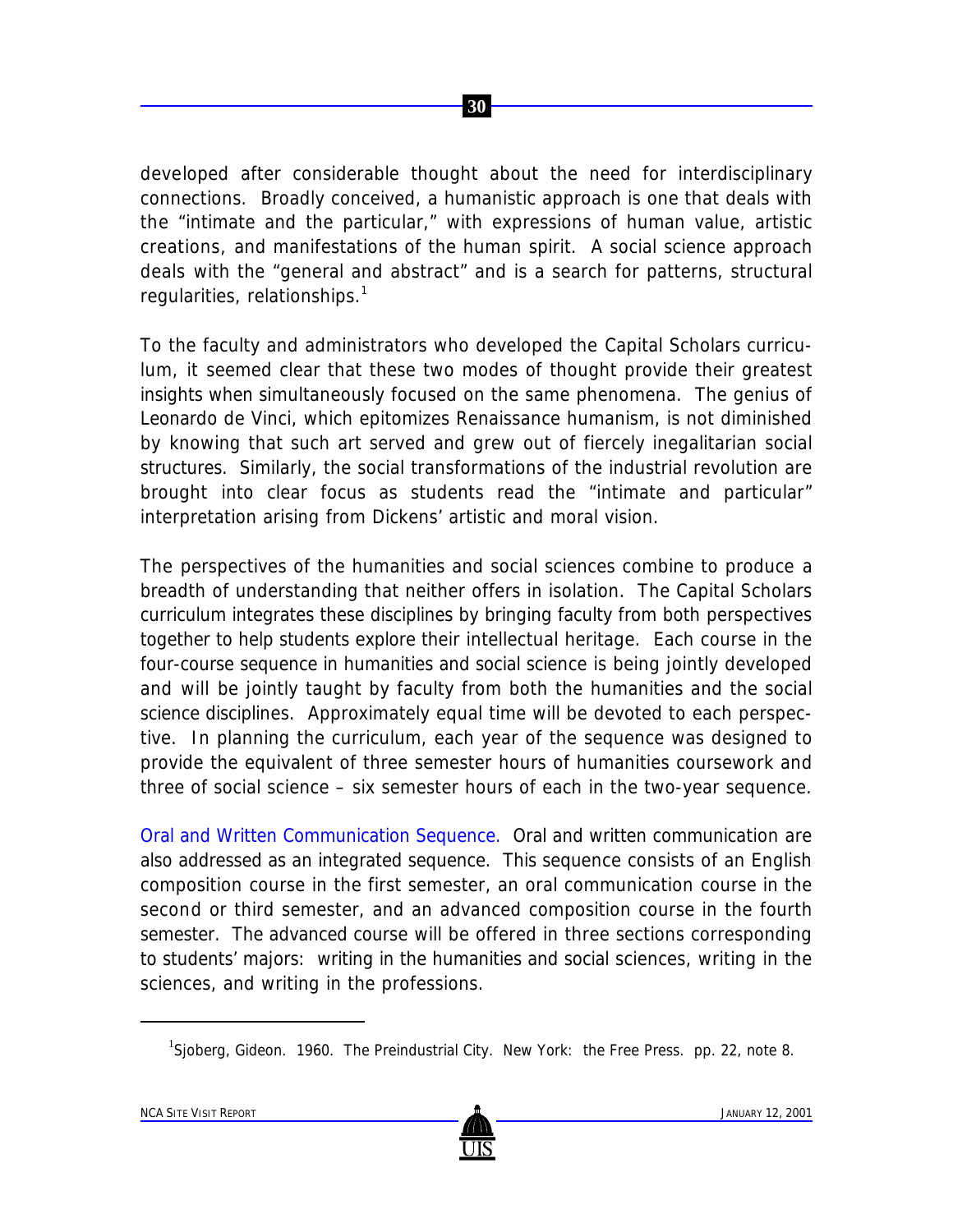developed after considerable thought about the need for interdisciplinary connections. Broadly conceived, a humanistic approach is one that deals with the "intimate and the particular," with expressions of human value, artistic creations, and manifestations of the human spirit. A social science approach deals with the "general and abstract" and is a search for patterns, structural regularities, relationships.[1]

To the faculty and administrators who developed the Capital Scholars curriculum, it seemed clear that these two modes of thought provide their greatest insights when simultaneously focused on the same phenomena. The genius of Leonardo de Vinci, which epitomizes Renaissance humanism, is not diminished by knowing that such art served and grew out of fiercely inegalitarian social structures. Similarly, the social transformations of the industrial revolution are brought into clear focus as students read the "intimate and particular" interpretation arising from Dickens' artistic and moral vision.

The perspectives of the humanities and social sciences combine to produce a breadth of understanding that neither offers in isolation. The Capital Scholars curriculum integrates these disciplines by bringing faculty from both perspectives together to help students explore their intellectual heritage. Each course in the four-course sequence in humanities and social science is being jointly developed and will be jointly taught by faculty from both the humanities and the social science disciplines. Approximately equal time will be devoted to each perspective. In planning the curriculum, each year of the sequence was designed to provide the equivalent of three semester hours of humanities coursework and three of social science – six semester hours of each in the two-year sequence.

Oral and Written Communication Sequence. Oral and written communication are also addressed as an integrated sequence. This sequence consists of an English composition course in the first semester, an oral communication course in the second or third semester, and an advanced composition course in the fourth semester. The advanced course will be offered in three sections corresponding to students' majors: writing in the humanities and social sciences, writing in the sciences, and writing in the professions.

---

[1] Sjoberg, Gideon. 1960. The Preindustrial City. New York: the Free Press. pp. 22, note 8.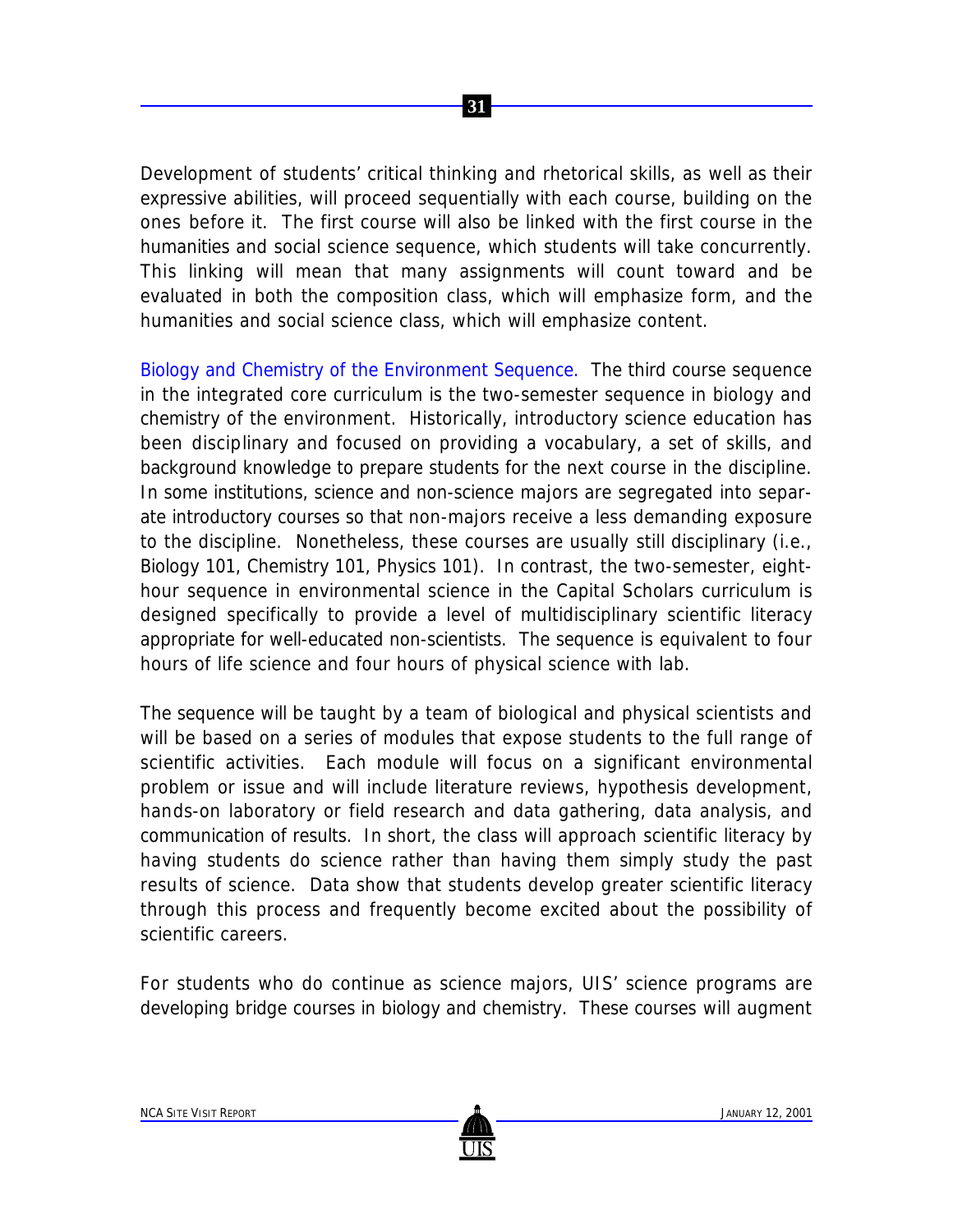Development of students' critical thinking and rhetorical skills, as well as their expressive abilities, will proceed sequentially with each course, building on the ones before it. The first course will also be linked with the first course in the humanities and social science sequence, which students will take concurrently. This linking will mean that many assignments will count toward and be evaluated in both the composition class, which will emphasize form, and the humanities and social science class, which will emphasize content.

Biology and Chemistry of the Environment Sequence. The third course sequence in the integrated core curriculum is the two-semester sequence in biology and chemistry of the environment. Historically, introductory science education has been disciplinary and focused on providing a vocabulary, a set of skills, and background knowledge to prepare students for the next course in the discipline. In some institutions, science and non-science majors are segregated into separate introductory courses so that non-majors receive a less demanding exposure to the discipline. Nonetheless, these courses are usually still disciplinary (i.e., Biology 101, Chemistry 101, Physics 101). In contrast, the two-semester, eight-hour sequence in environmental science in the Capital Scholars curriculum is designed specifically to provide a level of multidisciplinary scientific literacy appropriate for well-educated non-scientists. The sequence is equivalent to four hours of life science and four hours of physical science with lab.

The sequence will be taught by a team of biological and physical scientists and will be based on a series of modules that expose students to the full range of scientific activities. Each module will focus on a significant environmental problem or issue and will include literature reviews, hypothesis development, hands-on laboratory or field research and data gathering, data analysis, and communication of results. In short, the class will approach scientific literacy by having students do science rather than having them simply study the past results of science. Data show that students develop greater scientific literacy through this process and frequently become excited about the possibility of scientific careers.

For students who do continue as science majors, UIS' science programs are developing bridge courses in biology and chemistry. These courses will augment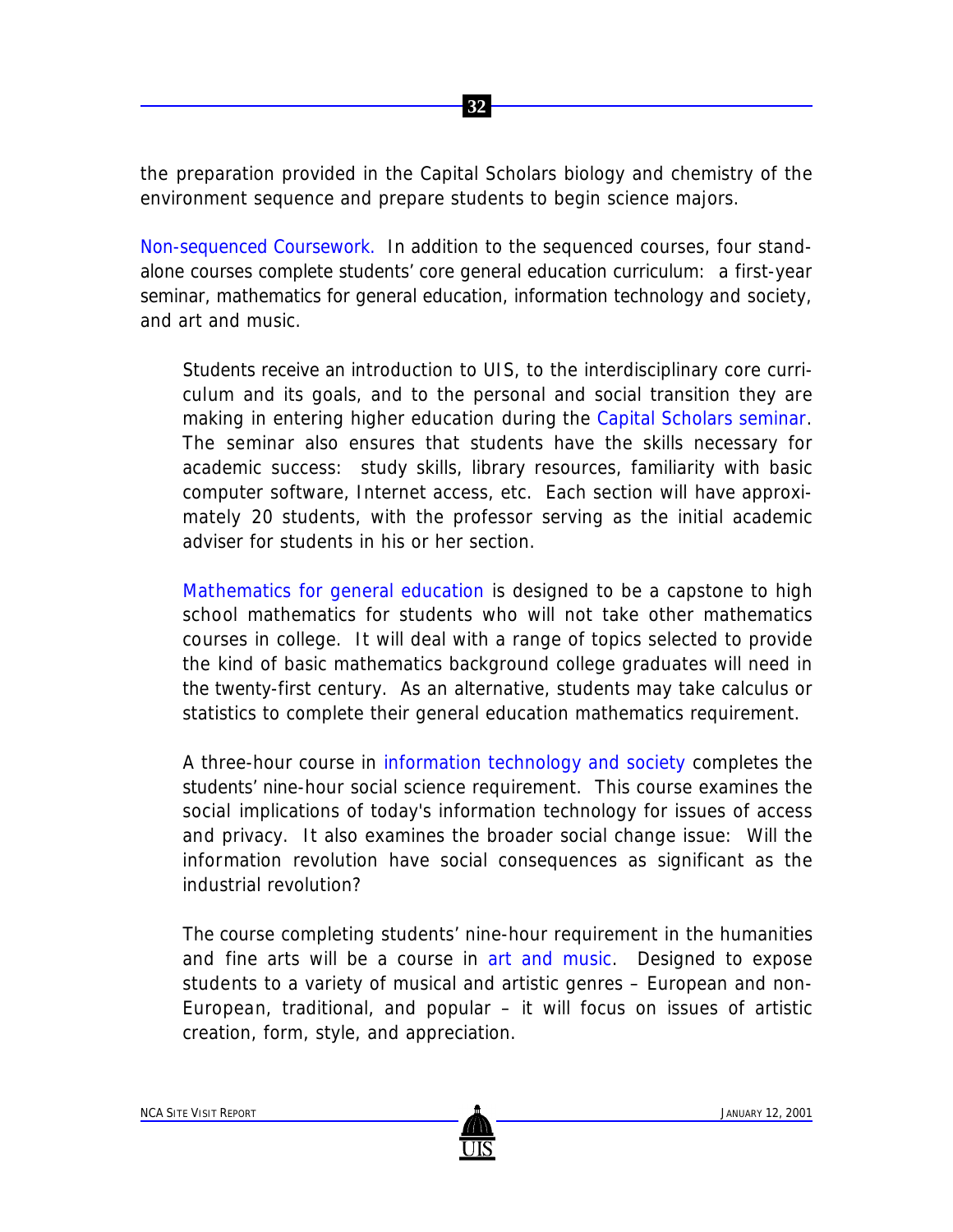the preparation provided in the Capital Scholars biology and chemistry of the environment sequence and prepare students to begin science majors.

Non-sequenced Coursework. In addition to the sequenced courses, four stand-alone courses complete students' core general education curriculum: a first-year seminar, mathematics for general education, information technology and society, and art and music.

Students receive an introduction to UIS, to the interdisciplinary core curriculum and its goals, and to the personal and social transition they are making in entering higher education during the Capital Scholars seminar. The seminar also ensures that students have the skills necessary for academic success: study skills, library resources, familiarity with basic computer software, Internet access, etc. Each section will have approximately 20 students, with the professor serving as the initial academic adviser for students in his or her section.

Mathematics for general education is designed to be a capstone to high school mathematics for students who will not take other mathematics courses in college. It will deal with a range of topics selected to provide the kind of basic mathematics background college graduates will need in the twenty-first century. As an alternative, students may take calculus or statistics to complete their general education mathematics requirement.

A three-hour course in information technology and society completes the students' nine-hour social science requirement. This course examines the social implications of today's information technology for issues of access and privacy. It also examines the broader social change issue: Will the information revolution have social consequences as significant as the industrial revolution?

The course completing students' nine-hour requirement in the humanities and fine arts will be a course in art and music. Designed to expose students to a variety of musical and artistic genres – European and non-European, traditional, and popular – it will focus on issues of artistic creation, form, style, and appreciation.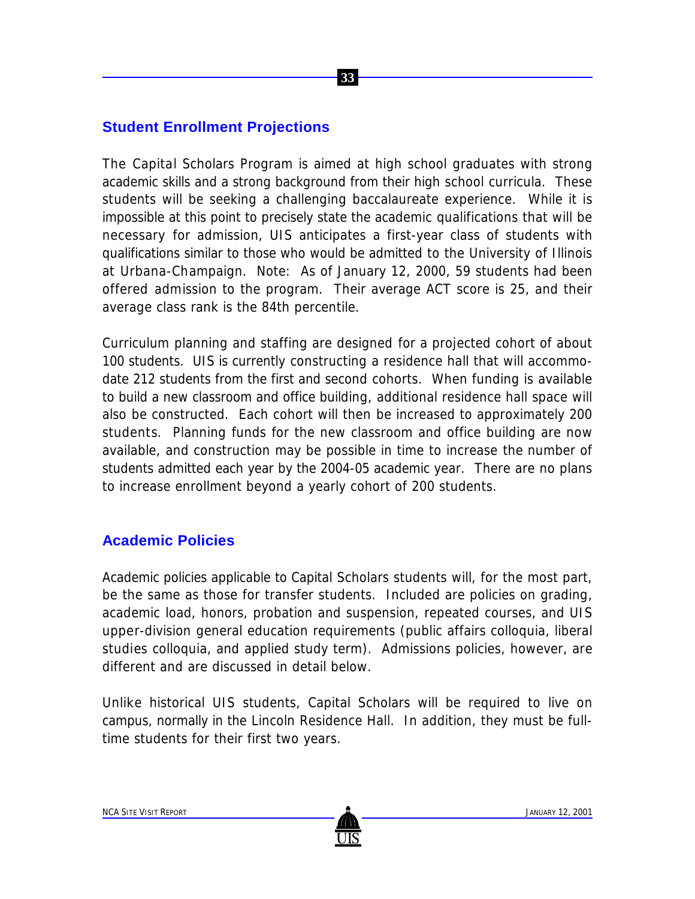## Student Enrollment Projections

The Capital Scholars Program is aimed at high school graduates with strong academic skills and a strong background from their high school curricula. These students will be seeking a challenging baccalaureate experience. While it is impossible at this point to precisely state the academic qualifications that will be necessary for admission, UIS anticipates a first-year class of students with qualifications similar to those who would be admitted to the University of Illinois at Urbana-Champaign. Note: As of January 12, 2000, 59 students had been offered admission to the program. Their average ACT score is 25, and their average class rank is the 84th percentile.

Curriculum planning and staffing are designed for a projected cohort of about 100 students. UIS is currently constructing a residence hall that will accommodate 212 students from the first and second cohorts. When funding is available to build a new classroom and office building, additional residence hall space will also be constructed. Each cohort will then be increased to approximately 200 students. Planning funds for the new classroom and office building are now available, and construction may be possible in time to increase the number of students admitted each year by the 2004-05 academic year. There are no plans to increase enrollment beyond a yearly cohort of 200 students.

## Academic Policies

Academic policies applicable to Capital Scholars students will, for the most part, be the same as those for transfer students. Included are policies on grading, academic load, honors, probation and suspension, repeated courses, and UIS upper-division general education requirements (public affairs colloquia, liberal studies colloquia, and applied study term). Admissions policies, however, are different and are discussed in detail below.

Unlike historical UIS students, Capital Scholars will be required to live on campus, normally in the Lincoln Residence Hall. In addition, they must be full-time students for their first two years.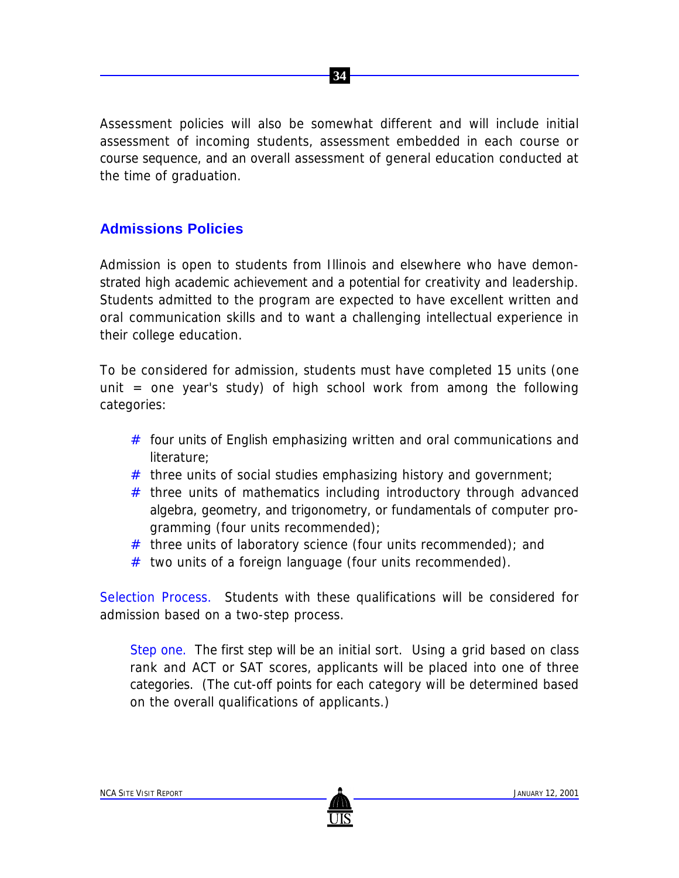Assessment policies will also be somewhat different and will include initial assessment of incoming students, assessment embedded in each course or course sequence, and an overall assessment of general education conducted at the time of graduation.

## Admissions Policies

Admission is open to students from Illinois and elsewhere who have demonstrated high academic achievement and a potential for creativity and leadership. Students admitted to the program are expected to have excellent written and oral communication skills and to want a challenging intellectual experience in their college education.

To be considered for admission, students must have completed 15 units (one unit = one year's study) of high school work from among the following categories:

- four units of English emphasizing written and oral communications and literature;
- three units of social studies emphasizing history and government;
- three units of mathematics including introductory through advanced algebra, geometry, and trigonometry, or fundamentals of computer programming (four units recommended);
- three units of laboratory science (four units recommended); and
- two units of a foreign language (four units recommended).

Selection Process. Students with these qualifications will be considered for admission based on a two-step process.

> Step one. The first step will be an initial sort. Using a grid based on class rank and ACT or SAT scores, applicants will be placed into one of three categories. (The cut-off points for each category will be determined based on the overall qualifications of applicants.)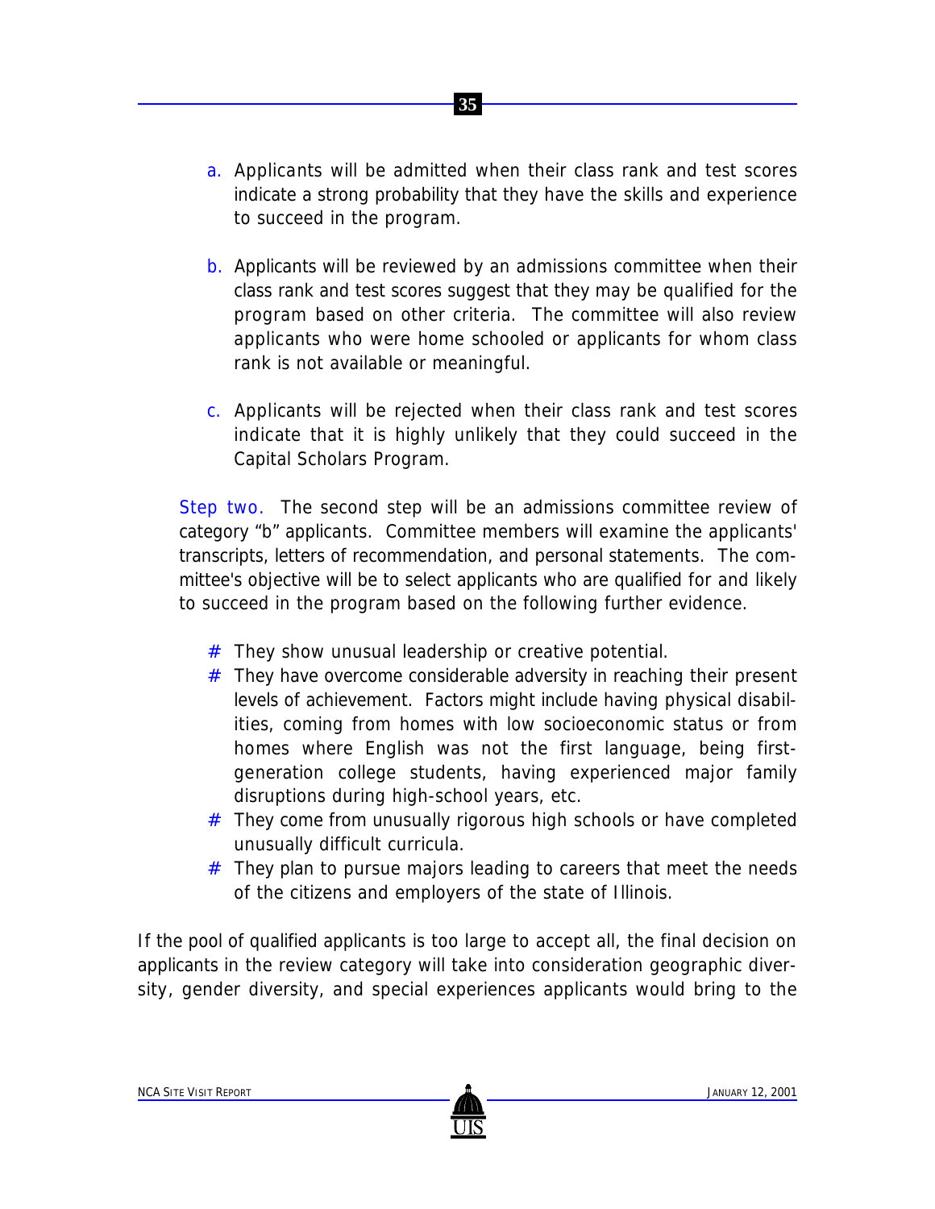a. Applicants will be admitted when their class rank and test scores indicate a strong probability that they have the skills and experience to succeed in the program.

b. Applicants will be reviewed by an admissions committee when their class rank and test scores suggest that they may be qualified for the program based on other criteria. The committee will also review applicants who were home schooled or applicants for whom class rank is not available or meaningful.

c. Applicants will be rejected when their class rank and test scores indicate that it is highly unlikely that they could succeed in the Capital Scholars Program.

Step two. The second step will be an admissions committee review of category "b" applicants. Committee members will examine the applicants' transcripts, letters of recommendation, and personal statements. The committee's objective will be to select applicants who are qualified for and likely to succeed in the program based on the following further evidence.

- They show unusual leadership or creative potential.
- They have overcome considerable adversity in reaching their present levels of achievement. Factors might include having physical disabilities, coming from homes with low socioeconomic status or from homes where English was not the first language, being first-generation college students, having experienced major family disruptions during high-school years, etc.
- They come from unusually rigorous high schools or have completed unusually difficult curricula.
- They plan to pursue majors leading to careers that meet the needs of the citizens and employers of the state of Illinois.

If the pool of qualified applicants is too large to accept all, the final decision on applicants in the review category will take into consideration geographic diversity, gender diversity, and special experiences applicants would bring to the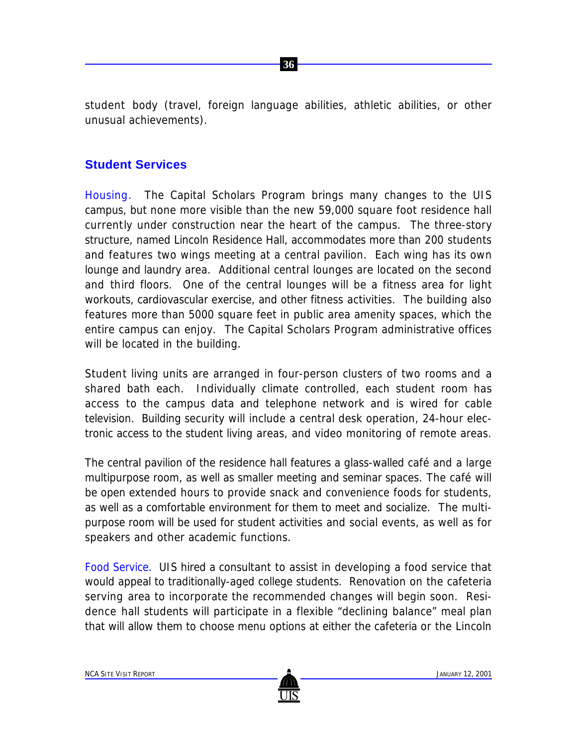student body (travel, foreign language abilities, athletic abilities, or other unusual achievements).

## Student Services

Housing. The Capital Scholars Program brings many changes to the UIS campus, but none more visible than the new 59,000 square foot residence hall currently under construction near the heart of the campus. The three-story structure, named Lincoln Residence Hall, accommodates more than 200 students and features two wings meeting at a central pavilion. Each wing has its own lounge and laundry area. Additional central lounges are located on the second and third floors. One of the central lounges will be a fitness area for light workouts, cardiovascular exercise, and other fitness activities. The building also features more than 5000 square feet in public area amenity spaces, which the entire campus can enjoy. The Capital Scholars Program administrative offices will be located in the building.

Student living units are arranged in four-person clusters of two rooms and a shared bath each. Individually climate controlled, each student room has access to the campus data and telephone network and is wired for cable television. Building security will include a central desk operation, 24-hour electronic access to the student living areas, and video monitoring of remote areas.

The central pavilion of the residence hall features a glass-walled café and a large multipurpose room, as well as smaller meeting and seminar spaces. The café will be open extended hours to provide snack and convenience foods for students, as well as a comfortable environment for them to meet and socialize. The multipurpose room will be used for student activities and social events, as well as for speakers and other academic functions.

Food Service. UIS hired a consultant to assist in developing a food service that would appeal to traditionally-aged college students. Renovation on the cafeteria serving area to incorporate the recommended changes will begin soon. Residence hall students will participate in a flexible "declining balance" meal plan that will allow them to choose menu options at either the cafeteria or the Lincoln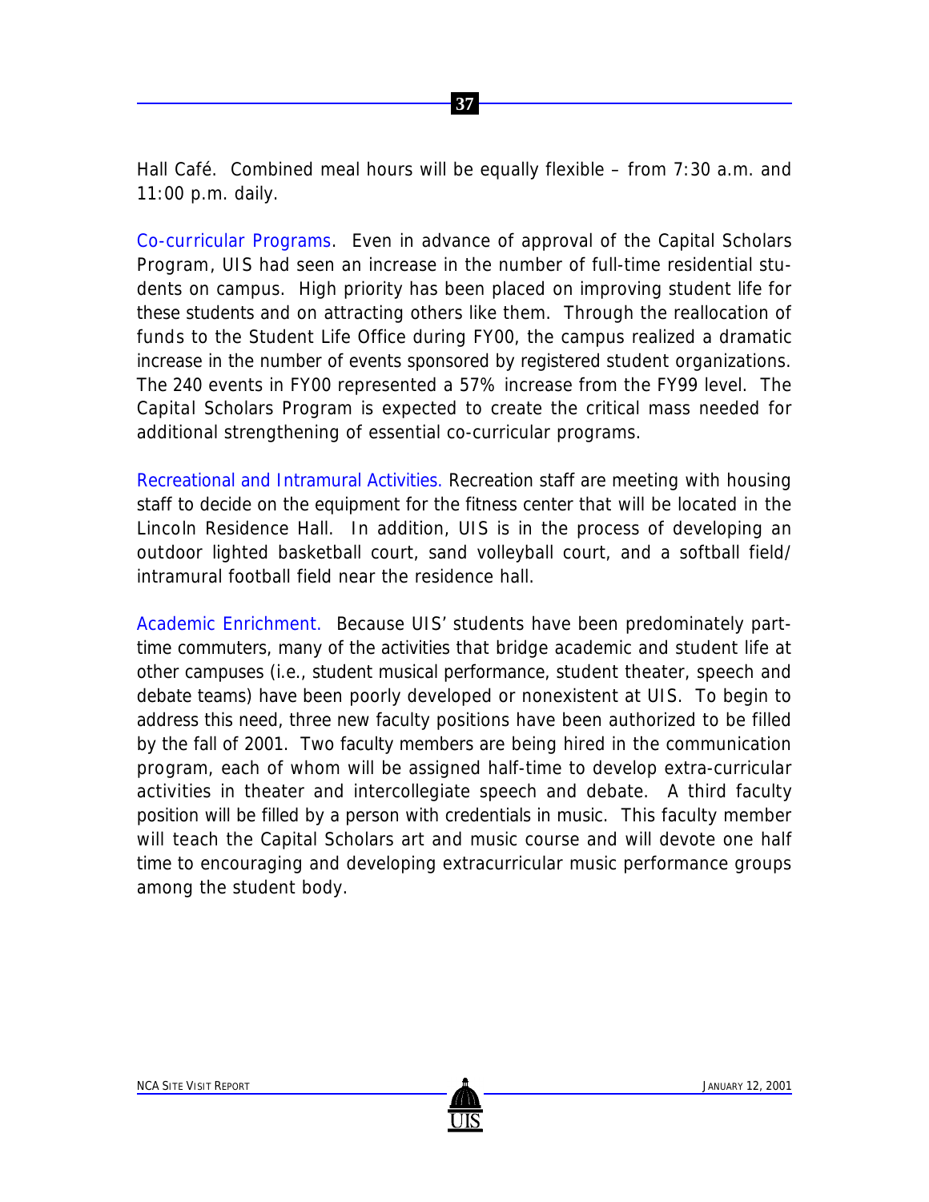Hall Café. Combined meal hours will be equally flexible – from 7:30 a.m. and 11:00 p.m. daily.

Co-curricular Programs. Even in advance of approval of the Capital Scholars Program, UIS had seen an increase in the number of full-time residential students on campus. High priority has been placed on improving student life for these students and on attracting others like them. Through the reallocation of funds to the Student Life Office during FY00, the campus realized a dramatic increase in the number of events sponsored by registered student organizations. The 240 events in FY00 represented a 57% increase from the FY99 level. The Capital Scholars Program is expected to create the critical mass needed for additional strengthening of essential co-curricular programs.

Recreational and Intramural Activities. Recreation staff are meeting with housing staff to decide on the equipment for the fitness center that will be located in the Lincoln Residence Hall. In addition, UIS is in the process of developing an outdoor lighted basketball court, sand volleyball court, and a softball field/ intramural football field near the residence hall.

Academic Enrichment. Because UIS' students have been predominately part-time commuters, many of the activities that bridge academic and student life at other campuses (i.e., student musical performance, student theater, speech and debate teams) have been poorly developed or nonexistent at UIS. To begin to address this need, three new faculty positions have been authorized to be filled by the fall of 2001. Two faculty members are being hired in the communication program, each of whom will be assigned half-time to develop extra-curricular activities in theater and intercollegiate speech and debate. A third faculty position will be filled by a person with credentials in music. This faculty member will teach the Capital Scholars art and music course and will devote one half time to encouraging and developing extracurricular music performance groups among the student body.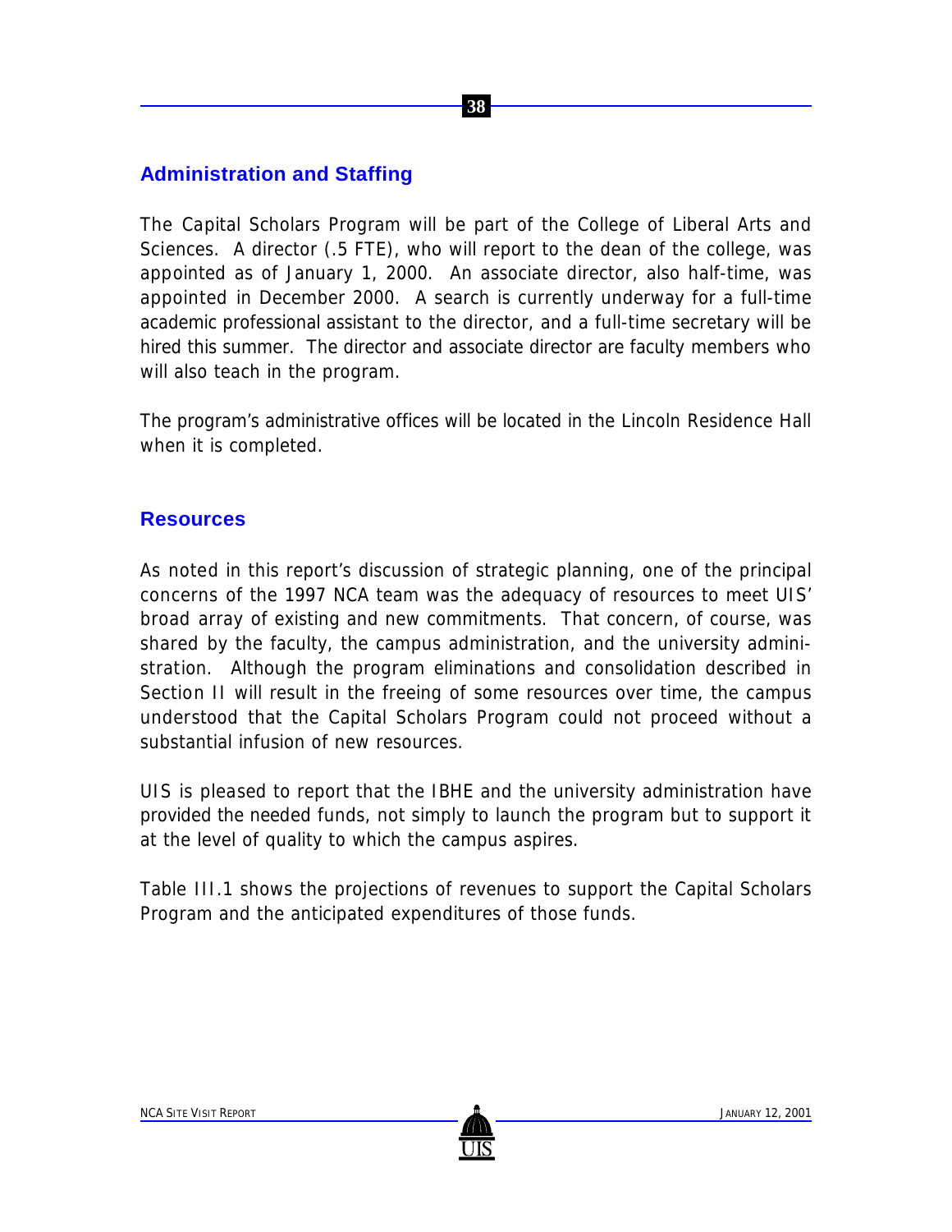## Administration and Staffing

The Capital Scholars Program will be part of the College of Liberal Arts and Sciences. A director (.5 FTE), who will report to the dean of the college, was appointed as of January 1, 2000. An associate director, also half-time, was appointed in December 2000. A search is currently underway for a full-time academic professional assistant to the director, and a full-time secretary will be hired this summer. The director and associate director are faculty members who will also teach in the program.

The program's administrative offices will be located in the Lincoln Residence Hall when it is completed.

## Resources

As noted in this report's discussion of strategic planning, one of the principal concerns of the 1997 NCA team was the adequacy of resources to meet UIS' broad array of existing and new commitments. That concern, of course, was shared by the faculty, the campus administration, and the university administration. Although the program eliminations and consolidation described in Section II will result in the freeing of some resources over time, the campus understood that the Capital Scholars Program could not proceed without a substantial infusion of new resources.

UIS is pleased to report that the IBHE and the university administration have provided the needed funds, not simply to launch the program but to support it at the level of quality to which the campus aspires.

Table III.1 shows the projections of revenues to support the Capital Scholars Program and the anticipated expenditures of those funds.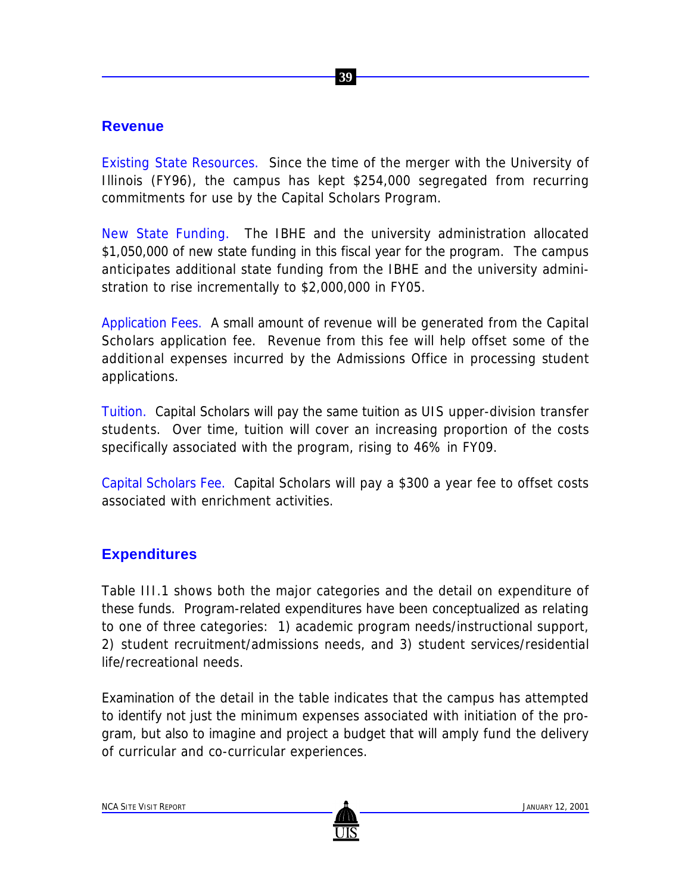## Revenue

Existing State Resources. Since the time of the merger with the University of Illinois (FY96), the campus has kept $254,000 segregated from recurring commitments for use by the Capital Scholars Program.

New State Funding. The IBHE and the university administration allocated $1,050,000 of new state funding in this fiscal year for the program. The campus anticipates additional state funding from the IBHE and the university administration to rise incrementally to $2,000,000 in FY05.

Application Fees. A small amount of revenue will be generated from the Capital Scholars application fee. Revenue from this fee will help offset some of the additional expenses incurred by the Admissions Office in processing student applications.

Tuition. Capital Scholars will pay the same tuition as UIS upper-division transfer students. Over time, tuition will cover an increasing proportion of the costs specifically associated with the program, rising to 46% in FY09.

Capital Scholars Fee. Capital Scholars will pay a $300 a year fee to offset costs associated with enrichment activities.

## Expenditures

Table III.1 shows both the major categories and the detail on expenditure of these funds. Program-related expenditures have been conceptualized as relating to one of three categories: 1) academic program needs/instructional support, 2) student recruitment/admissions needs, and 3) student services/residential life/recreational needs.

Examination of the detail in the table indicates that the campus has attempted to identify not just the minimum expenses associated with initiation of the program, but also to imagine and project a budget that will amply fund the delivery of curricular and co-curricular experiences.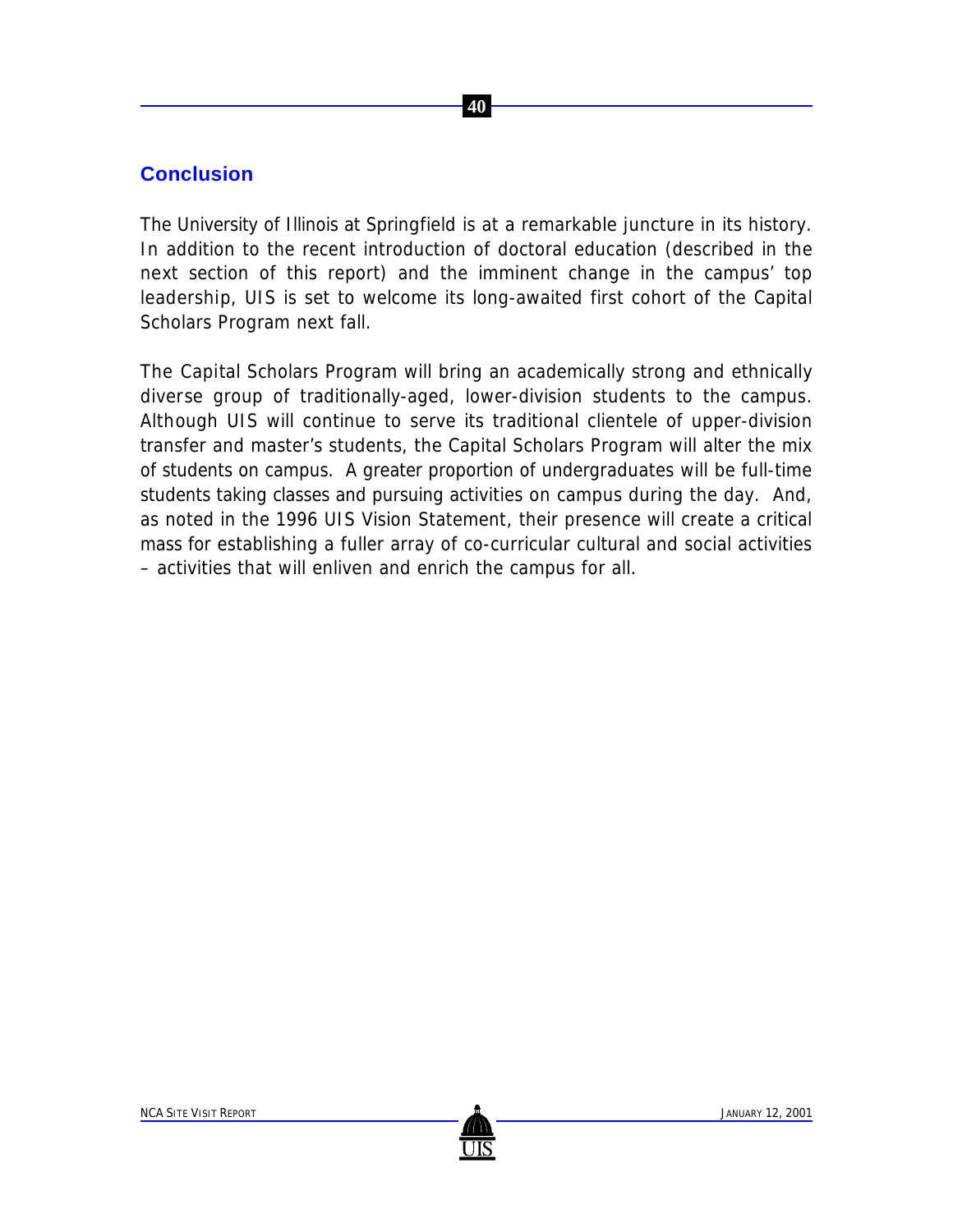## Conclusion

The University of Illinois at Springfield is at a remarkable juncture in its history. In addition to the recent introduction of doctoral education (described in the next section of this report) and the imminent change in the campus' top leadership, UIS is set to welcome its long-awaited first cohort of the Capital Scholars Program next fall.

The Capital Scholars Program will bring an academically strong and ethnically diverse group of traditionally-aged, lower-division students to the campus. Although UIS will continue to serve its traditional clientele of upper-division transfer and master's students, the Capital Scholars Program will alter the mix of students on campus. A greater proportion of undergraduates will be full-time students taking classes and pursuing activities on campus during the day. And, as noted in the 1996 UIS Vision Statement, their presence will create a critical mass for establishing a fuller array of co-curricular cultural and social activities – activities that will enliven and enrich the campus for all.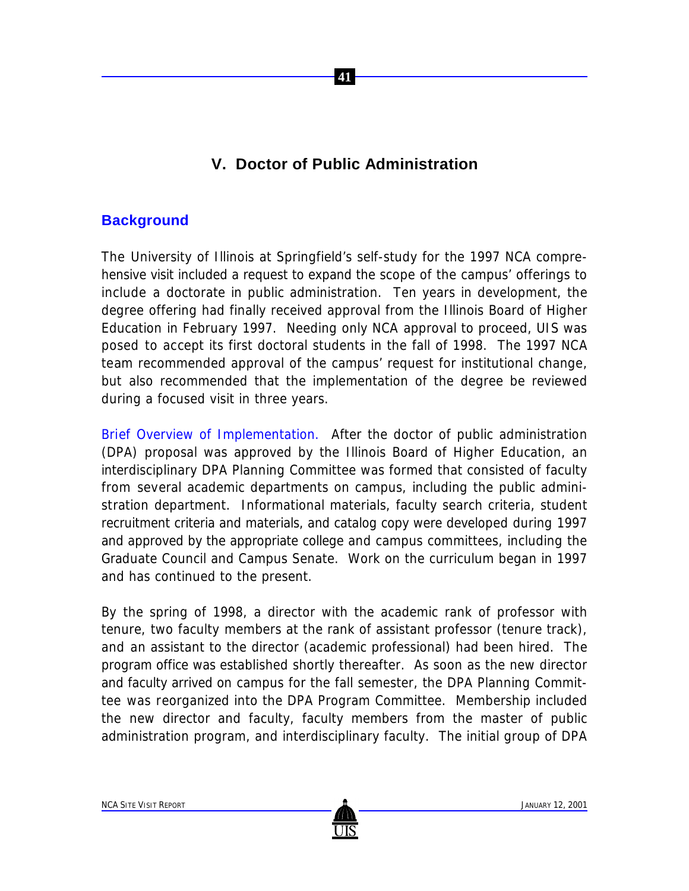## V. Doctor of Public Administration

### Background

The University of Illinois at Springfield's self-study for the 1997 NCA comprehensive visit included a request to expand the scope of the campus' offerings to include a doctorate in public administration. Ten years in development, the degree offering had finally received approval from the Illinois Board of Higher Education in February 1997. Needing only NCA approval to proceed, UIS was posed to accept its first doctoral students in the fall of 1998. The 1997 NCA team recommended approval of the campus' request for institutional change, but also recommended that the implementation of the degree be reviewed during a focused visit in three years.

Brief Overview of Implementation. After the doctor of public administration (DPA) proposal was approved by the Illinois Board of Higher Education, an interdisciplinary DPA Planning Committee was formed that consisted of faculty from several academic departments on campus, including the public administration department. Informational materials, faculty search criteria, student recruitment criteria and materials, and catalog copy were developed during 1997 and approved by the appropriate college and campus committees, including the Graduate Council and Campus Senate. Work on the curriculum began in 1997 and has continued to the present.

By the spring of 1998, a director with the academic rank of professor with tenure, two faculty members at the rank of assistant professor (tenure track), and an assistant to the director (academic professional) had been hired. The program office was established shortly thereafter. As soon as the new director and faculty arrived on campus for the fall semester, the DPA Planning Committee was reorganized into the DPA Program Committee. Membership included the new director and faculty, faculty members from the master of public administration program, and interdisciplinary faculty. The initial group of DPA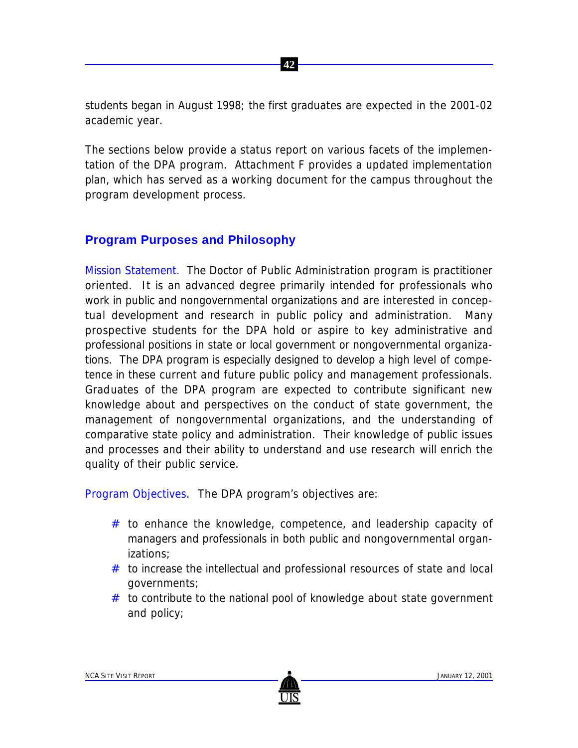students began in August 1998; the first graduates are expected in the 2001-02 academic year.

The sections below provide a status report on various facets of the implementation of the DPA program. Attachment F provides a updated implementation plan, which has served as a working document for the campus throughout the program development process.

## Program Purposes and Philosophy

Mission Statement. The Doctor of Public Administration program is practitioner oriented. It is an advanced degree primarily intended for professionals who work in public and nongovernmental organizations and are interested in conceptual development and research in public policy and administration. Many prospective students for the DPA hold or aspire to key administrative and professional positions in state or local government or nongovernmental organizations. The DPA program is especially designed to develop a high level of competence in these current and future public policy and management professionals. Graduates of the DPA program are expected to contribute significant new knowledge about and perspectives on the conduct of state government, the management of nongovernmental organizations, and the understanding of comparative state policy and administration. Their knowledge of public issues and processes and their ability to understand and use research will enrich the quality of their public service.

Program Objectives. The DPA program's objectives are:

- to enhance the knowledge, competence, and leadership capacity of managers and professionals in both public and nongovernmental organizations;
- to increase the intellectual and professional resources of state and local governments;
- to contribute to the national pool of knowledge about state government and policy;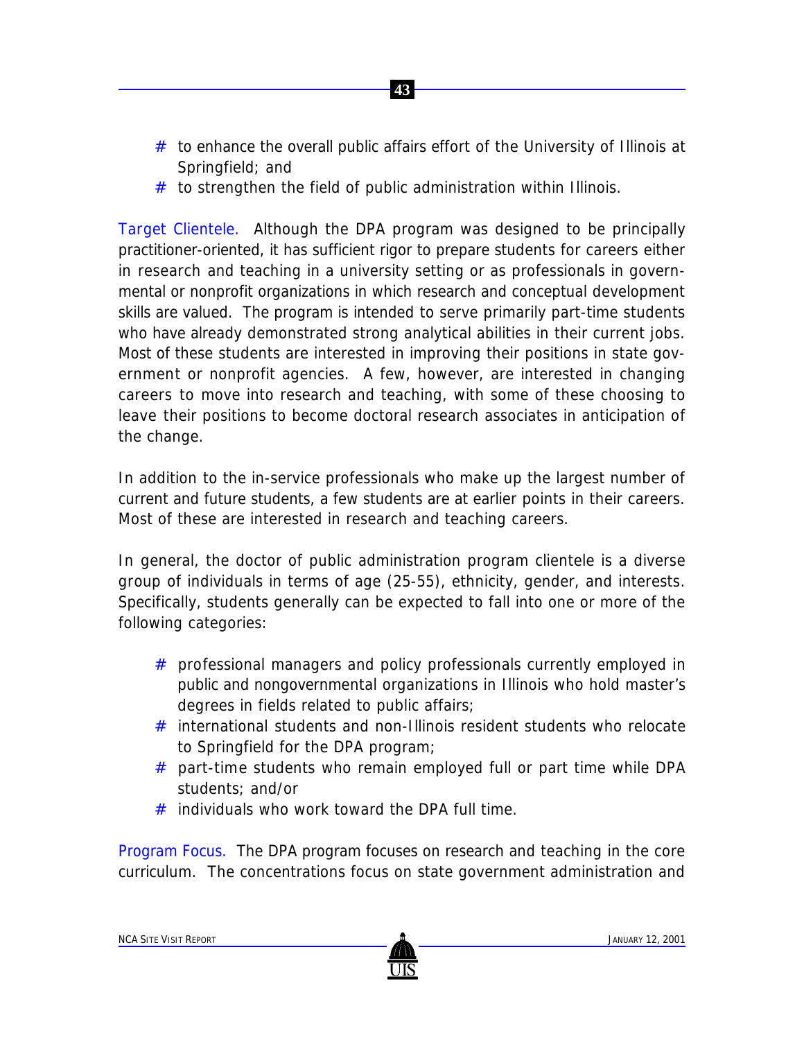- to enhance the overall public affairs effort of the University of Illinois at Springfield; and
- to strengthen the field of public administration within Illinois.

Target Clientele. Although the DPA program was designed to be principally practitioner-oriented, it has sufficient rigor to prepare students for careers either in research and teaching in a university setting or as professionals in governmental or nonprofit organizations in which research and conceptual development skills are valued. The program is intended to serve primarily part-time students who have already demonstrated strong analytical abilities in their current jobs. Most of these students are interested in improving their positions in state government or nonprofit agencies. A few, however, are interested in changing careers to move into research and teaching, with some of these choosing to leave their positions to become doctoral research associates in anticipation of the change.

In addition to the in-service professionals who make up the largest number of current and future students, a few students are at earlier points in their careers. Most of these are interested in research and teaching careers.

In general, the doctor of public administration program clientele is a diverse group of individuals in terms of age (25-55), ethnicity, gender, and interests. Specifically, students generally can be expected to fall into one or more of the following categories:

- professional managers and policy professionals currently employed in public and nongovernmental organizations in Illinois who hold master's degrees in fields related to public affairs;
- international students and non-Illinois resident students who relocate to Springfield for the DPA program;
- part-time students who remain employed full or part time while DPA students; and/or
- individuals who work toward the DPA full time.

Program Focus. The DPA program focuses on research and teaching in the core curriculum. The concentrations focus on state government administration and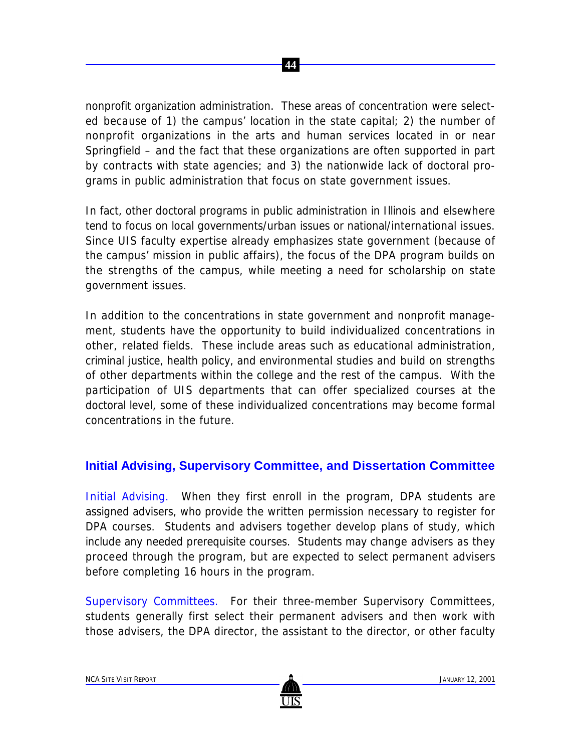nonprofit organization administration. These areas of concentration were selected because of 1) the campus' location in the state capital; 2) the number of nonprofit organizations in the arts and human services located in or near Springfield – and the fact that these organizations are often supported in part by contracts with state agencies; and 3) the nationwide lack of doctoral programs in public administration that focus on state government issues.

In fact, other doctoral programs in public administration in Illinois and elsewhere tend to focus on local governments/urban issues or national/international issues. Since UIS faculty expertise already emphasizes state government (because of the campus' mission in public affairs), the focus of the DPA program builds on the strengths of the campus, while meeting a need for scholarship on state government issues.

In addition to the concentrations in state government and nonprofit management, students have the opportunity to build individualized concentrations in other, related fields. These include areas such as educational administration, criminal justice, health policy, and environmental studies and build on strengths of other departments within the college and the rest of the campus. With the participation of UIS departments that can offer specialized courses at the doctoral level, some of these individualized concentrations may become formal concentrations in the future.

## Initial Advising, Supervisory Committee, and Dissertation Committee

Initial Advising. When they first enroll in the program, DPA students are assigned advisers, who provide the written permission necessary to register for DPA courses. Students and advisers together develop plans of study, which include any needed prerequisite courses. Students may change advisers as they proceed through the program, but are expected to select permanent advisers before completing 16 hours in the program.

Supervisory Committees. For their three-member Supervisory Committees, students generally first select their permanent advisers and then work with those advisers, the DPA director, the assistant to the director, or other faculty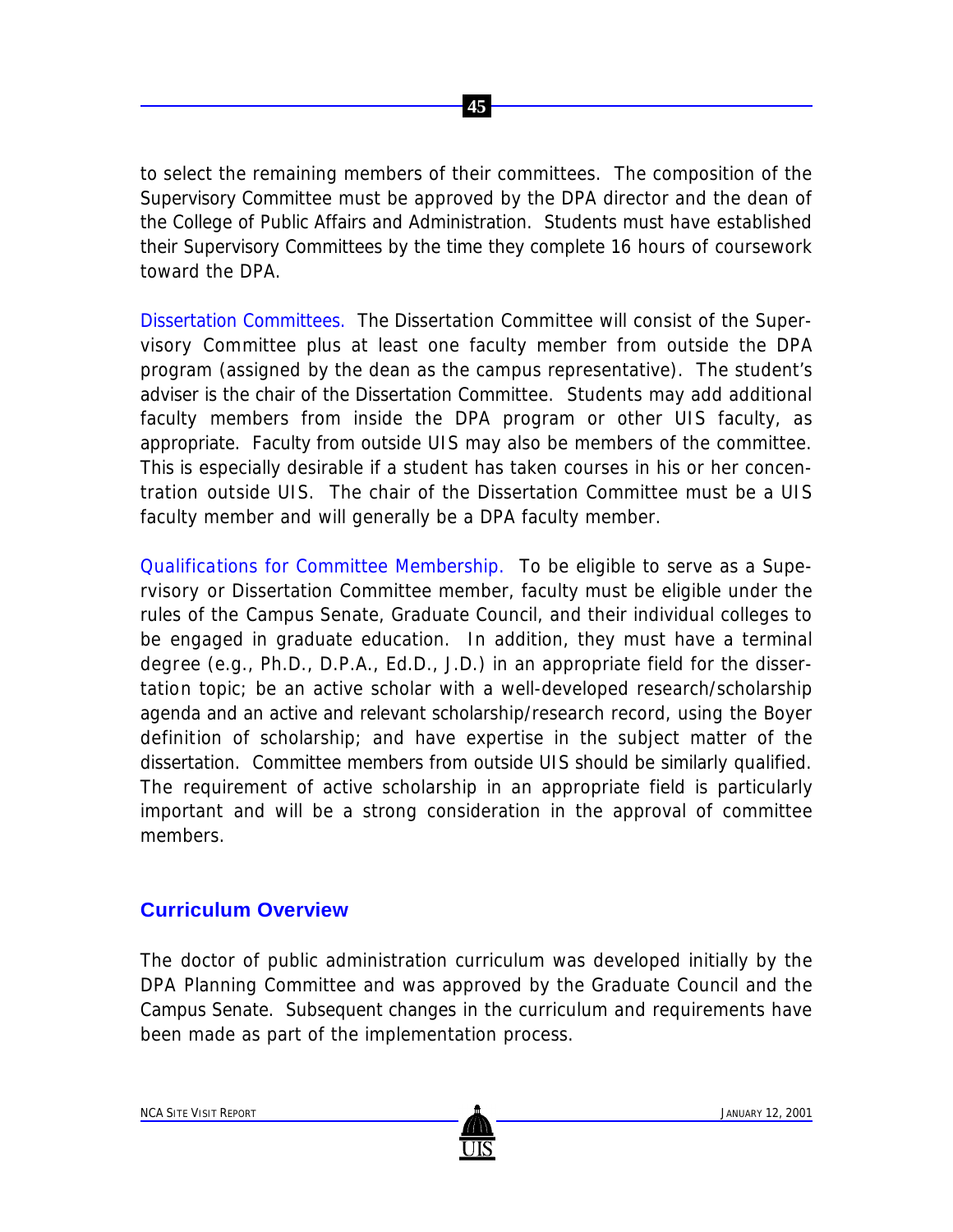to select the remaining members of their committees. The composition of the Supervisory Committee must be approved by the DPA director and the dean of the College of Public Affairs and Administration. Students must have established their Supervisory Committees by the time they complete 16 hours of coursework toward the DPA.

*Dissertation Committees.* The Dissertation Committee will consist of the Supervisory Committee plus at least one faculty member from outside the DPA program (assigned by the dean as the campus representative). The student's adviser is the chair of the Dissertation Committee. Students may add additional faculty members from inside the DPA program or other UIS faculty, as appropriate. Faculty from outside UIS may also be members of the committee. This is especially desirable if a student has taken courses in his or her concentration outside UIS. The chair of the Dissertation Committee must be a UIS faculty member and will generally be a DPA faculty member.

*Qualifications for Committee Membership.* To be eligible to serve as a Supervisory or Dissertation Committee member, faculty must be eligible under the rules of the Campus Senate, Graduate Council, and their individual colleges to be engaged in graduate education. In addition, they must have a terminal degree (e.g., Ph.D., D.P.A., Ed.D., J.D.) in an appropriate field for the dissertation topic; be an active scholar with a well-developed research/scholarship agenda and an active and relevant scholarship/research record, using the Boyer definition of scholarship; and have expertise in the subject matter of the dissertation. Committee members from outside UIS should be similarly qualified. The requirement of active scholarship in an appropriate field is particularly important and will be a strong consideration in the approval of committee members.

## Curriculum Overview

The doctor of public administration curriculum was developed initially by the DPA Planning Committee and was approved by the Graduate Council and the Campus Senate. Subsequent changes in the curriculum and requirements have been made as part of the implementation process.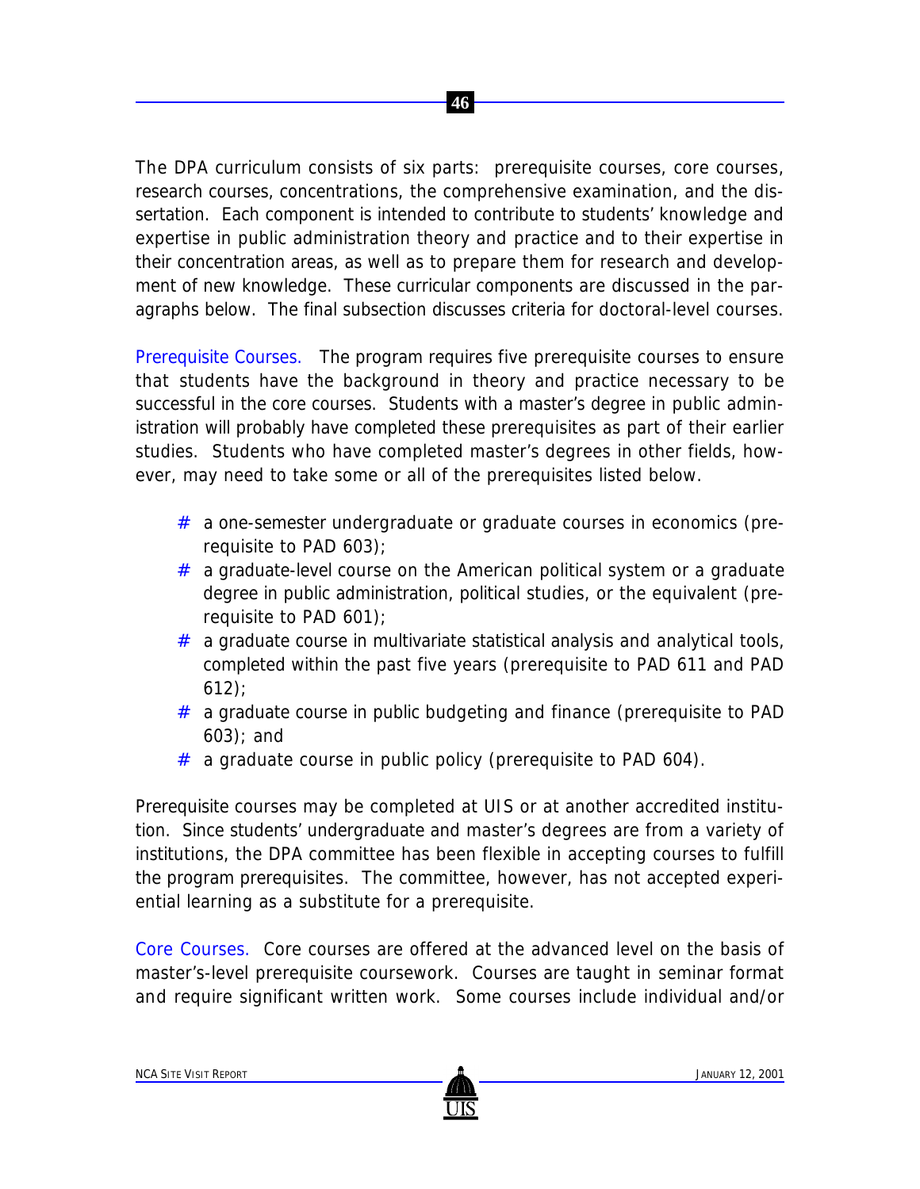The DPA curriculum consists of six parts: prerequisite courses, core courses, research courses, concentrations, the comprehensive examination, and the dissertation. Each component is intended to contribute to students' knowledge and expertise in public administration theory and practice and to their expertise in their concentration areas, as well as to prepare them for research and development of new knowledge. These curricular components are discussed in the paragraphs below. The final subsection discusses criteria for doctoral-level courses.

Prerequisite Courses. The program requires five prerequisite courses to ensure that students have the background in theory and practice necessary to be successful in the core courses. Students with a master's degree in public administration will probably have completed these prerequisites as part of their earlier studies. Students who have completed master's degrees in other fields, however, may need to take some or all of the prerequisites listed below.

- a one-semester undergraduate or graduate courses in economics (prerequisite to PAD 603);
- a graduate-level course on the American political system or a graduate degree in public administration, political studies, or the equivalent (prerequisite to PAD 601);
- a graduate course in multivariate statistical analysis and analytical tools, completed within the past five years (prerequisite to PAD 611 and PAD 612);
- a graduate course in public budgeting and finance (prerequisite to PAD 603); and
- a graduate course in public policy (prerequisite to PAD 604).

Prerequisite courses may be completed at UIS or at another accredited institution. Since students' undergraduate and master's degrees are from a variety of institutions, the DPA committee has been flexible in accepting courses to fulfill the program prerequisites. The committee, however, has not accepted experiential learning as a substitute for a prerequisite.

Core Courses. Core courses are offered at the advanced level on the basis of master's-level prerequisite coursework. Courses are taught in seminar format and require significant written work. Some courses include individual and/or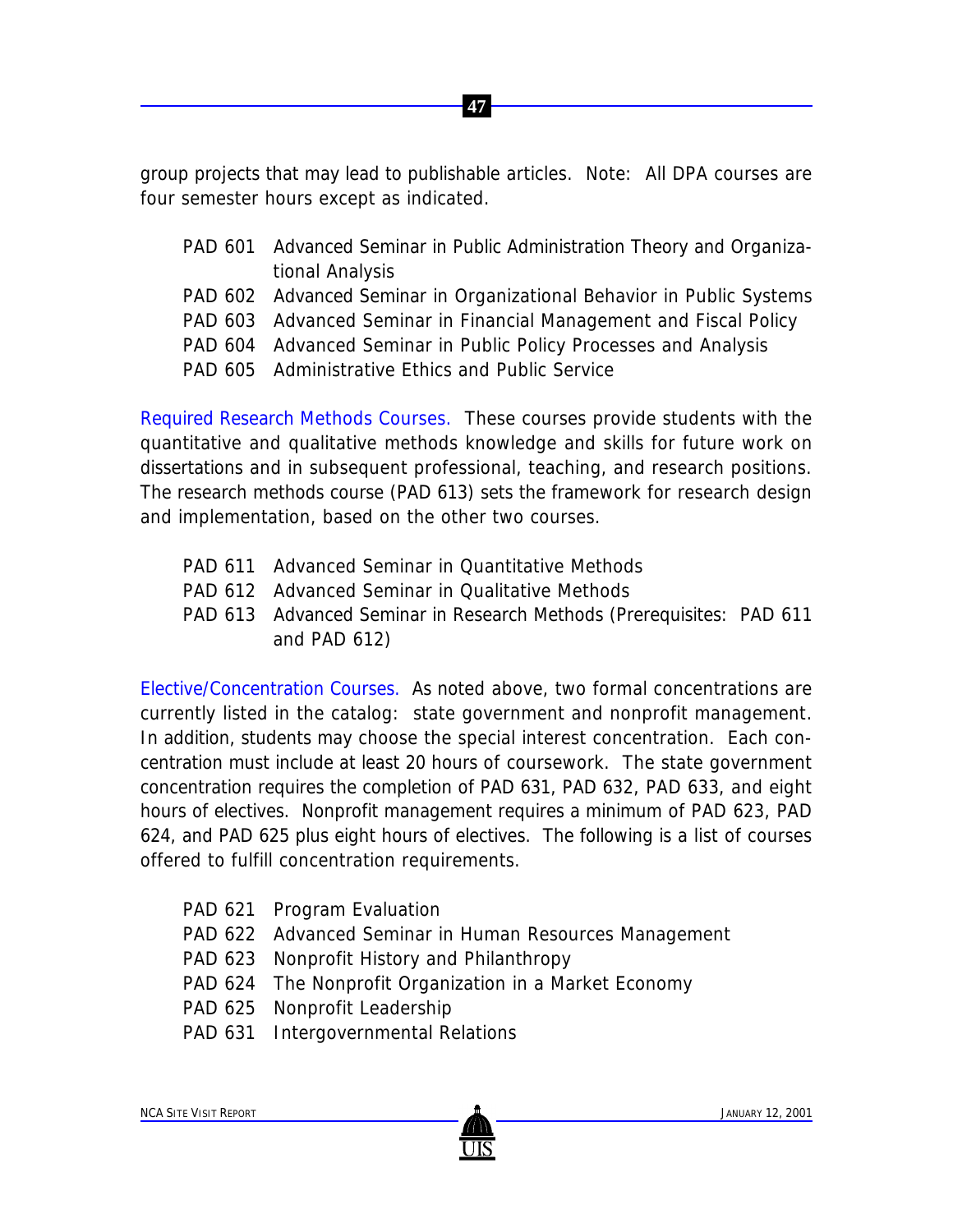group projects that may lead to publishable articles. Note: All DPA courses are four semester hours except as indicated.

- PAD 601 Advanced Seminar in Public Administration Theory and Organizational Analysis
- PAD 602 Advanced Seminar in Organizational Behavior in Public Systems
- PAD 603 Advanced Seminar in Financial Management and Fiscal Policy
- PAD 604 Advanced Seminar in Public Policy Processes and Analysis
- PAD 605 Administrative Ethics and Public Service

Required Research Methods Courses. These courses provide students with the quantitative and qualitative methods knowledge and skills for future work on dissertations and in subsequent professional, teaching, and research positions. The research methods course (PAD 613) sets the framework for research design and implementation, based on the other two courses.

- PAD 611 Advanced Seminar in Quantitative Methods
- PAD 612 Advanced Seminar in Qualitative Methods
- PAD 613 Advanced Seminar in Research Methods (Prerequisites: PAD 611 and PAD 612)

Elective/Concentration Courses. As noted above, two formal concentrations are currently listed in the catalog: state government and nonprofit management. In addition, students may choose the special interest concentration. Each concentration must include at least 20 hours of coursework. The state government concentration requires the completion of PAD 631, PAD 632, PAD 633, and eight hours of electives. Nonprofit management requires a minimum of PAD 623, PAD 624, and PAD 625 plus eight hours of electives. The following is a list of courses offered to fulfill concentration requirements.

- PAD 621 Program Evaluation
- PAD 622 Advanced Seminar in Human Resources Management
- PAD 623 Nonprofit History and Philanthropy
- PAD 624 The Nonprofit Organization in a Market Economy
- PAD 625 Nonprofit Leadership
- PAD 631 Intergovernmental Relations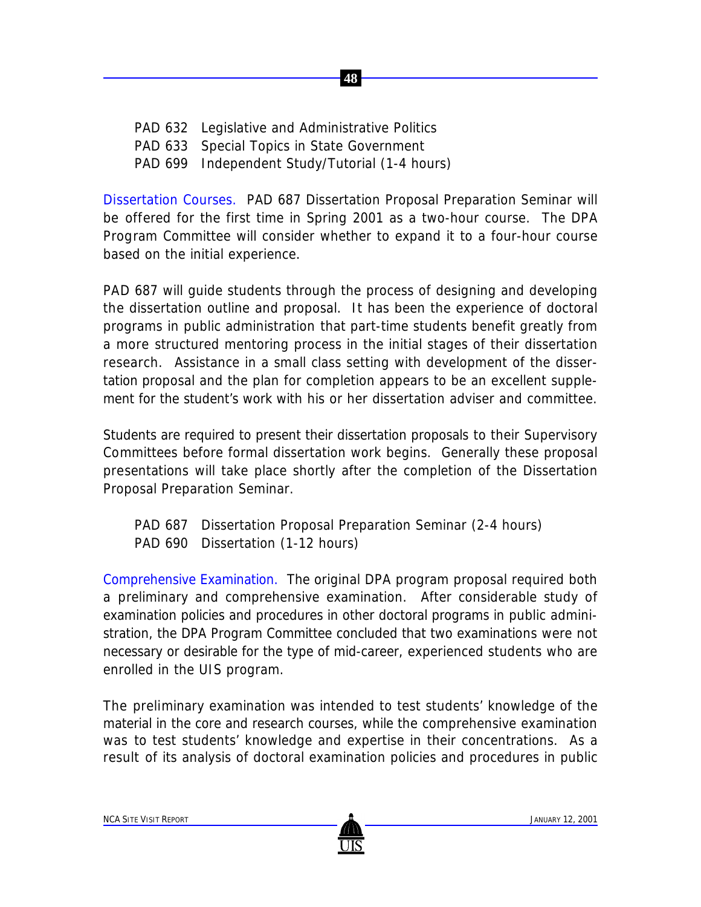PAD 632 Legislative and Administrative Politics
PAD 633 Special Topics in State Government
PAD 699 Independent Study/Tutorial (1-4 hours)

Dissertation Courses. PAD 687 Dissertation Proposal Preparation Seminar will be offered for the first time in Spring 2001 as a two-hour course. The DPA Program Committee will consider whether to expand it to a four-hour course based on the initial experience.

PAD 687 will guide students through the process of designing and developing the dissertation outline and proposal. It has been the experience of doctoral programs in public administration that part-time students benefit greatly from a more structured mentoring process in the initial stages of their dissertation research. Assistance in a small class setting with development of the dissertation proposal and the plan for completion appears to be an excellent supplement for the student's work with his or her dissertation adviser and committee.

Students are required to present their dissertation proposals to their Supervisory Committees before formal dissertation work begins. Generally these proposal presentations will take place shortly after the completion of the Dissertation Proposal Preparation Seminar.

PAD 687 Dissertation Proposal Preparation Seminar (2-4 hours)
PAD 690 Dissertation (1-12 hours)

Comprehensive Examination. The original DPA program proposal required both a preliminary and comprehensive examination. After considerable study of examination policies and procedures in other doctoral programs in public administration, the DPA Program Committee concluded that two examinations were not necessary or desirable for the type of mid-career, experienced students who are enrolled in the UIS program.

The preliminary examination was intended to test students' knowledge of the material in the core and research courses, while the comprehensive examination was to test students' knowledge and expertise in their concentrations. As a result of its analysis of doctoral examination policies and procedures in public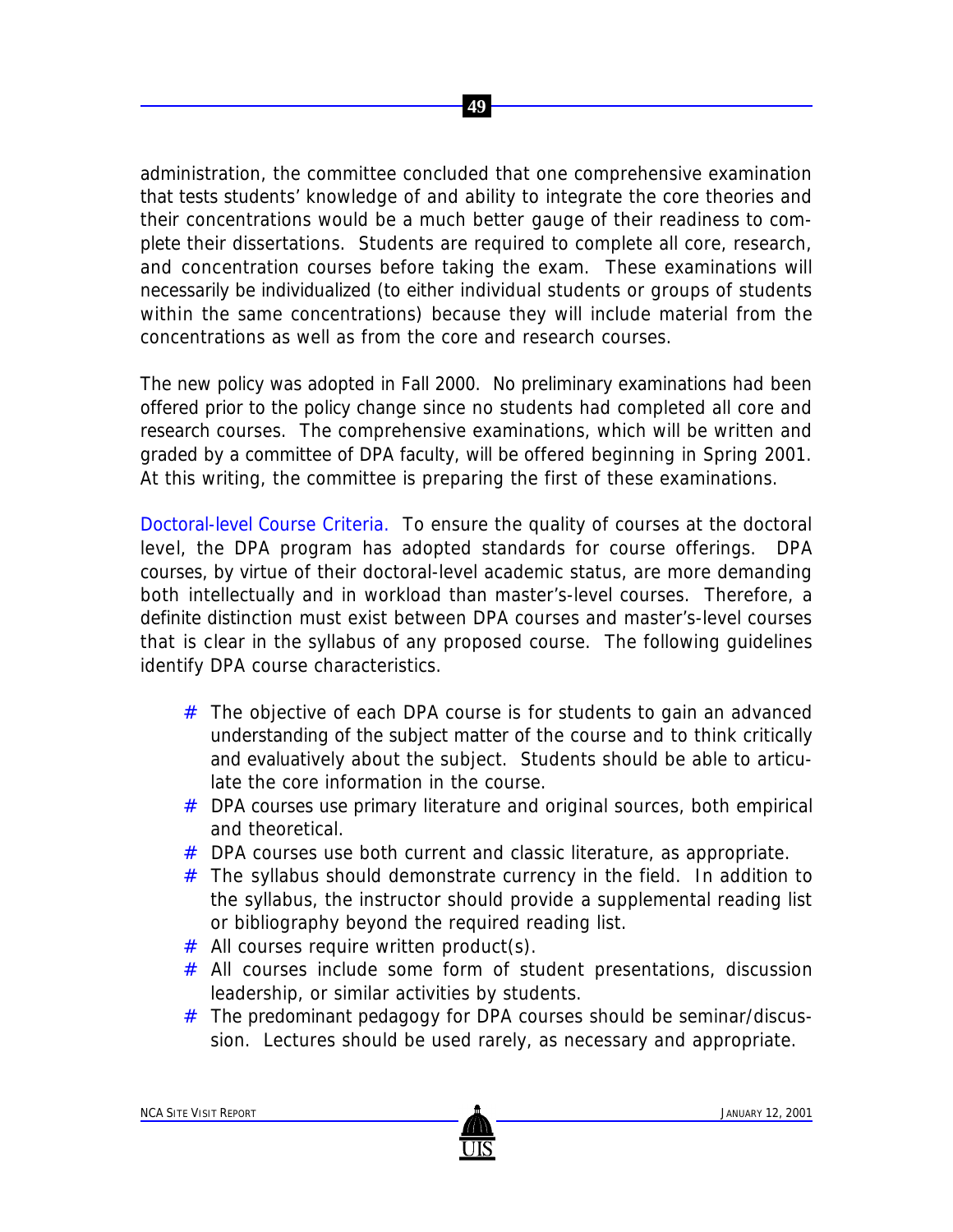administration, the committee concluded that one comprehensive examination that tests students' knowledge of and ability to integrate the core theories and their concentrations would be a much better gauge of their readiness to complete their dissertations. Students are required to complete all core, research, and concentration courses before taking the exam. These examinations will necessarily be individualized (to either individual students or groups of students within the same concentrations) because they will include material from the concentrations as well as from the core and research courses.

The new policy was adopted in Fall 2000. No preliminary examinations had been offered prior to the policy change since no students had completed all core and research courses. The comprehensive examinations, which will be written and graded by a committee of DPA faculty, will be offered beginning in Spring 2001. At this writing, the committee is preparing the first of these examinations.

Doctoral-level Course Criteria. To ensure the quality of courses at the doctoral level, the DPA program has adopted standards for course offerings. DPA courses, by virtue of their doctoral-level academic status, are more demanding both intellectually and in workload than master's-level courses. Therefore, a definite distinction must exist between DPA courses and master's-level courses that is clear in the syllabus of any proposed course. The following guidelines identify DPA course characteristics.

- The objective of each DPA course is for students to gain an advanced understanding of the subject matter of the course and to think critically and evaluatively about the subject. Students should be able to articulate the core information in the course.
- DPA courses use primary literature and original sources, both empirical and theoretical.
- DPA courses use both current and classic literature, as appropriate.
- The syllabus should demonstrate currency in the field. In addition to the syllabus, the instructor should provide a supplemental reading list or bibliography beyond the required reading list.
- All courses require written product(s).
- All courses include some form of student presentations, discussion leadership, or similar activities by students.
- The predominant pedagogy for DPA courses should be seminar/discussion. Lectures should be used rarely, as necessary and appropriate.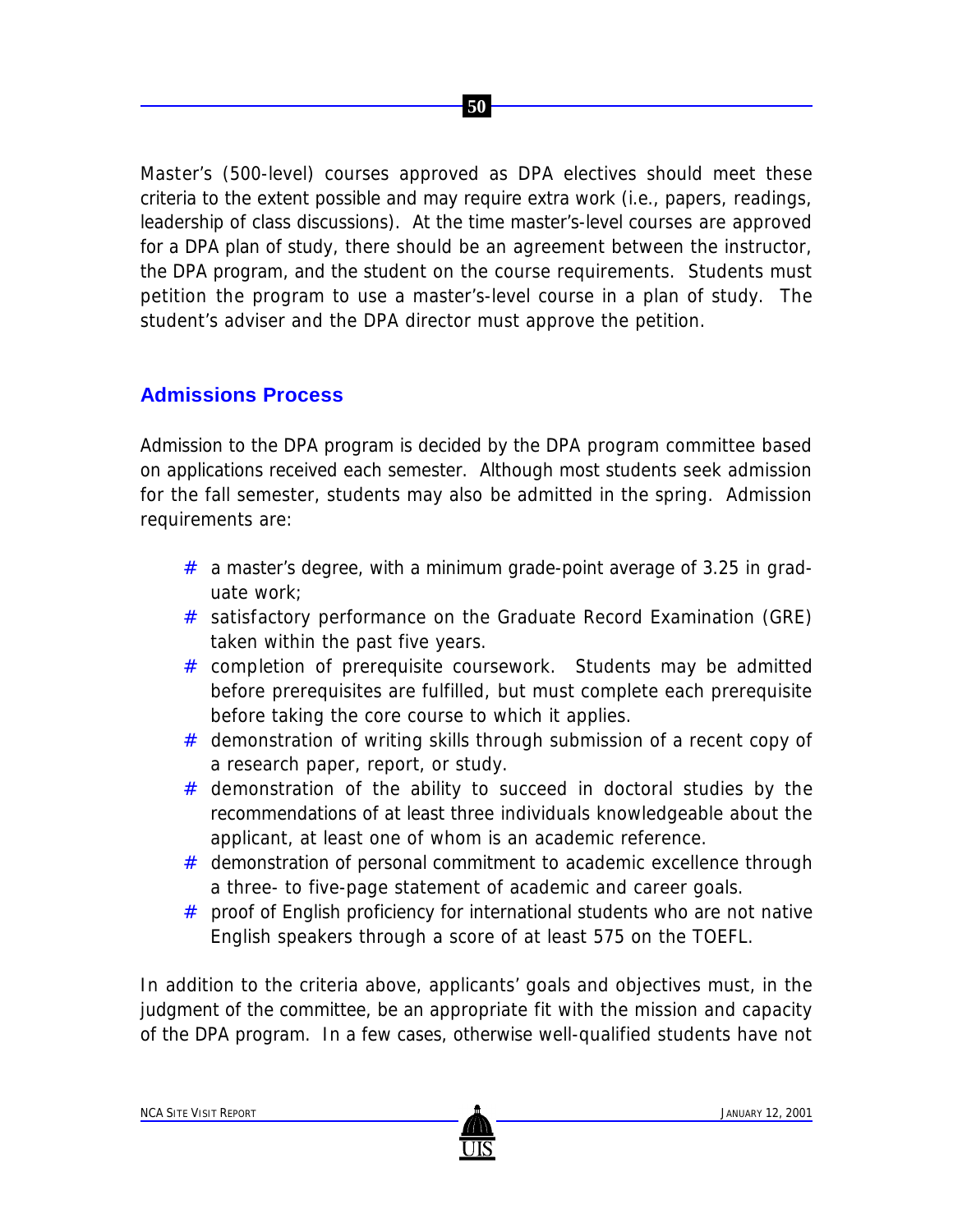Master's (500-level) courses approved as DPA electives should meet these criteria to the extent possible and may require extra work (i.e., papers, readings, leadership of class discussions). At the time master's-level courses are approved for a DPA plan of study, there should be an agreement between the instructor, the DPA program, and the student on the course requirements. Students must petition the program to use a master's-level course in a plan of study. The student's adviser and the DPA director must approve the petition.

## Admissions Process

Admission to the DPA program is decided by the DPA program committee based on applications received each semester. Although most students seek admission for the fall semester, students may also be admitted in the spring. Admission requirements are:

- a master's degree, with a minimum grade-point average of 3.25 in graduate work;
- satisfactory performance on the Graduate Record Examination (GRE) taken within the past five years.
- completion of prerequisite coursework. Students may be admitted before prerequisites are fulfilled, but must complete each prerequisite before taking the core course to which it applies.
- demonstration of writing skills through submission of a recent copy of a research paper, report, or study.
- demonstration of the ability to succeed in doctoral studies by the recommendations of at least three individuals knowledgeable about the applicant, at least one of whom is an academic reference.
- demonstration of personal commitment to academic excellence through a three- to five-page statement of academic and career goals.
- proof of English proficiency for international students who are not native English speakers through a score of at least 575 on the TOEFL.

In addition to the criteria above, applicants' goals and objectives must, in the judgment of the committee, be an appropriate fit with the mission and capacity of the DPA program. In a few cases, otherwise well-qualified students have not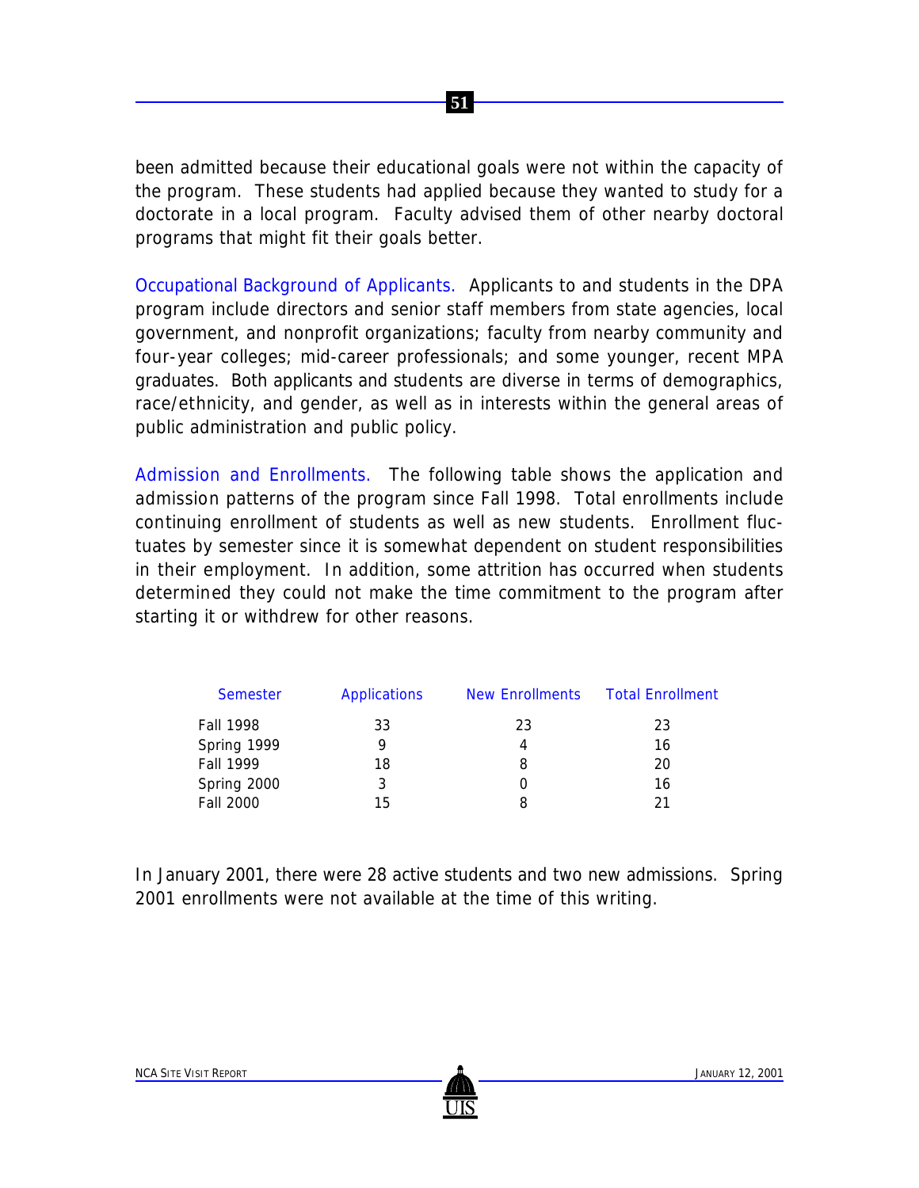been admitted because their educational goals were not within the capacity of the program. These students had applied because they wanted to study for a doctorate in a local program. Faculty advised them of other nearby doctoral programs that might fit their goals better.

Occupational Background of Applicants. Applicants to and students in the DPA program include directors and senior staff members from state agencies, local government, and nonprofit organizations; faculty from nearby community and four-year colleges; mid-career professionals; and some younger, recent MPA graduates. Both applicants and students are diverse in terms of demographics, race/ethnicity, and gender, as well as in interests within the general areas of public administration and public policy.

Admission and Enrollments. The following table shows the application and admission patterns of the program since Fall 1998. Total enrollments include continuing enrollment of students as well as new students. Enrollment fluctuates by semester since it is somewhat dependent on student responsibilities in their employment. In addition, some attrition has occurred when students determined they could not make the time commitment to the program after starting it or withdrew for other reasons.

| Semester | Applications | New Enrollments | Total Enrollment |
|---|---|---|---|
| Fall 1998 | 33 | 23 | 23 |
| Spring 1999 | 9 | 4 | 16 |
| Fall 1999 | 18 | 8 | 20 |
| Spring 2000 | 3 | 0 | 16 |
| Fall 2000 | 15 | 8 | 21 |

In January 2001, there were 28 active students and two new admissions. Spring 2001 enrollments were not available at the time of this writing.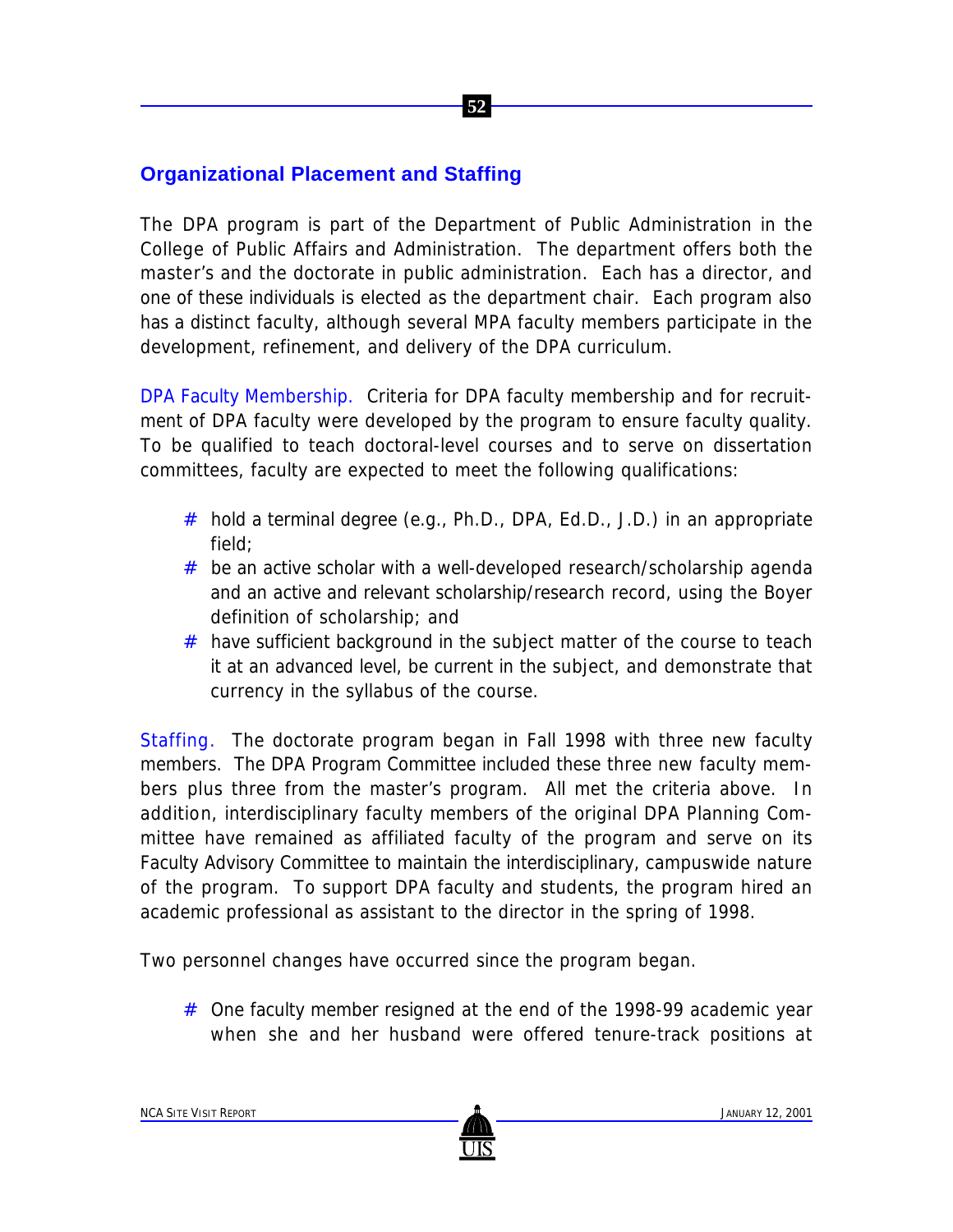## Organizational Placement and Staffing

The DPA program is part of the Department of Public Administration in the College of Public Affairs and Administration. The department offers both the master's and the doctorate in public administration. Each has a director, and one of these individuals is elected as the department chair. Each program also has a distinct faculty, although several MPA faculty members participate in the development, refinement, and delivery of the DPA curriculum.

DPA Faculty Membership. Criteria for DPA faculty membership and for recruitment of DPA faculty were developed by the program to ensure faculty quality. To be qualified to teach doctoral-level courses and to serve on dissertation committees, faculty are expected to meet the following qualifications:

- hold a terminal degree (e.g., Ph.D., DPA, Ed.D., J.D.) in an appropriate field;
- be an active scholar with a well-developed research/scholarship agenda and an active and relevant scholarship/research record, using the Boyer definition of scholarship; and
- have sufficient background in the subject matter of the course to teach it at an advanced level, be current in the subject, and demonstrate that currency in the syllabus of the course.

Staffing. The doctorate program began in Fall 1998 with three new faculty members. The DPA Program Committee included these three new faculty members plus three from the master's program. All met the criteria above. In addition, interdisciplinary faculty members of the original DPA Planning Committee have remained as affiliated faculty of the program and serve on its Faculty Advisory Committee to maintain the interdisciplinary, campuswide nature of the program. To support DPA faculty and students, the program hired an academic professional as assistant to the director in the spring of 1998.

Two personnel changes have occurred since the program began.

- One faculty member resigned at the end of the 1998-99 academic year when she and her husband were offered tenure-track positions at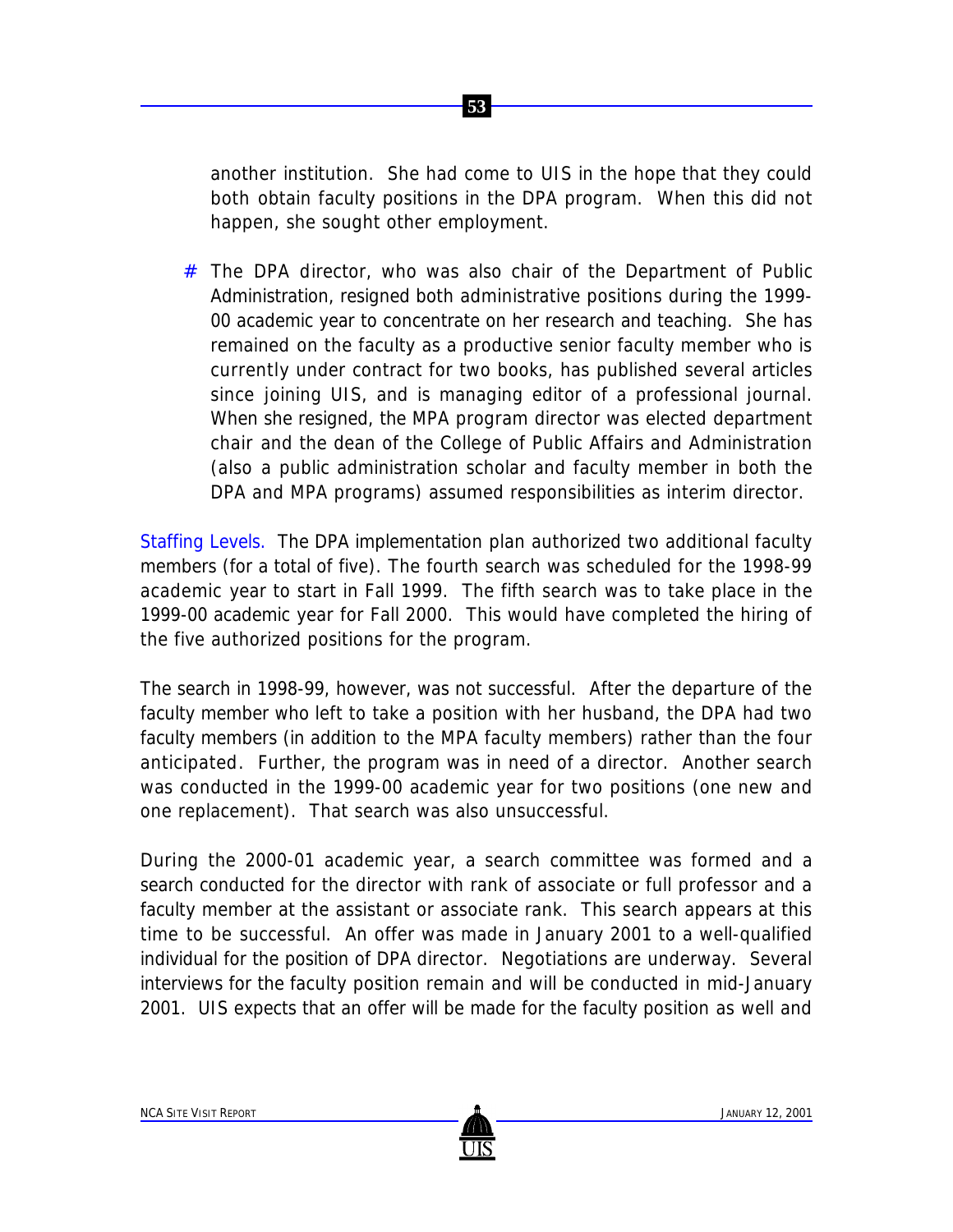another institution. She had come to UIS in the hope that they could both obtain faculty positions in the DPA program. When this did not happen, she sought other employment.

- The DPA director, who was also chair of the Department of Public Administration, resigned both administrative positions during the 1999-00 academic year to concentrate on her research and teaching. She has remained on the faculty as a productive senior faculty member who is currently under contract for two books, has published several articles since joining UIS, and is managing editor of a professional journal. When she resigned, the MPA program director was elected department chair and the dean of the College of Public Affairs and Administration (also a public administration scholar and faculty member in both the DPA and MPA programs) assumed responsibilities as interim director.

Staffing Levels. The DPA implementation plan authorized two additional faculty members (for a total of five). The fourth search was scheduled for the 1998-99 academic year to start in Fall 1999. The fifth search was to take place in the 1999-00 academic year for Fall 2000. This would have completed the hiring of the five authorized positions for the program.

The search in 1998-99, however, was not successful. After the departure of the faculty member who left to take a position with her husband, the DPA had two faculty members (in addition to the MPA faculty members) rather than the four anticipated. Further, the program was in need of a director. Another search was conducted in the 1999-00 academic year for two positions (one new and one replacement). That search was also unsuccessful.

During the 2000-01 academic year, a search committee was formed and a search conducted for the director with rank of associate or full professor and a faculty member at the assistant or associate rank. This search appears at this time to be successful. An offer was made in January 2001 to a well-qualified individual for the position of DPA director. Negotiations are underway. Several interviews for the faculty position remain and will be conducted in mid-January 2001. UIS expects that an offer will be made for the faculty position as well and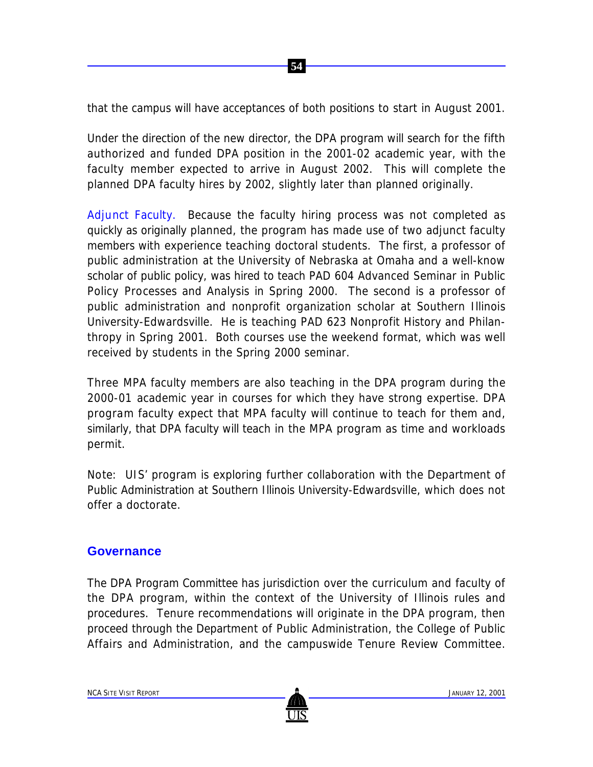that the campus will have acceptances of both positions to start in August 2001.

Under the direction of the new director, the DPA program will search for the fifth authorized and funded DPA position in the 2001-02 academic year, with the faculty member expected to arrive in August 2002. This will complete the planned DPA faculty hires by 2002, slightly later than planned originally.

Adjunct Faculty. Because the faculty hiring process was not completed as quickly as originally planned, the program has made use of two adjunct faculty members with experience teaching doctoral students. The first, a professor of public administration at the University of Nebraska at Omaha and a well-know scholar of public policy, was hired to teach PAD 604 Advanced Seminar in Public Policy Processes and Analysis in Spring 2000. The second is a professor of public administration and nonprofit organization scholar at Southern Illinois University-Edwardsville. He is teaching PAD 623 Nonprofit History and Philanthropy in Spring 2001. Both courses use the weekend format, which was well received by students in the Spring 2000 seminar.

Three MPA faculty members are also teaching in the DPA program during the 2000-01 academic year in courses for which they have strong expertise. DPA program faculty expect that MPA faculty will continue to teach for them and, similarly, that DPA faculty will teach in the MPA program as time and workloads permit.

Note: UIS' program is exploring further collaboration with the Department of Public Administration at Southern Illinois University-Edwardsville, which does not offer a doctorate.

## Governance

The DPA Program Committee has jurisdiction over the curriculum and faculty of the DPA program, within the context of the University of Illinois rules and procedures. Tenure recommendations will originate in the DPA program, then proceed through the Department of Public Administration, the College of Public Affairs and Administration, and the campuswide Tenure Review Committee.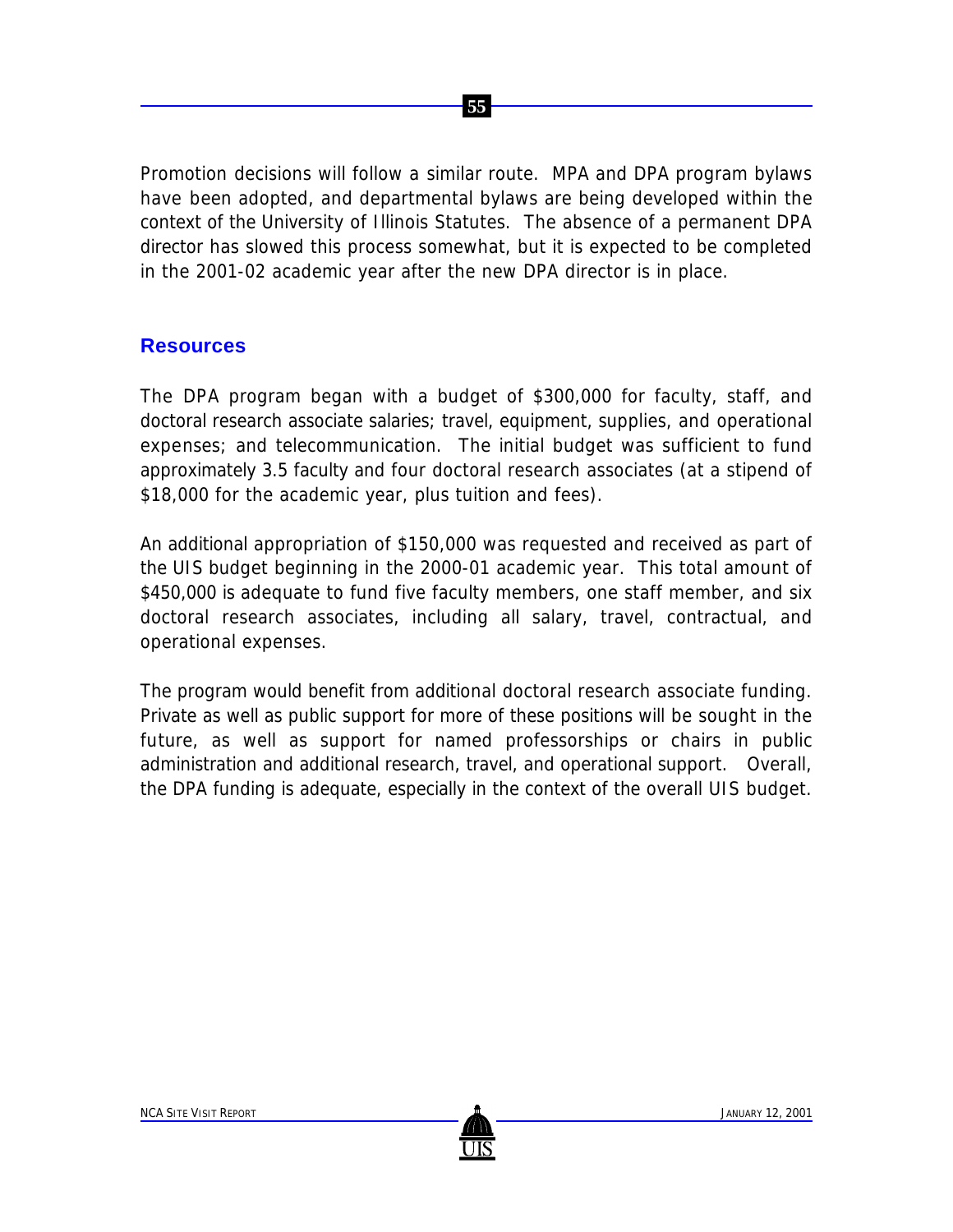Promotion decisions will follow a similar route. MPA and DPA program bylaws have been adopted, and departmental bylaws are being developed within the context of the University of Illinois Statutes. The absence of a permanent DPA director has slowed this process somewhat, but it is expected to be completed in the 2001-02 academic year after the new DPA director is in place.

## Resources

The DPA program began with a budget of $300,000 for faculty, staff, and doctoral research associate salaries; travel, equipment, supplies, and operational expenses; and telecommunication. The initial budget was sufficient to fund approximately 3.5 faculty and four doctoral research associates (at a stipend of $18,000 for the academic year, plus tuition and fees).

An additional appropriation of $150,000 was requested and received as part of the UIS budget beginning in the 2000-01 academic year. This total amount of $450,000 is adequate to fund five faculty members, one staff member, and six doctoral research associates, including all salary, travel, contractual, and operational expenses.

The program would benefit from additional doctoral research associate funding. Private as well as public support for more of these positions will be sought in the future, as well as support for named professorships or chairs in public administration and additional research, travel, and operational support. Overall, the DPA funding is adequate, especially in the context of the overall UIS budget.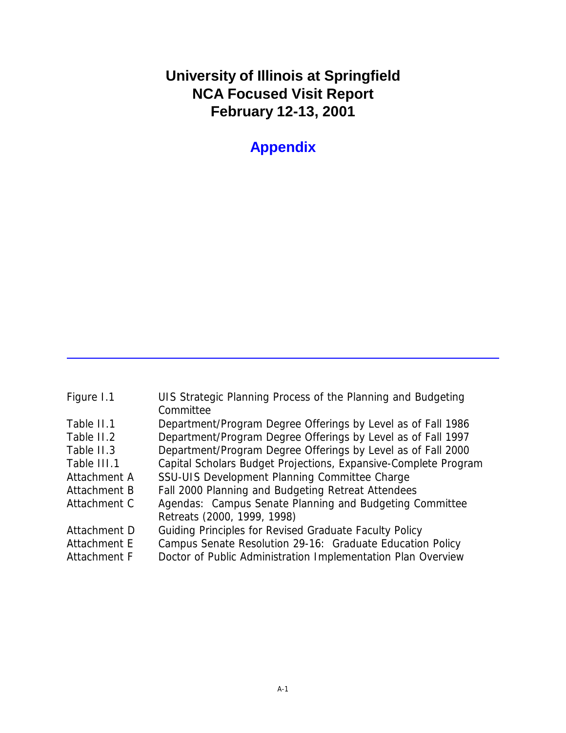# University of Illinois at Springfield
# NCA Focused Visit Report
# February 12-13, 2001

## Appendix

---

| | |
|---|---|
| Figure I.1 | UIS Strategic Planning Process of the Planning and Budgeting Committee |
| Table II.1 | Department/Program Degree Offerings by Level as of Fall 1986 |
| Table II.2 | Department/Program Degree Offerings by Level as of Fall 1997 |
| Table II.3 | Department/Program Degree Offerings by Level as of Fall 2000 |
| Table III.1 | Capital Scholars Budget Projections, Expansive-Complete Program |
| Attachment A | SSU-UIS Development Planning Committee Charge |
| Attachment B | Fall 2000 Planning and Budgeting Retreat Attendees |
| Attachment C | Agendas: Campus Senate Planning and Budgeting Committee Retreats (2000, 1999, 1998) |
| Attachment D | Guiding Principles for Revised Graduate Faculty Policy |
| Attachment E | Campus Senate Resolution 29-16: Graduate Education Policy |
| Attachment F | Doctor of Public Administration Implementation Plan Overview |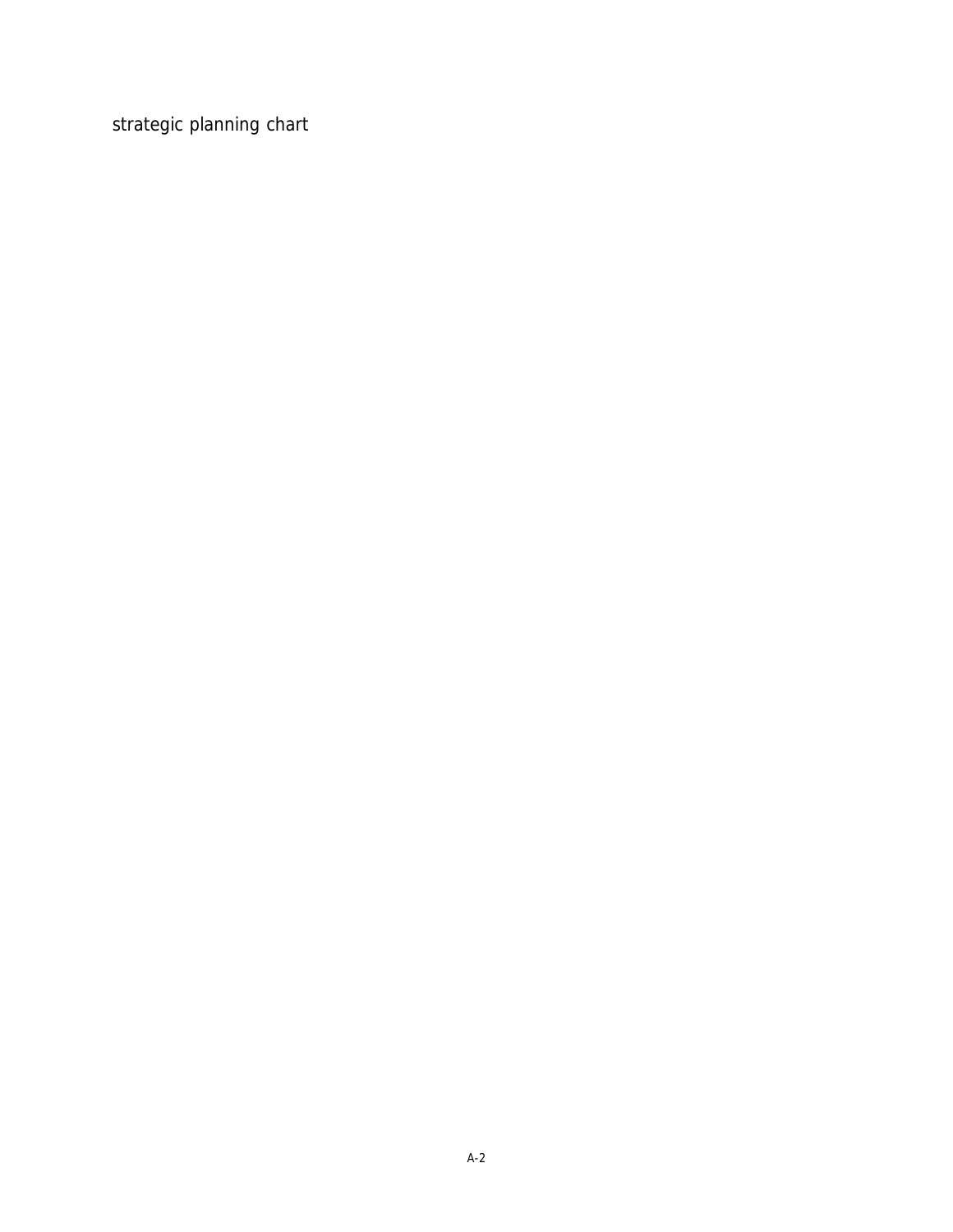strategic planning chart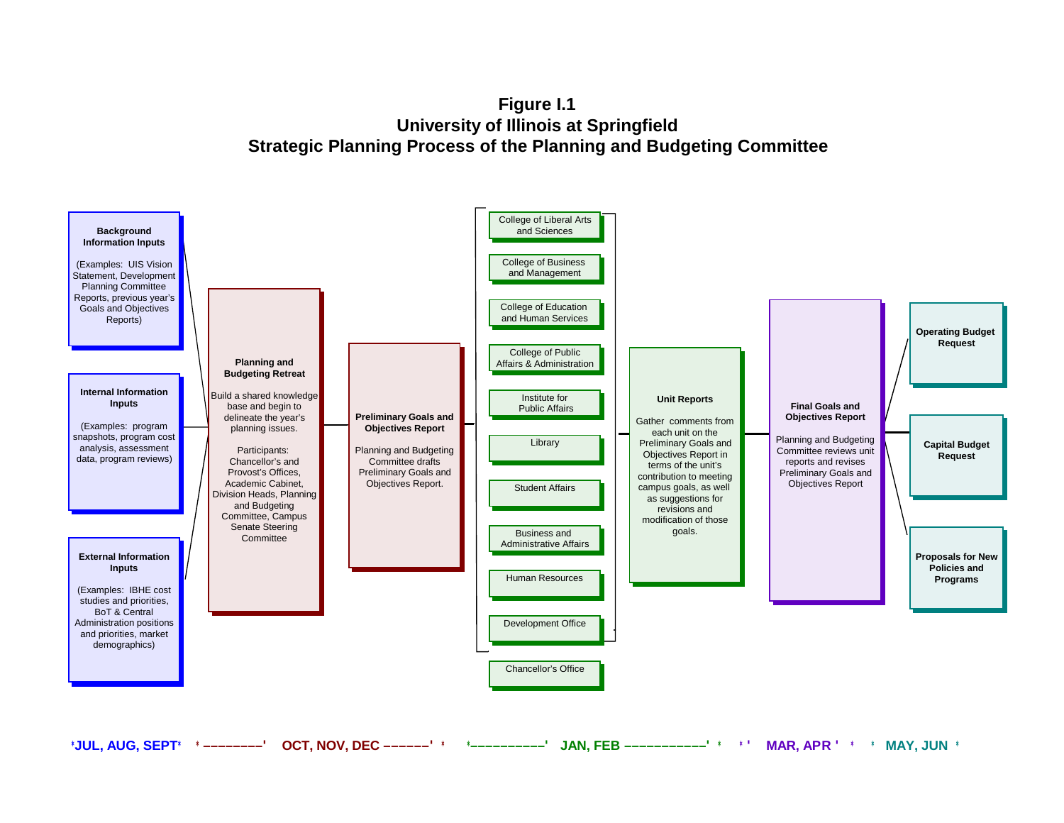# Figure I.1
## University of Illinois at Springfield
## Strategic Planning Process of the Planning and Budgeting Committee

**Background Information Inputs**

(Examples: UIS Vision Statement, Development Planning Committee Reports, previous year's Goals and Objectives Reports)

**Internal Information Inputs**

(Examples: program snapshots, program cost analysis, assessment data, program reviews)

**External Information Inputs**

(Examples: IBHE cost studies and priorities, BoT & Central Administration positions and priorities, market demographics)

**Planning and Budgeting Retreat**

Build a shared knowledge base and begin to delineate the year's planning issues.

Participants: Chancellor's and Provost's Offices, Academic Cabinet, Division Heads, Planning and Budgeting Committee, Campus Senate Steering Committee

**Preliminary Goals and Objectives Report**

Planning and Budgeting Committee drafts Preliminary Goals and Objectives Report.

- College of Liberal Arts and Sciences
- College of Business and Management
- College of Education and Human Services
- College of Public Affairs & Administration
- Institute for Public Affairs
- Library
- Student Affairs
- Business and Administrative Affairs
- Human Resources
- Development Office
- Chancellor's Office

**Unit Reports**

Gather comments from each unit on the Preliminary Goals and Objectives Report in terms of the unit's contribution to meeting campus goals, as well as suggestions for revisions and modification of those goals.

**Final Goals and Objectives Report**

Planning and Budgeting Committee reviews unit reports and revises Preliminary Goals and Objectives Report

**Operating Budget Request**

**Capital Budget Request**

**Proposals for New Policies and Programs**

JUL, AUG, SEPT — OCT, NOV, DEC — JAN, FEB — MAR, APR — MAY, JUN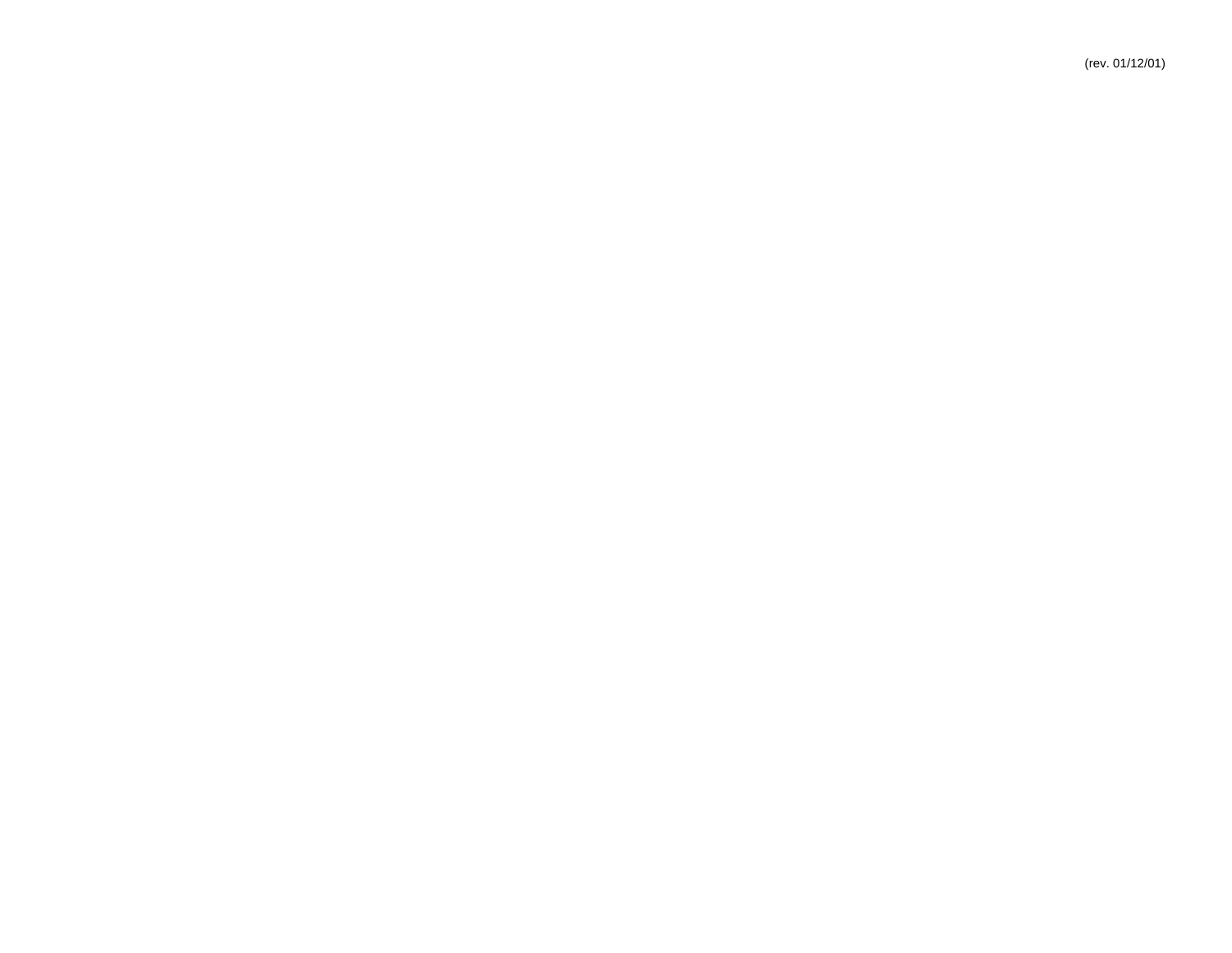(rev. 01/12/01)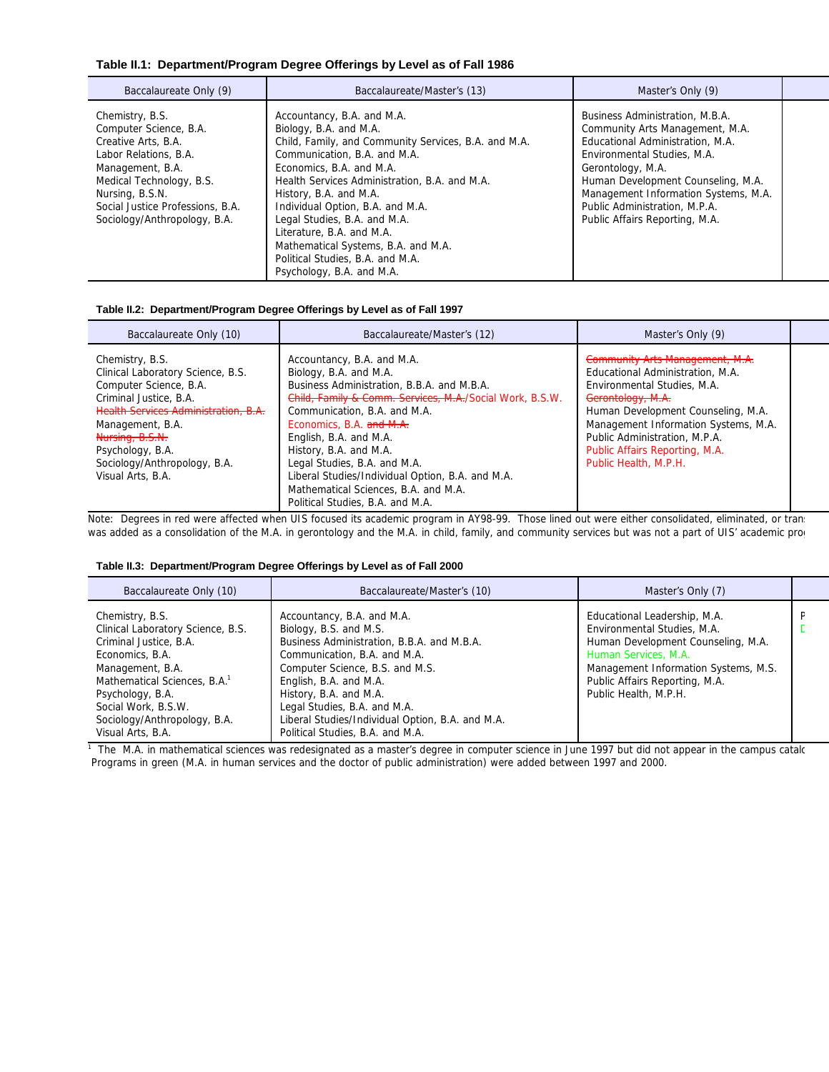**Table II.1: Department/Program Degree Offerings by Level as of Fall 1986**

| Baccalaureate Only (9) | Baccalaureate/Master's (13) | Master's Only (9) |
|---|---|---|
| Chemistry, B.S.<br>Computer Science, B.A.<br>Creative Arts, B.A.<br>Labor Relations, B.A.<br>Management, B.A.<br>Medical Technology, B.S.<br>Nursing, B.S.N.<br>Social Justice Professions, B.A.<br>Sociology/Anthropology, B.A. | Accountancy, B.A. and M.A.<br>Biology, B.A. and M.A.<br>Child, Family, and Community Services, B.A. and M.A.<br>Communication, B.A. and M.A.<br>Economics, B.A. and M.A.<br>Health Services Administration, B.A. and M.A.<br>History, B.A. and M.A.<br>Individual Option, B.A. and M.A.<br>Legal Studies, B.A. and M.A.<br>Literature, B.A. and M.A.<br>Mathematical Systems, B.A. and M.A.<br>Political Studies, B.A. and M.A.<br>Psychology, B.A. and M.A. | Business Administration, M.B.A.<br>Community Arts Management, M.A.<br>Educational Administration, M.A.<br>Environmental Studies, M.A.<br>Gerontology, M.A.<br>Human Development Counseling, M.A.<br>Management Information Systems, M.A.<br>Public Administration, M.P.A.<br>Public Affairs Reporting, M.A. |

**Table II.2: Department/Program Degree Offerings by Level as of Fall 1997**

| Baccalaureate Only (10) | Baccalaureate/Master's (12) | Master's Only (9) |
|---|---|---|
| Chemistry, B.S.<br>Clinical Laboratory Science, B.S.<br>Computer Science, B.A.<br>Criminal Justice, B.A.<br>~~Health Services Administration, B.A.~~<br>Management, B.A.<br>~~Nursing, B.S.N.~~<br>Psychology, B.A.<br>Sociology/Anthropology, B.A.<br>Visual Arts, B.A. | Accountancy, B.A. and M.A.<br>Biology, B.A. and M.A.<br>Business Administration, B.B.A. and M.B.A.<br>~~Child, Family & Comm. Services, M.A.~~/Social Work, B.S.W.<br>Communication, B.A. and M.A.<br>Economics, B.A. ~~and M.A.~~<br>English, B.A. and M.A.<br>History, B.A. and M.A.<br>Legal Studies, B.A. and M.A.<br>Liberal Studies/Individual Option, B.A. and M.A.<br>Mathematical Sciences, B.A. and M.A.<br>Political Studies, B.A. and M.A. | ~~Community Arts Management, M.A.~~<br>Educational Administration, M.A.<br>Environmental Studies, M.A.<br>~~Gerontology, M.A.~~<br>Human Development Counseling, M.A.<br>Management Information Systems, M.A.<br>Public Administration, M.P.A.<br>Public Affairs Reporting, M.A.<br>Public Health, M.P.H. |

Note: Degrees in red were affected when UIS focused its academic program in AY98-99. Those lined out were either consolidated, eliminated, or trans was added as a consolidation of the M.A. in gerontology and the M.A. in child, family, and community services but was not a part of UIS' academic pro

**Table II.3: Department/Program Degree Offerings by Level as of Fall 2000**

| Baccalaureate Only (10) | Baccalaureate/Master's (10) | Master's Only (7) |
|---|---|---|
| Chemistry, B.S.<br>Clinical Laboratory Science, B.S.<br>Criminal Justice, B.A.<br>Economics, B.A.<br>Management, B.A.<br>Mathematical Sciences, B.A.[1]<br>Psychology, B.A.<br>Social Work, B.S.W.<br>Sociology/Anthropology, B.A.<br>Visual Arts, B.A. | Accountancy, B.A. and M.A.<br>Biology, B.S. and M.S.<br>Business Administration, B.B.A. and M.B.A.<br>Communication, B.A. and M.A.<br>Computer Science, B.S. and M.S.<br>English, B.A. and M.A.<br>History, B.A. and M.A.<br>Legal Studies, B.A. and M.A.<br>Liberal Studies/Individual Option, B.A. and M.A.<br>Political Studies, B.A. and M.A. | Educational Leadership, M.A.<br>Environmental Studies, M.A.<br>Human Development Counseling, M.A.<br>Human Services, M.A.<br>Management Information Systems, M.S.<br>Public Affairs Reporting, M.A.<br>Public Health, M.P.H. |

[1] The M.A. in mathematical sciences was redesignated as a master's degree in computer science in June 1997 but did not appear in the campus catalo

Programs in green (M.A. in human services and the doctor of public administration) were added between 1997 and 2000.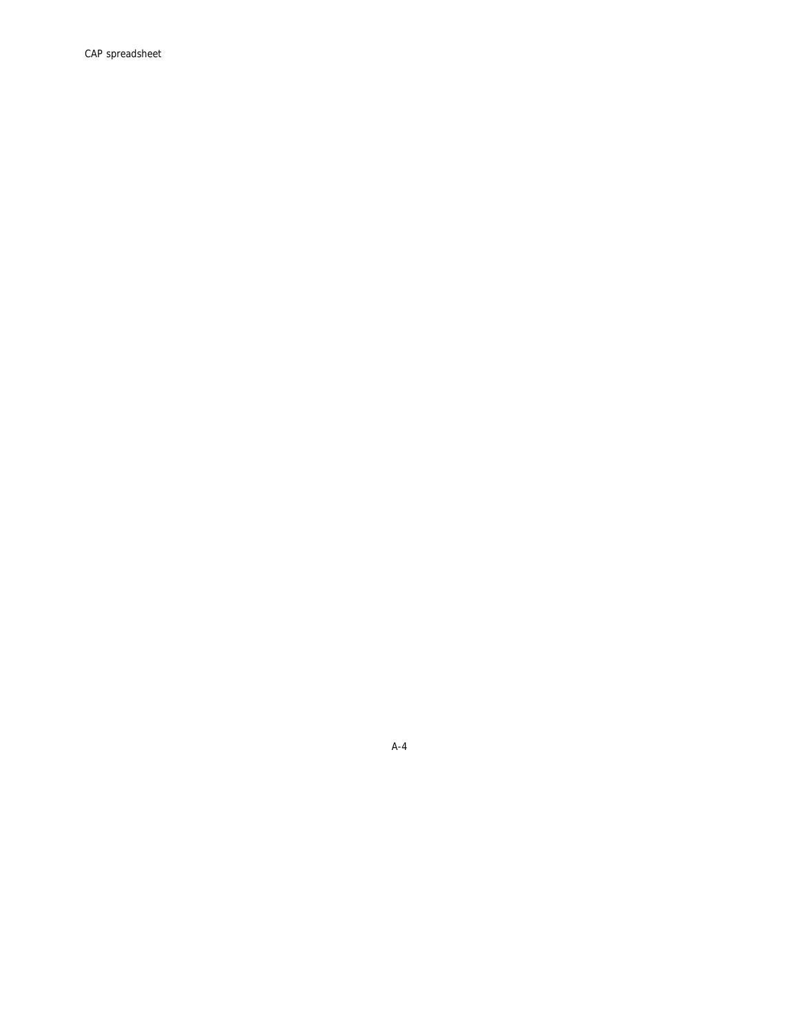CAP spreadsheet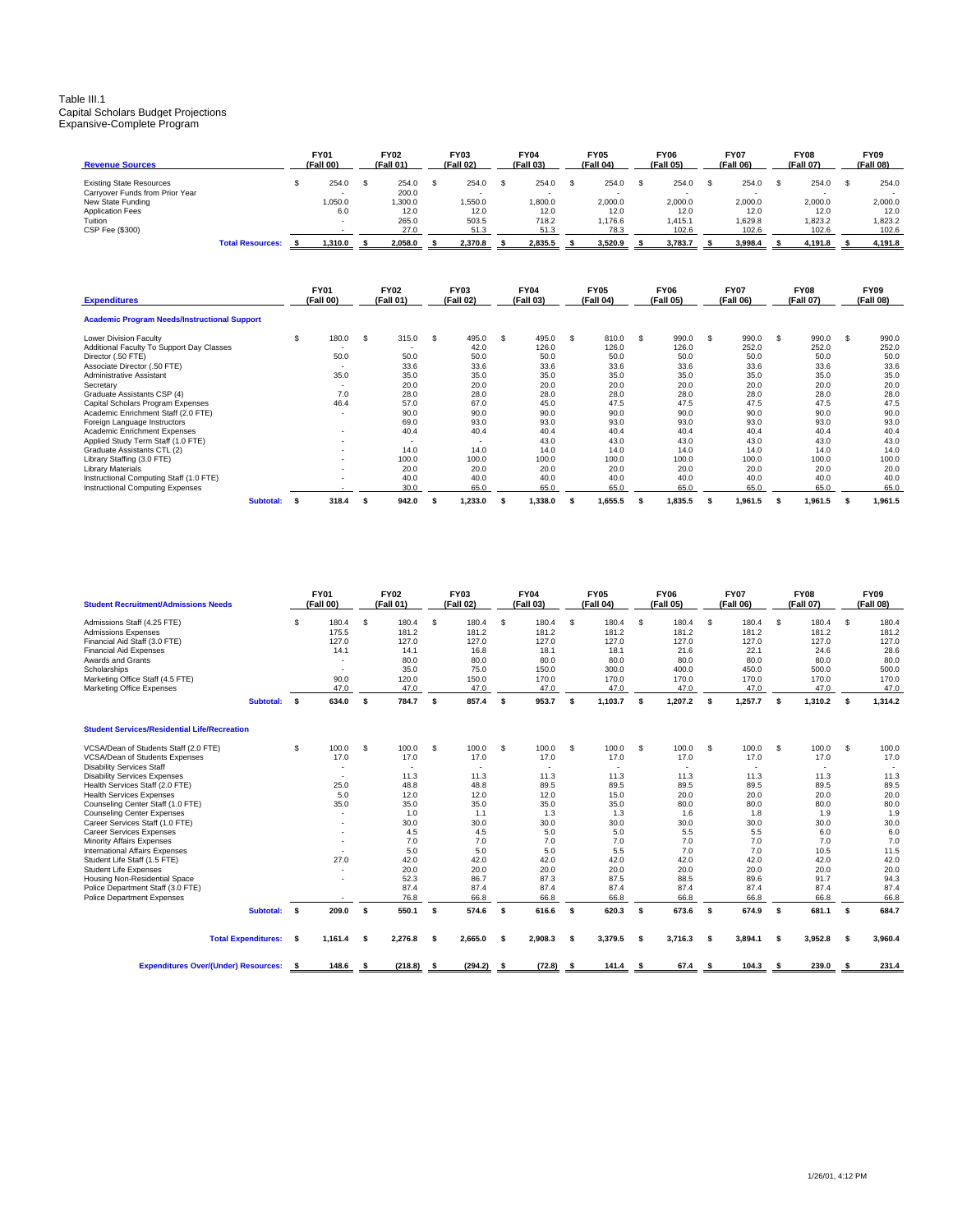Table III.1
Capital Scholars Budget Projections
Expansive-Complete Program

| Revenue Sources | FY01 (Fall 00) | FY02 (Fall 01) | FY03 (Fall 02) | FY04 (Fall 03) | FY05 (Fall 04) | FY06 (Fall 05) | FY07 (Fall 06) | FY08 (Fall 07) | FY09 (Fall 08) |
|---|---|---|---|---|---|---|---|---|---|
| Existing State Resources | $ 254.0 | $ 254.0 | $ 254.0 | $ 254.0 | $ 254.0 | $ 254.0 | $ 254.0 | $ 254.0 | $ 254.0 |
| Carryover Funds from Prior Year | - | 200.0 | - | - | - | - | - | - | - |
| New State Funding | 1,050.0 | 1,300.0 | 1,550.0 | 1,800.0 | 2,000.0 | 2,000.0 | 2,000.0 | 2,000.0 | 2,000.0 |
| Application Fees | 6.0 | 12.0 | 12.0 | 12.0 | 12.0 | 12.0 | 12.0 | 12.0 | 12.0 |
| Tuition | - | 265.0 | 503.5 | 718.2 | 1,176.6 | 1,415.1 | 1,629.8 | 1,823.2 | 1,823.2 |
| CSP Fee ($300) | - | 27.0 | 51.3 | 51.3 | 78.3 | 102.6 | 102.6 | 102.6 | 102.6 |
| **Total Resources:** | **$ 1,310.0** | **$ 2,058.0** | **$ 2,370.8** | **$ 2,835.5** | **$ 3,520.9** | **$ 3,783.7** | **$ 3,998.4** | **$ 4,191.8** | **$ 4,191.8** |

| Expenditures | FY01 (Fall 00) | FY02 (Fall 01) | FY03 (Fall 02) | FY04 (Fall 03) | FY05 (Fall 04) | FY06 (Fall 05) | FY07 (Fall 06) | FY08 (Fall 07) | FY09 (Fall 08) |
|---|---|---|---|---|---|---|---|---|---|
| **Academic Program Needs/Instructional Support** | | | | | | | | | |
| Lower Division Faculty | $ 180.0 | $ 315.0 | $ 495.0 | $ 495.0 | $ 810.0 | $ 990.0 | $ 990.0 | $ 990.0 | $ 990.0 |
| Additional Faculty To Support Day Classes | - | - | 42.0 | 126.0 | 126.0 | 126.0 | 252.0 | 252.0 | 252.0 |
| Director (.50 FTE) | 50.0 | 50.0 | 50.0 | 50.0 | 50.0 | 50.0 | 50.0 | 50.0 | 50.0 |
| Associate Director (.50 FTE) | - | 33.6 | 33.6 | 33.6 | 33.6 | 33.6 | 33.6 | 33.6 | 33.6 |
| Administrative Assistant | 35.0 | 35.0 | 35.0 | 35.0 | 35.0 | 35.0 | 35.0 | 35.0 | 35.0 |
| Secretary | - | 20.0 | 20.0 | 20.0 | 20.0 | 20.0 | 20.0 | 20.0 | 20.0 |
| Graduate Assistants CSP (4) | 7.0 | 28.0 | 28.0 | 28.0 | 28.0 | 28.0 | 28.0 | 28.0 | 28.0 |
| Capital Scholars Program Expenses | 46.4 | 57.0 | 67.0 | 45.0 | 47.5 | 47.5 | 47.5 | 47.5 | 47.5 |
| Academic Enrichment Staff (2.0 FTE) | - | 90.0 | 90.0 | 90.0 | 90.0 | 90.0 | 90.0 | 90.0 | 90.0 |
| Foreign Language Instructors | | 69.0 | 93.0 | 93.0 | 93.0 | 93.0 | 93.0 | 93.0 | 93.0 |
| Academic Enrichment Expenses | - | 40.4 | 40.4 | 40.4 | 40.4 | 40.4 | 40.4 | 40.4 | 40.4 |
| Applied Study Term Staff (1.0 FTE) | - | - | - | 43.0 | 43.0 | 43.0 | 43.0 | 43.0 | 43.0 |
| Graduate Assistants CTL (2) | - | 14.0 | 14.0 | 14.0 | 14.0 | 14.0 | 14.0 | 14.0 | 14.0 |
| Library Staffing (3.0 FTE) | - | 100.0 | 100.0 | 100.0 | 100.0 | 100.0 | 100.0 | 100.0 | 100.0 |
| Library Materials | - | 20.0 | 20.0 | 20.0 | 20.0 | 20.0 | 20.0 | 20.0 | 20.0 |
| Instructional Computing Staff (1.0 FTE) | - | 40.0 | 40.0 | 40.0 | 40.0 | 40.0 | 40.0 | 40.0 | 40.0 |
| Instructional Computing Expenses | - | 30.0 | 65.0 | 65.0 | 65.0 | 65.0 | 65.0 | 65.0 | 65.0 |
| **Subtotal:** | **$ 318.4** | **$ 942.0** | **$ 1,233.0** | **$ 1,338.0** | **$ 1,655.5** | **$ 1,835.5** | **$ 1,961.5** | **$ 1,961.5** | **$ 1,961.5** |

| Student Recruitment/Admissions Needs | FY01 (Fall 00) | FY02 (Fall 01) | FY03 (Fall 02) | FY04 (Fall 03) | FY05 (Fall 04) | FY06 (Fall 05) | FY07 (Fall 06) | FY08 (Fall 07) | FY09 (Fall 08) |
|---|---|---|---|---|---|---|---|---|---|
| Admissions Staff (4.25 FTE) | $ 180.4 | $ 180.4 | $ 180.4 | $ 180.4 | $ 180.4 | $ 180.4 | $ 180.4 | $ 180.4 | $ 180.4 |
| Admissions Expenses | 175.5 | 181.2 | 181.2 | 181.2 | 181.2 | 181.2 | 181.2 | 181.2 | 181.2 |
| Financial Aid Staff (3.0 FTE) | 127.0 | 127.0 | 127.0 | 127.0 | 127.0 | 127.0 | 127.0 | 127.0 | 127.0 |
| Financial Aid Expenses | 14.1 | 14.1 | 16.8 | 18.1 | 18.1 | 21.6 | 22.1 | 24.6 | 28.6 |
| Awards and Grants | - | 80.0 | 80.0 | 80.0 | 80.0 | 80.0 | 80.0 | 80.0 | 80.0 |
| Scholarships | - | 35.0 | 75.0 | 150.0 | 300.0 | 400.0 | 450.0 | 500.0 | 500.0 |
| Marketing Office Staff (4.5 FTE) | 90.0 | 120.0 | 150.0 | 170.0 | 170.0 | 170.0 | 170.0 | 170.0 | 170.0 |
| Marketing Office Expenses | 47.0 | 47.0 | 47.0 | 47.0 | 47.0 | 47.0 | 47.0 | 47.0 | 47.0 |
| **Subtotal:** | **$ 634.0** | **$ 784.7** | **$ 857.4** | **$ 953.7** | **$ 1,103.7** | **$ 1,207.2** | **$ 1,257.7** | **$ 1,310.2** | **$ 1,314.2** |
| **Student Services/Residential Life/Recreation** | | | | | | | | | |
| VCSA/Dean of Students Staff (2.0 FTE) | $ 100.0 | $ 100.0 | $ 100.0 | $ 100.0 | $ 100.0 | $ 100.0 | $ 100.0 | $ 100.0 | $ 100.0 |
| VCSA/Dean of Students Expenses | 17.0 | 17.0 | 17.0 | 17.0 | 17.0 | 17.0 | 17.0 | 17.0 | 17.0 |
| Disability Services Staff | - | - | - | - | - | - | - | - | - |
| Disability Services Expenses | - | 11.3 | 11.3 | 11.3 | 11.3 | 11.3 | 11.3 | 11.3 | 11.3 |
| Health Services Staff (2.0 FTE) | 25.0 | 48.8 | 48.8 | 89.5 | 89.5 | 89.5 | 89.5 | 89.5 | 89.5 |
| Health Services Expenses | 5.0 | 12.0 | 12.0 | 12.0 | 15.0 | 20.0 | 20.0 | 20.0 | 20.0 |
| Counseling Center Staff (1.0 FTE) | 35.0 | 35.0 | 35.0 | 35.0 | 35.0 | 80.0 | 80.0 | 80.0 | 80.0 |
| Counseling Center Expenses | - | 1.0 | 1.1 | 1.3 | 1.3 | 1.6 | 1.8 | 1.9 | 1.9 |
| Career Services Staff (1.0 FTE) | - | 30.0 | 30.0 | 30.0 | 30.0 | 30.0 | 30.0 | 30.0 | 30.0 |
| Career Services Expenses | - | 4.5 | 4.5 | 5.0 | 5.0 | 5.5 | 5.5 | 6.0 | 6.0 |
| Minority Affairs Expenses | - | 7.0 | 7.0 | 7.0 | 7.0 | 7.0 | 7.0 | 7.0 | 7.0 |
| International Affairs Expenses | - | 5.0 | 5.0 | 5.0 | 5.5 | 7.0 | 7.0 | 10.5 | 11.5 |
| Student Life Staff (1.5 FTE) | 27.0 | 42.0 | 42.0 | 42.0 | 42.0 | 42.0 | 42.0 | 42.0 | 42.0 |
| Student Life Expenses | - | 20.0 | 20.0 | 20.0 | 20.0 | 20.0 | 20.0 | 20.0 | 20.0 |
| Housing Non-Residential Space | - | 52.3 | 86.7 | 87.3 | 87.5 | 88.5 | 89.6 | 91.7 | 94.3 |
| Police Department Staff (3.0 FTE) | | 87.4 | 87.4 | 87.4 | 87.4 | 87.4 | 87.4 | 87.4 | 87.4 |
| Police Department Expenses | - | 76.8 | 66.8 | 66.8 | 66.8 | 66.8 | 66.8 | 66.8 | 66.8 |
| **Subtotal:** | **$ 209.0** | **$ 550.1** | **$ 574.6** | **$ 616.6** | **$ 620.3** | **$ 673.6** | **$ 674.9** | **$ 681.1** | **$ 684.7** |
| **Total Expenditures:** | **$ 1,161.4** | **$ 2,276.8** | **$ 2,665.0** | **$ 2,908.3** | **$ 3,379.5** | **$ 3,716.3** | **$ 3,894.1** | **$ 3,952.8** | **$ 3,960.4** |
| **Expenditures Over/(Under) Resources:** | **$ 148.6** | **$ (218.8)** | **$ (294.2)** | **$ (72.8)** | **$ 141.4** | **$ 67.4** | **$ 104.3** | **$ 239.0** | **$ 231.4** |

1/26/01, 4:12 PM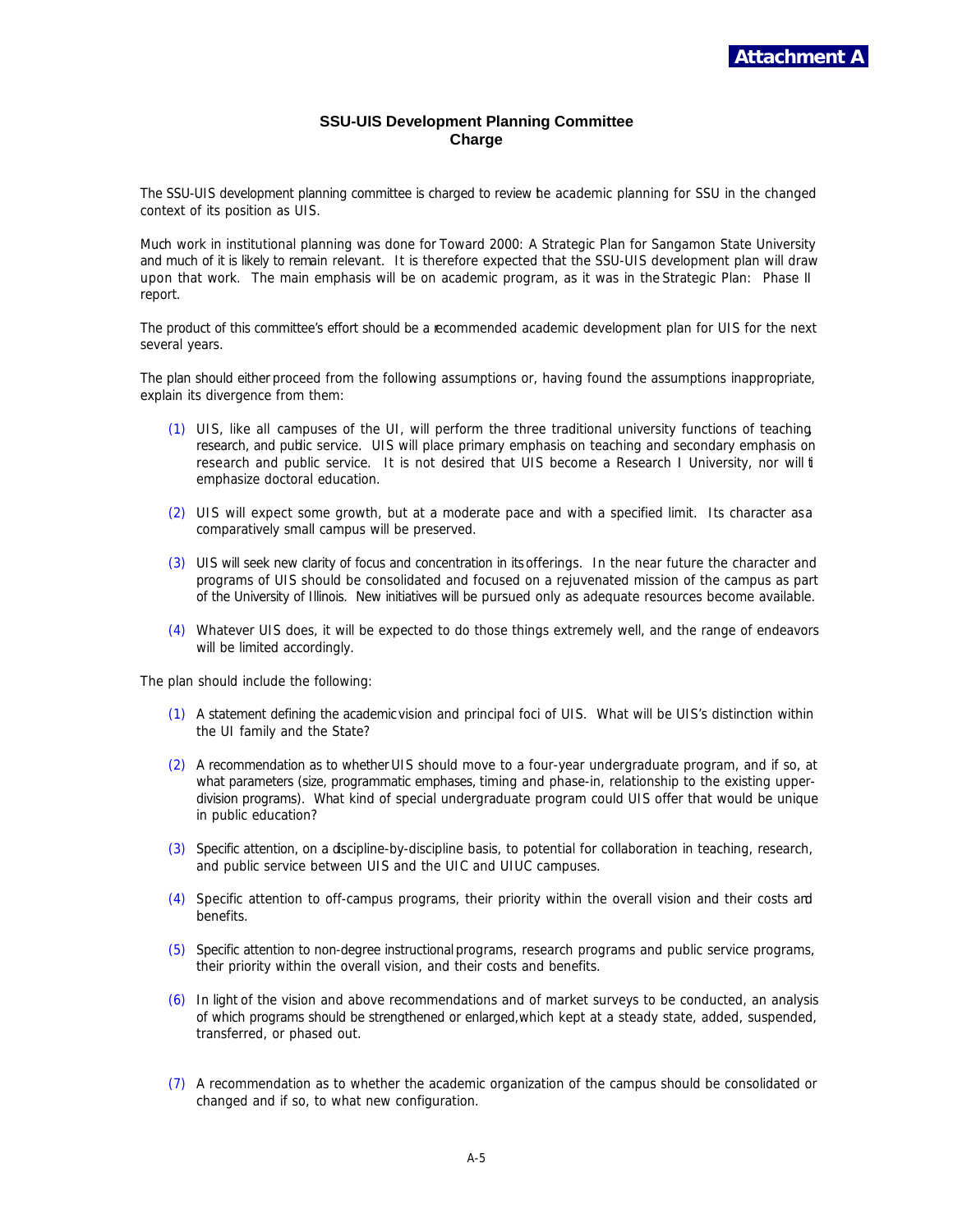**Attachment A**

## SSU-UIS Development Planning Committee
## Charge

The SSU-UIS development planning committee is charged to review the academic planning for SSU in the changed context of its position as UIS.

Much work in institutional planning was done for Toward 2000: A Strategic Plan for Sangamon State University and much of it is likely to remain relevant. It is therefore expected that the SSU-UIS development plan will draw upon that work. The main emphasis will be on academic program, as it was in the Strategic Plan: Phase II report.

The product of this committee's effort should be a recommended academic development plan for UIS for the next several years.

The plan should either proceed from the following assumptions or, having found the assumptions inappropriate, explain its divergence from them:

(1) UIS, like all campuses of the UI, will perform the three traditional university functions of teaching, research, and public service. UIS will place primary emphasis on teaching and secondary emphasis on research and public service. It is not desired that UIS become a Research I University, nor will it emphasize doctoral education.

(2) UIS will expect some growth, but at a moderate pace and with a specified limit. Its character as a comparatively small campus will be preserved.

(3) UIS will seek new clarity of focus and concentration in its offerings. In the near future the character and programs of UIS should be consolidated and focused on a rejuvenated mission of the campus as part of the University of Illinois. New initiatives will be pursued only as adequate resources become available.

(4) Whatever UIS does, it will be expected to do those things extremely well, and the range of endeavors will be limited accordingly.

The plan should include the following:

(1) A statement defining the academic vision and principal foci of UIS. What will be UIS's distinction within the UI family and the State?

(2) A recommendation as to whether UIS should move to a four-year undergraduate program, and if so, at what parameters (size, programmatic emphases, timing and phase-in, relationship to the existing upper-division programs). What kind of special undergraduate program could UIS offer that would be unique in public education?

(3) Specific attention, on a discipline-by-discipline basis, to potential for collaboration in teaching, research, and public service between UIS and the UIC and UIUC campuses.

(4) Specific attention to off-campus programs, their priority within the overall vision and their costs and benefits.

(5) Specific attention to non-degree instructional programs, research programs and public service programs, their priority within the overall vision, and their costs and benefits.

(6) In light of the vision and above recommendations and of market surveys to be conducted, an analysis of which programs should be strengthened or enlarged, which kept at a steady state, added, suspended, transferred, or phased out.

(7) A recommendation as to whether the academic organization of the campus should be consolidated or changed and if so, to what new configuration.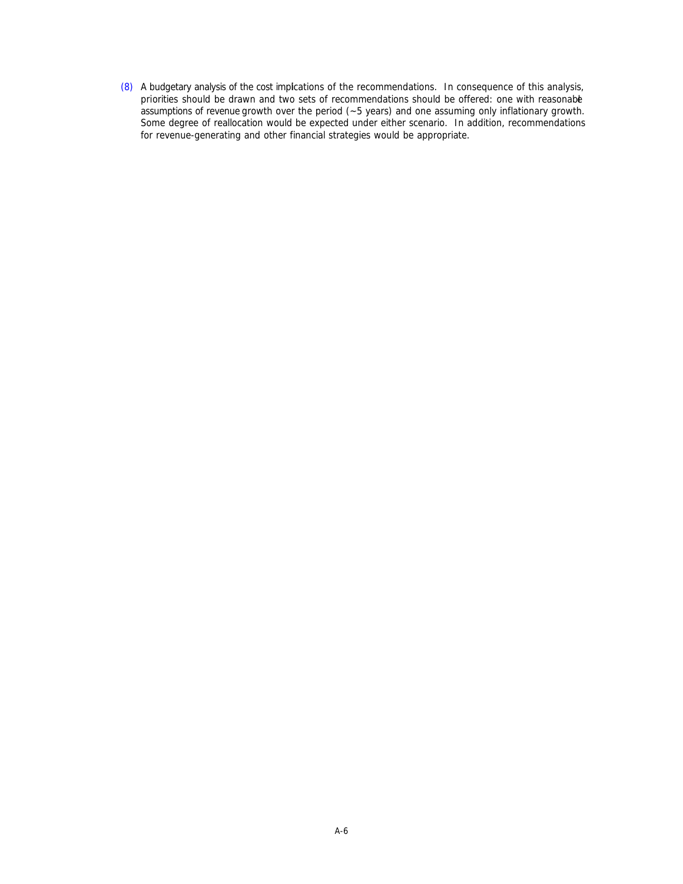(8) A budgetary analysis of the cost implications of the recommendations. In consequence of this analysis, priorities should be drawn and two sets of recommendations should be offered: one with reasonable assumptions of revenue growth over the period (~5 years) and one assuming only inflationary growth. Some degree of reallocation would be expected under either scenario. In addition, recommendations for revenue-generating and other financial strategies would be appropriate.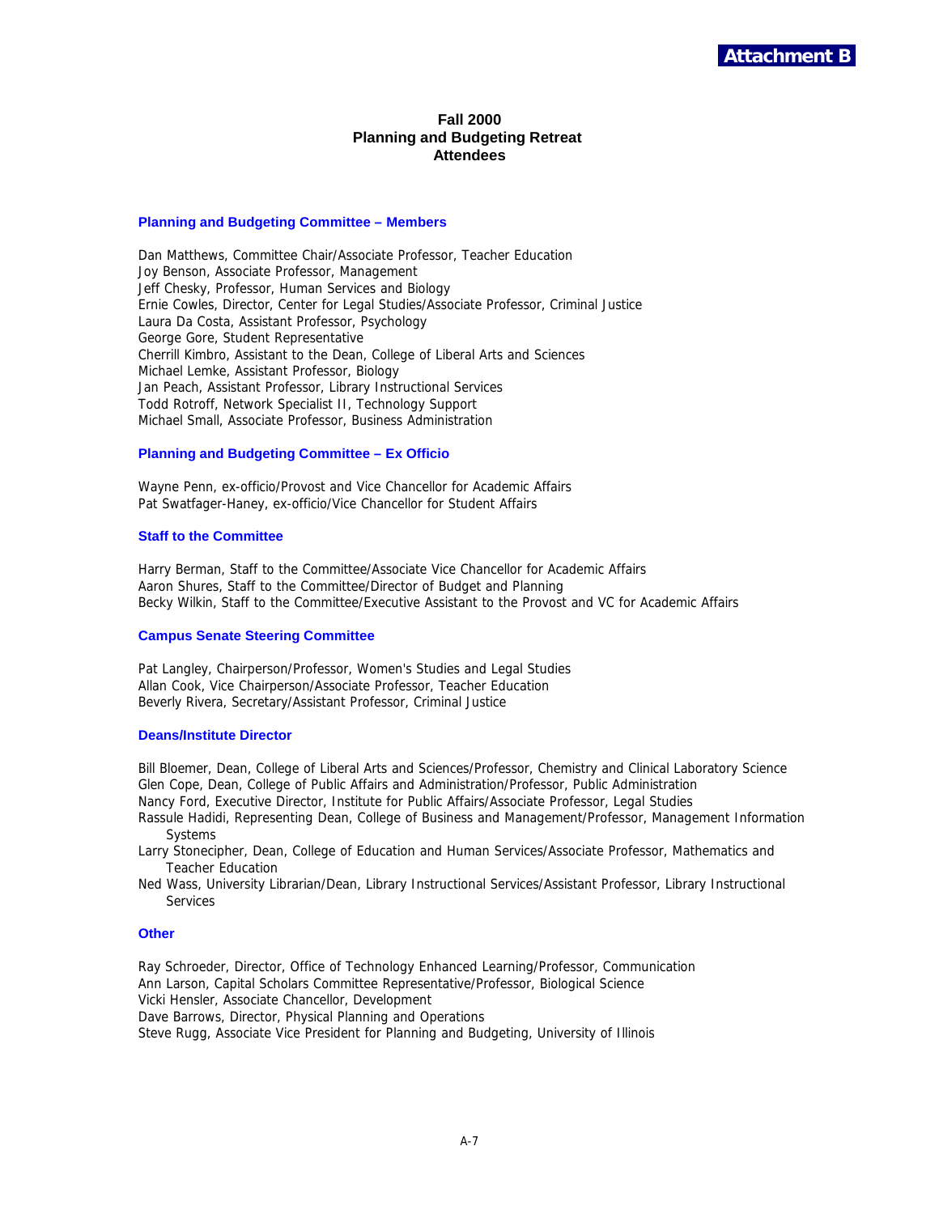**Attachment B**

# Fall 2000
# Planning and Budgeting Retreat
# Attendees

### Planning and Budgeting Committee – Members

Dan Matthews, Committee Chair/Associate Professor, Teacher Education
Joy Benson, Associate Professor, Management
Jeff Chesky, Professor, Human Services and Biology
Ernie Cowles, Director, Center for Legal Studies/Associate Professor, Criminal Justice
Laura Da Costa, Assistant Professor, Psychology
George Gore, Student Representative
Cherrill Kimbro, Assistant to the Dean, College of Liberal Arts and Sciences
Michael Lemke, Assistant Professor, Biology
Jan Peach, Assistant Professor, Library Instructional Services
Todd Rotroff, Network Specialist II, Technology Support
Michael Small, Associate Professor, Business Administration

### Planning and Budgeting Committee – Ex Officio

Wayne Penn, ex-officio/Provost and Vice Chancellor for Academic Affairs
Pat Swatfager-Haney, ex-officio/Vice Chancellor for Student Affairs

### Staff to the Committee

Harry Berman, Staff to the Committee/Associate Vice Chancellor for Academic Affairs
Aaron Shures, Staff to the Committee/Director of Budget and Planning
Becky Wilkin, Staff to the Committee/Executive Assistant to the Provost and VC for Academic Affairs

### Campus Senate Steering Committee

Pat Langley, Chairperson/Professor, Women's Studies and Legal Studies
Allan Cook, Vice Chairperson/Associate Professor, Teacher Education
Beverly Rivera, Secretary/Assistant Professor, Criminal Justice

### Deans/Institute Director

Bill Bloemer, Dean, College of Liberal Arts and Sciences/Professor, Chemistry and Clinical Laboratory Science
Glen Cope, Dean, College of Public Affairs and Administration/Professor, Public Administration
Nancy Ford, Executive Director, Institute for Public Affairs/Associate Professor, Legal Studies
Rassule Hadidi, Representing Dean, College of Business and Management/Professor, Management Information Systems
Larry Stonecipher, Dean, College of Education and Human Services/Associate Professor, Mathematics and Teacher Education
Ned Wass, University Librarian/Dean, Library Instructional Services/Assistant Professor, Library Instructional Services

### Other

Ray Schroeder, Director, Office of Technology Enhanced Learning/Professor, Communication
Ann Larson, Capital Scholars Committee Representative/Professor, Biological Science
Vicki Hensler, Associate Chancellor, Development
Dave Barrows, Director, Physical Planning and Operations
Steve Rugg, Associate Vice President for Planning and Budgeting, University of Illinois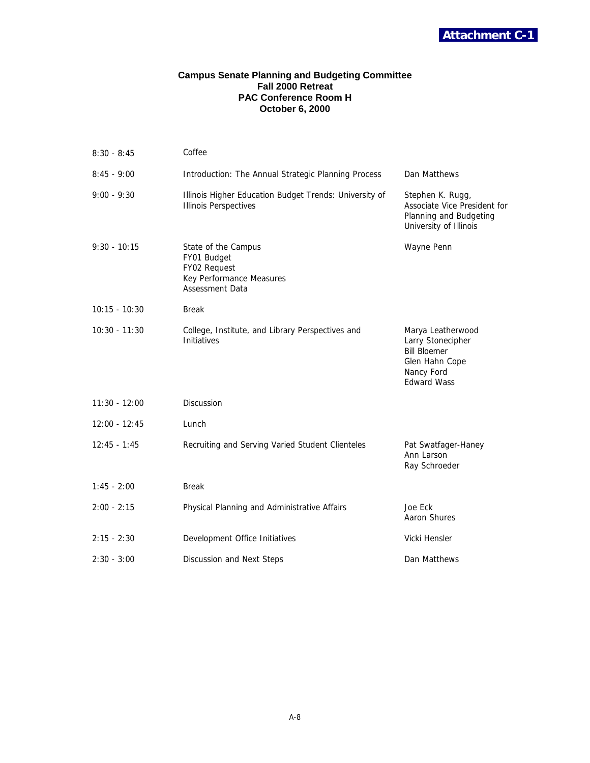**Attachment C-1**

## Campus Senate Planning and Budgeting Committee
### Fall 2000 Retreat
### PAC Conference Room H
### October 6, 2000

| | | |
|---|---|---|
| 8:30 - 8:45 | Coffee | |
| 8:45 - 9:00 | Introduction: The Annual Strategic Planning Process | Dan Matthews |
| 9:00 - 9:30 | Illinois Higher Education Budget Trends: University of Illinois Perspectives | Stephen K. Rugg, Associate Vice President for Planning and Budgeting University of Illinois |
| 9:30 - 10:15 | State of the Campus<br>FY01 Budget<br>FY02 Request<br>Key Performance Measures<br>Assessment Data | Wayne Penn |
| 10:15 - 10:30 | Break | |
| 10:30 - 11:30 | College, Institute, and Library Perspectives and Initiatives | Marya Leatherwood<br>Larry Stonecipher<br>Bill Bloemer<br>Glen Hahn Cope<br>Nancy Ford<br>Edward Wass |
| 11:30 - 12:00 | Discussion | |
| 12:00 - 12:45 | Lunch | |
| 12:45 - 1:45 | Recruiting and Serving Varied Student Clienteles | Pat Swatfager-Haney<br>Ann Larson<br>Ray Schroeder |
| 1:45 - 2:00 | Break | |
| 2:00 - 2:15 | Physical Planning and Administrative Affairs | Joe Eck<br>Aaron Shures |
| 2:15 - 2:30 | Development Office Initiatives | Vicki Hensler |
| 2:30 - 3:00 | Discussion and Next Steps | Dan Matthews |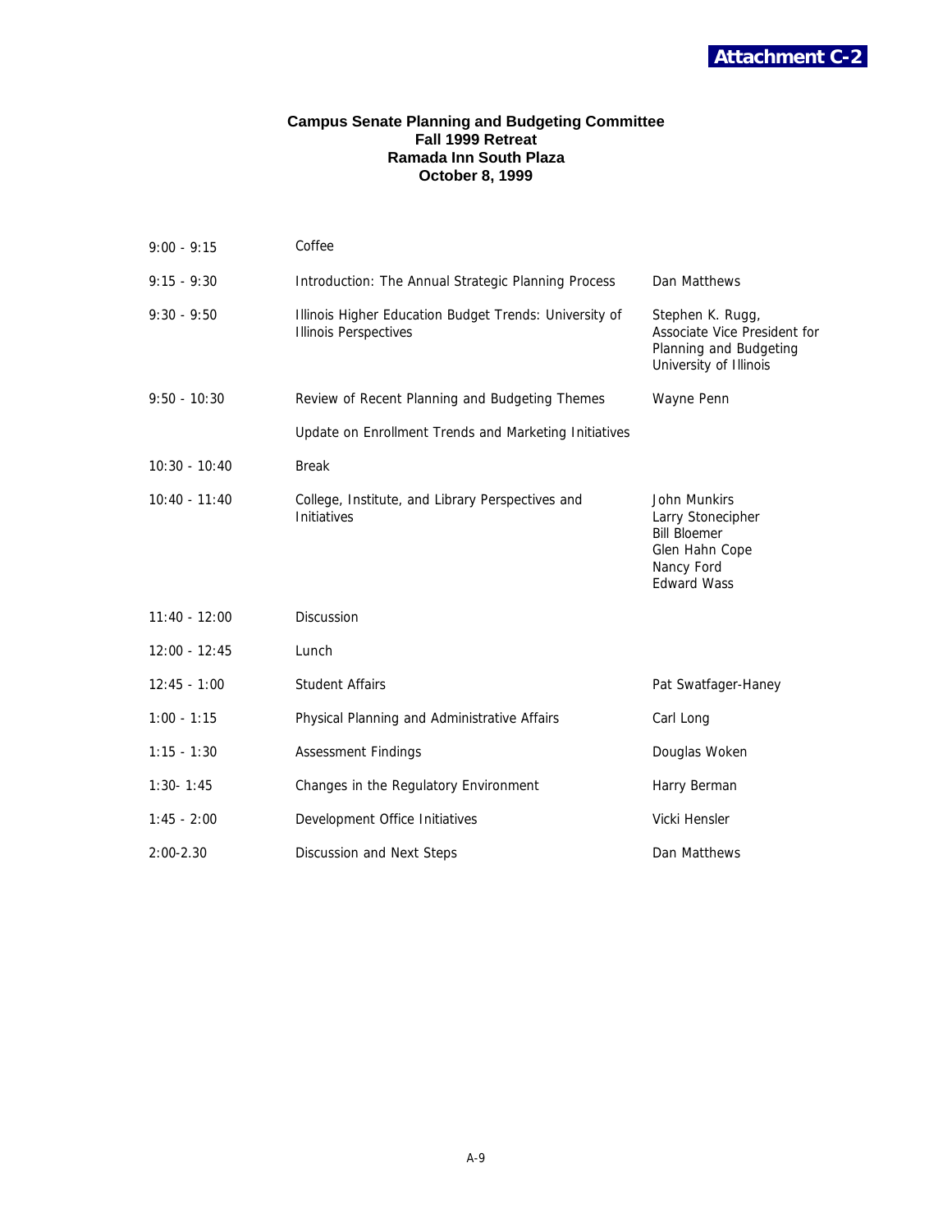**Attachment C-2**

### Campus Senate Planning and Budgeting Committee
### Fall 1999 Retreat
### Ramada Inn South Plaza
### October 8, 1999

| | | |
|---|---|---|
| 9:00 - 9:15 | Coffee | |
| 9:15 - 9:30 | Introduction: The Annual Strategic Planning Process | Dan Matthews |
| 9:30 - 9:50 | Illinois Higher Education Budget Trends: University of Illinois Perspectives | Stephen K. Rugg, Associate Vice President for Planning and Budgeting University of Illinois |
| 9:50 - 10:30 | Review of Recent Planning and Budgeting Themes | Wayne Penn |
| | Update on Enrollment Trends and Marketing Initiatives | |
| 10:30 - 10:40 | Break | |
| 10:40 - 11:40 | College, Institute, and Library Perspectives and Initiatives | John Munkirs<br>Larry Stonecipher<br>Bill Bloemer<br>Glen Hahn Cope<br>Nancy Ford<br>Edward Wass |
| 11:40 - 12:00 | Discussion | |
| 12:00 - 12:45 | Lunch | |
| 12:45 - 1:00 | Student Affairs | Pat Swatfager-Haney |
| 1:00 - 1:15 | Physical Planning and Administrative Affairs | Carl Long |
| 1:15 - 1:30 | Assessment Findings | Douglas Woken |
| 1:30- 1:45 | Changes in the Regulatory Environment | Harry Berman |
| 1:45 - 2:00 | Development Office Initiatives | Vicki Hensler |
| 2:00-2.30 | Discussion and Next Steps | Dan Matthews |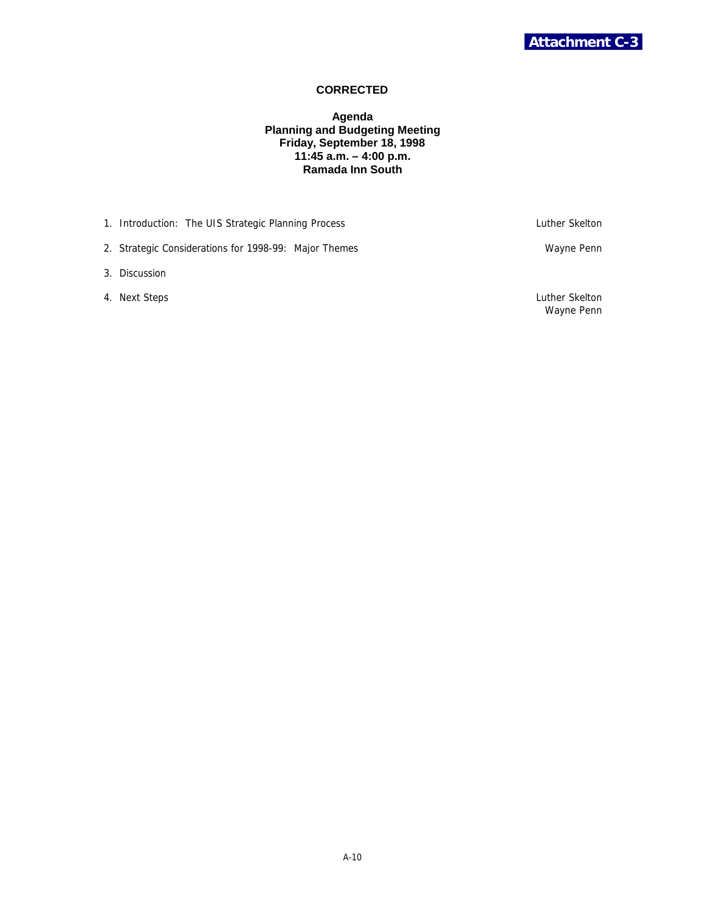**Attachment C-3**

**CORRECTED**

**Agenda**
**Planning and Budgeting Meeting**
**Friday, September 18, 1998**
**11:45 a.m. – 4:00 p.m.**
**Ramada Inn South**

| | |
|---|---|
| 1. Introduction: The UIS Strategic Planning Process | Luther Skelton |
| 2. Strategic Considerations for 1998-99: Major Themes | Wayne Penn |
| 3. Discussion | |
| 4. Next Steps | Luther Skelton<br>Wayne Penn |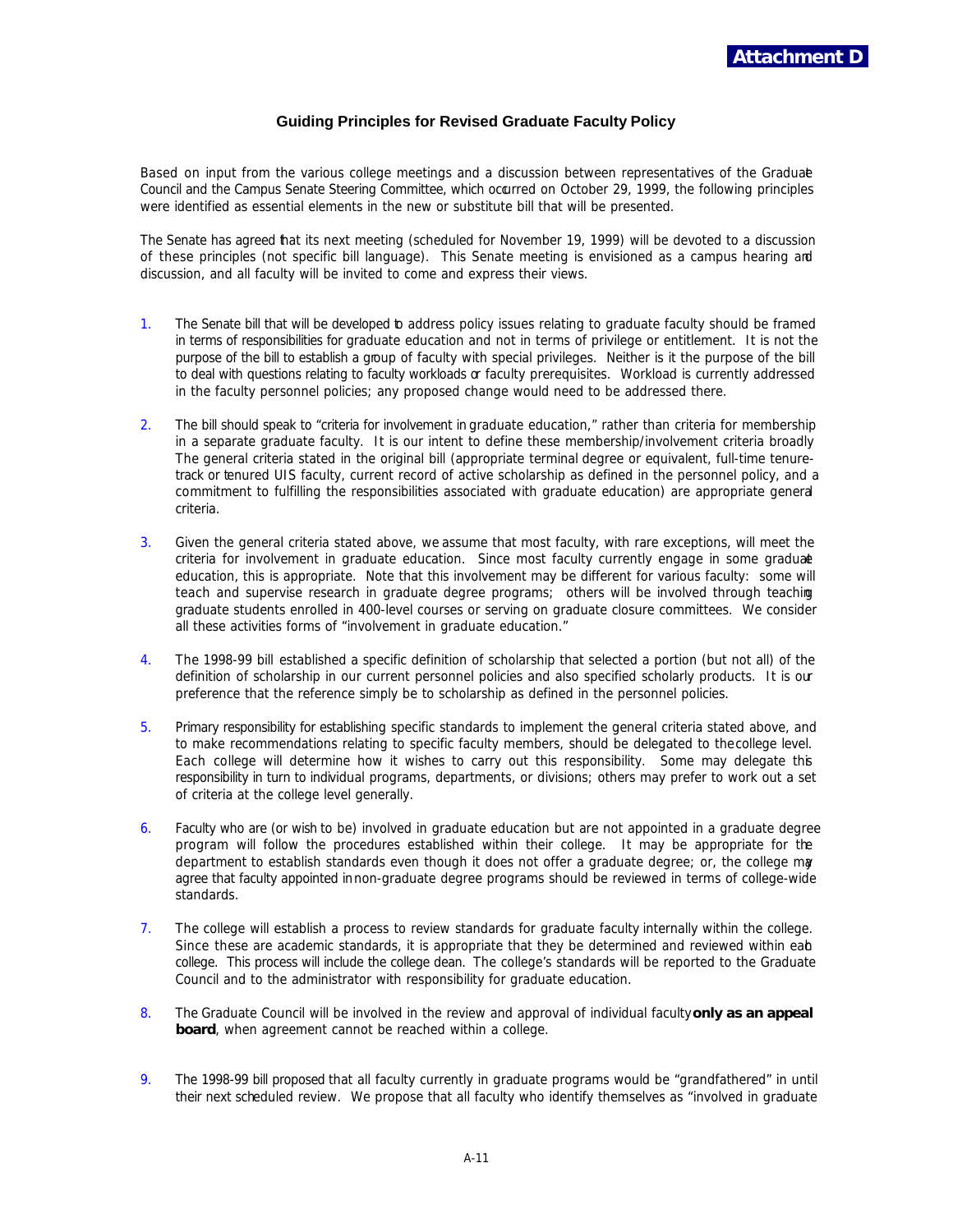**Attachment D**

### Guiding Principles for Revised Graduate Faculty Policy

Based on input from the various college meetings and a discussion between representatives of the Graduate Council and the Campus Senate Steering Committee, which occurred on October 29, 1999, the following principles were identified as essential elements in the new or substitute bill that will be presented.

The Senate has agreed that its next meeting (scheduled for November 19, 1999) will be devoted to a discussion of these principles (not specific bill language). This Senate meeting is envisioned as a campus hearing and discussion, and all faculty will be invited to come and express their views.

1. The Senate bill that will be developed to address policy issues relating to graduate faculty should be framed in terms of responsibilities for graduate education and not in terms of privilege or entitlement. It is not the purpose of the bill to establish a group of faculty with special privileges. Neither is it the purpose of the bill to deal with questions relating to faculty workloads or faculty prerequisites. Workload is currently addressed in the faculty personnel policies; any proposed change would need to be addressed there.

2. The bill should speak to "criteria for involvement in graduate education," rather than criteria for membership in a separate graduate faculty. It is our intent to define these membership/involvement criteria broadly. The general criteria stated in the original bill (appropriate terminal degree or equivalent, full-time tenure-track or tenured UIS faculty, current record of active scholarship as defined in the personnel policy, and a commitment to fulfilling the responsibilities associated with graduate education) are appropriate general criteria.

3. Given the general criteria stated above, we assume that most faculty, with rare exceptions, will meet the criteria for involvement in graduate education. Since most faculty currently engage in some graduate education, this is appropriate. Note that this involvement may be different for various faculty: some will teach and supervise research in graduate degree programs; others will be involved through teaching graduate students enrolled in 400-level courses or serving on graduate closure committees. We consider all these activities forms of "involvement in graduate education."

4. The 1998-99 bill established a specific definition of scholarship that selected a portion (but not all) of the definition of scholarship in our current personnel policies and also specified scholarly products. It is our preference that the reference simply be to scholarship as defined in the personnel policies.

5. Primary responsibility for establishing specific standards to implement the general criteria stated above, and to make recommendations relating to specific faculty members, should be delegated to the college level. Each college will determine how it wishes to carry out this responsibility. Some may delegate this responsibility in turn to individual programs, departments, or divisions; others may prefer to work out a set of criteria at the college level generally.

6. Faculty who are (or wish to be) involved in graduate education but are not appointed in a graduate degree program will follow the procedures established within their college. It may be appropriate for the department to establish standards even though it does not offer a graduate degree; or, the college may agree that faculty appointed in non-graduate degree programs should be reviewed in terms of college-wide standards.

7. The college will establish a process to review standards for graduate faculty internally within the college. Since these are academic standards, it is appropriate that they be determined and reviewed within each college. This process will include the college dean. The college's standards will be reported to the Graduate Council and to the administrator with responsibility for graduate education.

8. The Graduate Council will be involved in the review and approval of individual faculty **only as an appeal board**, when agreement cannot be reached within a college.

9. The 1998-99 bill proposed that all faculty currently in graduate programs would be "grandfathered" in until their next scheduled review. We propose that all faculty who identify themselves as "involved in graduate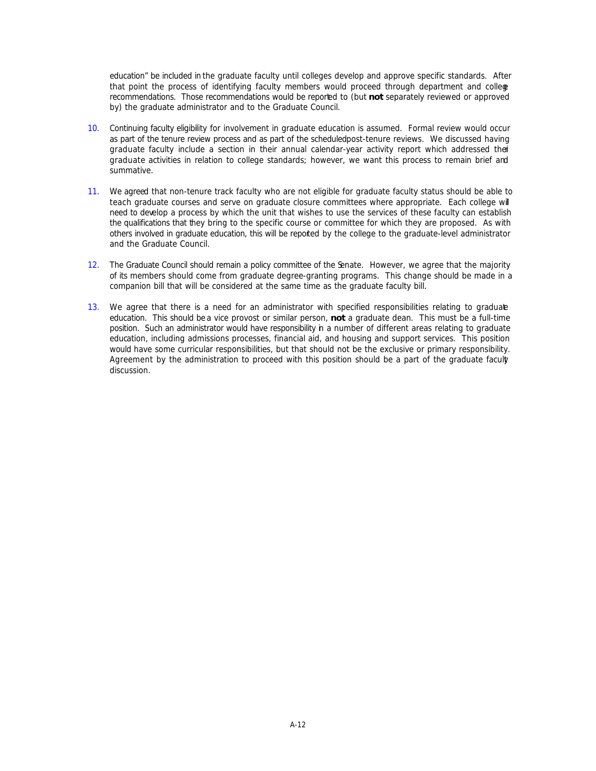education" be included in the graduate faculty until colleges develop and approve specific standards. After that point the process of identifying faculty members would proceed through department and college recommendations. Those recommendations would be reported to (but **not** separately reviewed or approved by) the graduate administrator and to the Graduate Council.

10. Continuing faculty eligibility for involvement in graduate education is assumed. Formal review would occur as part of the tenure review process and as part of the scheduled post-tenure reviews. We discussed having graduate faculty include a section in their annual calendar-year activity report which addressed their graduate activities in relation to college standards; however, we want this process to remain brief and summative.

11. We agreed that non-tenure track faculty who are not eligible for graduate faculty status should be able to teach graduate courses and serve on graduate closure committees where appropriate. Each college will need to develop a process by which the unit that wishes to use the services of these faculty can establish the qualifications that they bring to the specific course or committee for which they are proposed. As with others involved in graduate education, this will be reported by the college to the graduate-level administrator and the Graduate Council.

12. The Graduate Council should remain a policy committee of the Senate. However, we agree that the majority of its members should come from graduate degree-granting programs. This change should be made in a companion bill that will be considered at the same time as the graduate faculty bill.

13. We agree that there is a need for an administrator with specified responsibilities relating to graduate education. This should be a vice provost or similar person, **not** a graduate dean. This must be a full-time position. Such an administrator would have responsibility in a number of different areas relating to graduate education, including admissions processes, financial aid, and housing and support services. This position would have some curricular responsibilities, but that should not be the exclusive or primary responsibility. Agreement by the administration to proceed with this position should be a part of the graduate faculty discussion.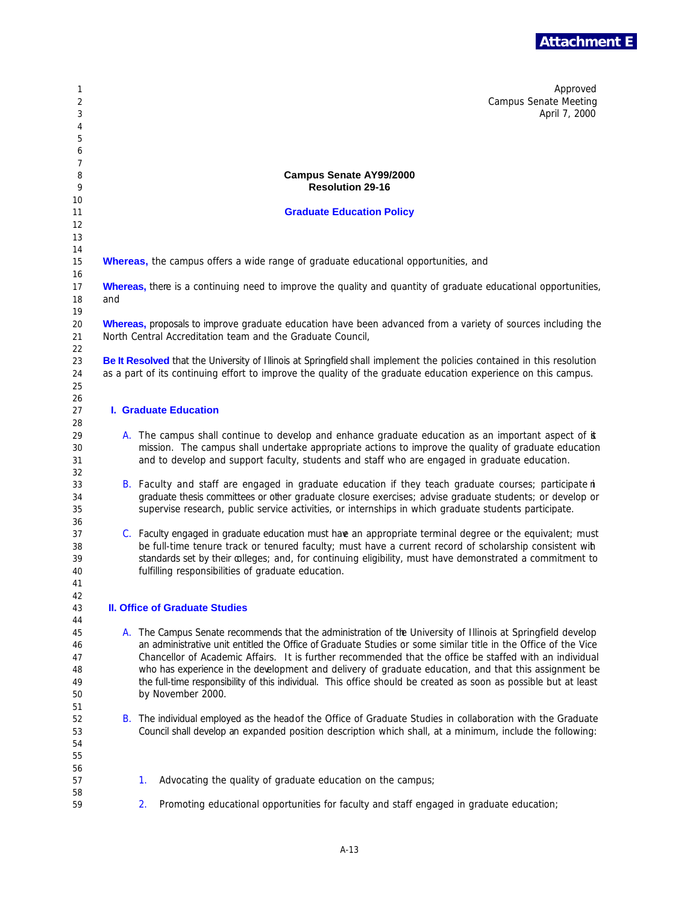**Attachment E**

Approved
Campus Senate Meeting
April 7, 2000

**Campus Senate AY99/2000**
**Resolution 29-16**

## Graduate Education Policy

**Whereas,** the campus offers a wide range of graduate educational opportunities, and

**Whereas,** there is a continuing need to improve the quality and quantity of graduate educational opportunities, and

**Whereas,** proposals to improve graduate education have been advanced from a variety of sources including the North Central Accreditation team and the Graduate Council,

**Be It Resolved** that the University of Illinois at Springfield shall implement the policies contained in this resolution as a part of its continuing effort to improve the quality of the graduate education experience on this campus.

### I. Graduate Education

A. The campus shall continue to develop and enhance graduate education as an important aspect of its mission. The campus shall undertake appropriate actions to improve the quality of graduate education and to develop and support faculty, students and staff who are engaged in graduate education.

B. Faculty and staff are engaged in graduate education if they teach graduate courses; participate in graduate thesis committees or other graduate closure exercises; advise graduate students; or develop or supervise research, public service activities, or internships in which graduate students participate.

C. Faculty engaged in graduate education must have an appropriate terminal degree or the equivalent; must be full-time tenure track or tenured faculty; must have a current record of scholarship consistent with standards set by their colleges; and, for continuing eligibility, must have demonstrated a commitment to fulfilling responsibilities of graduate education.

### II. Office of Graduate Studies

A. The Campus Senate recommends that the administration of the University of Illinois at Springfield develop an administrative unit entitled the Office of Graduate Studies or some similar title in the Office of the Vice Chancellor of Academic Affairs. It is further recommended that the office be staffed with an individual who has experience in the development and delivery of graduate education, and that this assignment be the full-time responsibility of this individual. This office should be created as soon as possible but at least by November 2000.

B. The individual employed as the head of the Office of Graduate Studies in collaboration with the Graduate Council shall develop an expanded position description which shall, at a minimum, include the following:

1. Advocating the quality of graduate education on the campus;

2. Promoting educational opportunities for faculty and staff engaged in graduate education;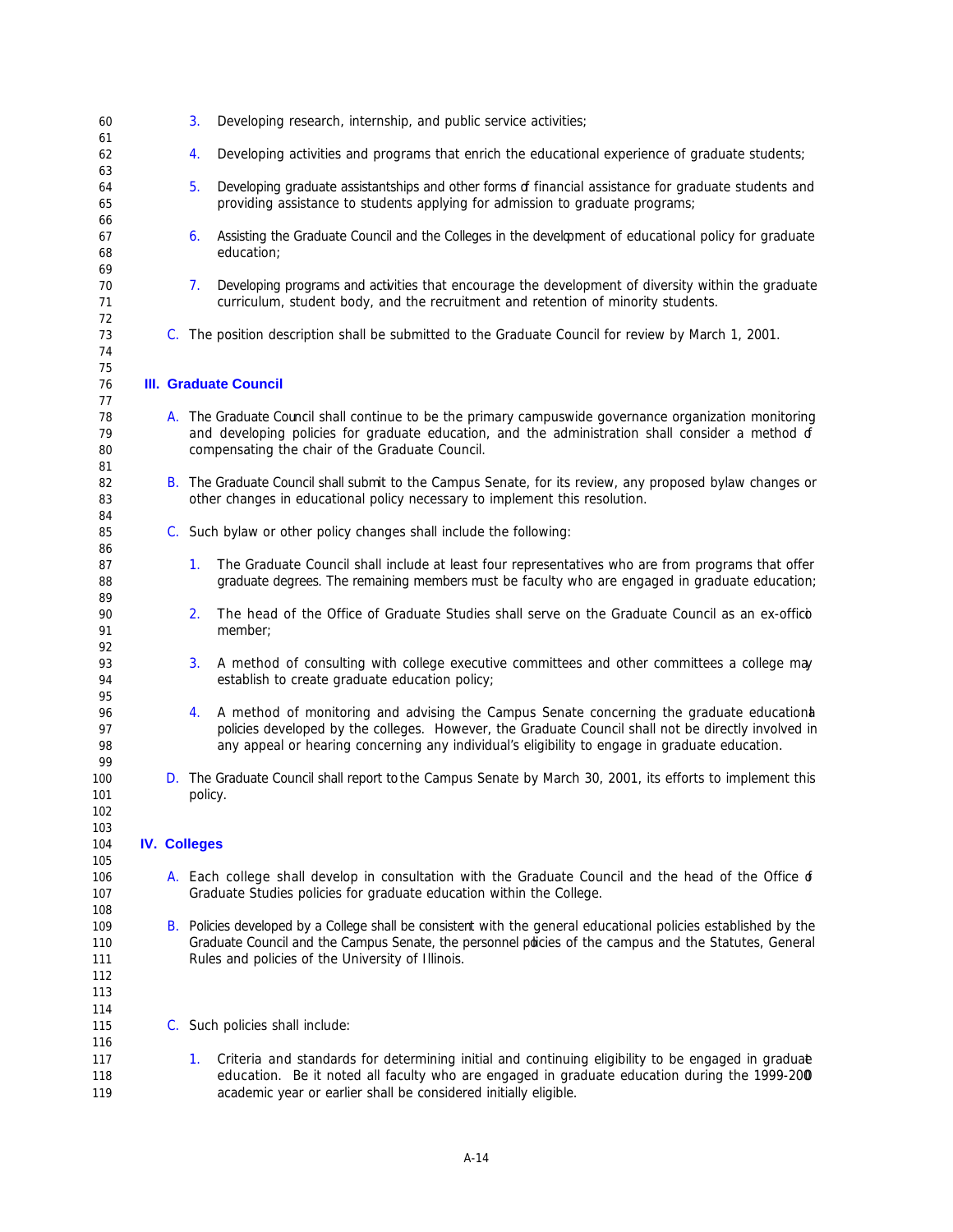3. Developing research, internship, and public service activities;

4. Developing activities and programs that enrich the educational experience of graduate students;

5. Developing graduate assistantships and other forms of financial assistance for graduate students and providing assistance to students applying for admission to graduate programs;

6. Assisting the Graduate Council and the Colleges in the development of educational policy for graduate education;

7. Developing programs and activities that encourage the development of diversity within the graduate curriculum, student body, and the recruitment and retention of minority students.

C. The position description shall be submitted to the Graduate Council for review by March 1, 2001.

## III. Graduate Council

A. The Graduate Council shall continue to be the primary campuswide governance organization monitoring and developing policies for graduate education, and the administration shall consider a method of compensating the chair of the Graduate Council.

B. The Graduate Council shall submit to the Campus Senate, for its review, any proposed bylaw changes or other changes in educational policy necessary to implement this resolution.

C. Such bylaw or other policy changes shall include the following:

1. The Graduate Council shall include at least four representatives who are from programs that offer graduate degrees. The remaining members must be faculty who are engaged in graduate education;

2. The head of the Office of Graduate Studies shall serve on the Graduate Council as an ex-officio member;

3. A method of consulting with college executive committees and other committees a college may establish to create graduate education policy;

4. A method of monitoring and advising the Campus Senate concerning the graduate educational policies developed by the colleges. However, the Graduate Council shall not be directly involved in any appeal or hearing concerning any individual's eligibility to engage in graduate education.

D. The Graduate Council shall report to the Campus Senate by March 30, 2001, its efforts to implement this policy.

## IV. Colleges

A. Each college shall develop in consultation with the Graduate Council and the head of the Office of Graduate Studies policies for graduate education within the College.

B. Policies developed by a College shall be consistent with the general educational policies established by the Graduate Council and the Campus Senate, the personnel policies of the campus and the Statutes, General Rules and policies of the University of Illinois.

C. Such policies shall include:

1. Criteria and standards for determining initial and continuing eligibility to be engaged in graduate education. Be it noted all faculty who are engaged in graduate education during the 1999-2000 academic year or earlier shall be considered initially eligible.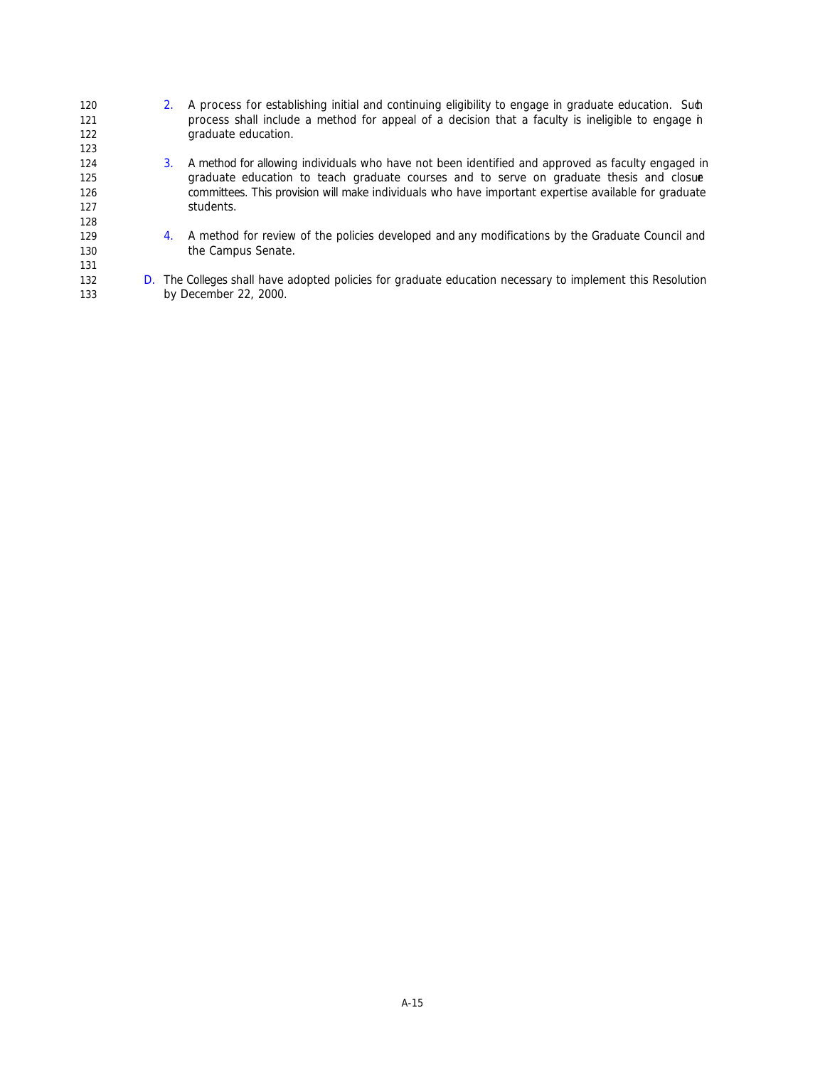2. A process for establishing initial and continuing eligibility to engage in graduate education. Such process shall include a method for appeal of a decision that a faculty is ineligible to engage in graduate education.

3. A method for allowing individuals who have not been identified and approved as faculty engaged in graduate education to teach graduate courses and to serve on graduate thesis and closure committees. This provision will make individuals who have important expertise available for graduate students.

4. A method for review of the policies developed and any modifications by the Graduate Council and the Campus Senate.

D. The Colleges shall have adopted policies for graduate education necessary to implement this Resolution by December 22, 2000.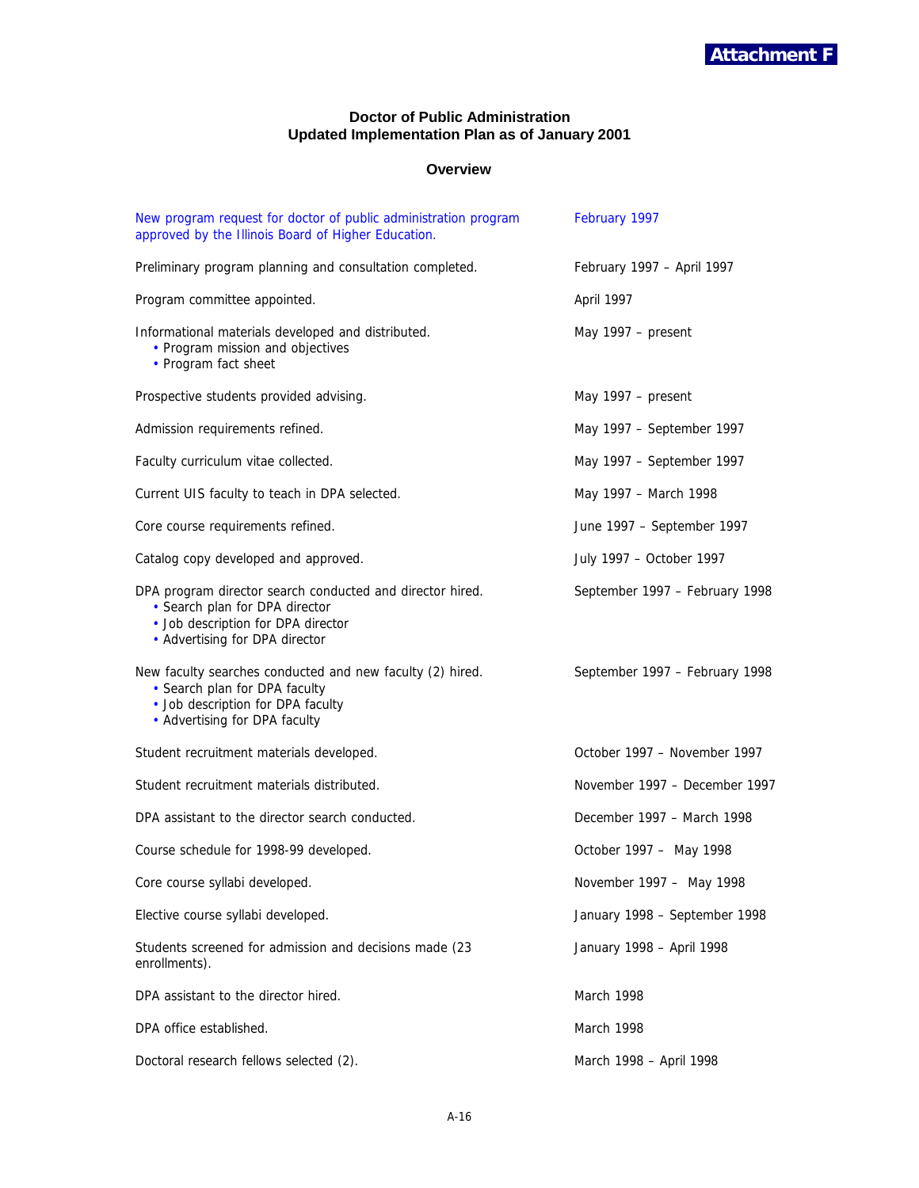**Attachment F**

### Doctor of Public Administration
### Updated Implementation Plan as of January 2001

#### Overview

| | |
|---|---|
| New program request for doctor of public administration program approved by the Illinois Board of Higher Education. | February 1997 |
| Preliminary program planning and consultation completed. | February 1997 – April 1997 |
| Program committee appointed. | April 1997 |
| Informational materials developed and distributed.<br>• Program mission and objectives<br>• Program fact sheet | May 1997 – present |
| Prospective students provided advising. | May 1997 – present |
| Admission requirements refined. | May 1997 – September 1997 |
| Faculty curriculum vitae collected. | May 1997 – September 1997 |
| Current UIS faculty to teach in DPA selected. | May 1997 – March 1998 |
| Core course requirements refined. | June 1997 – September 1997 |
| Catalog copy developed and approved. | July 1997 – October 1997 |
| DPA program director search conducted and director hired.<br>• Search plan for DPA director<br>• Job description for DPA director<br>• Advertising for DPA director | September 1997 – February 1998 |
| New faculty searches conducted and new faculty (2) hired.<br>• Search plan for DPA faculty<br>• Job description for DPA faculty<br>• Advertising for DPA faculty | September 1997 – February 1998 |
| Student recruitment materials developed. | October 1997 – November 1997 |
| Student recruitment materials distributed. | November 1997 – December 1997 |
| DPA assistant to the director search conducted. | December 1997 – March 1998 |
| Course schedule for 1998-99 developed. | October 1997 – May 1998 |
| Core course syllabi developed. | November 1997 – May 1998 |
| Elective course syllabi developed. | January 1998 – September 1998 |
| Students screened for admission and decisions made (23 enrollments). | January 1998 – April 1998 |
| DPA assistant to the director hired. | March 1998 |
| DPA office established. | March 1998 |
| Doctoral research fellows selected (2). | March 1998 – April 1998 |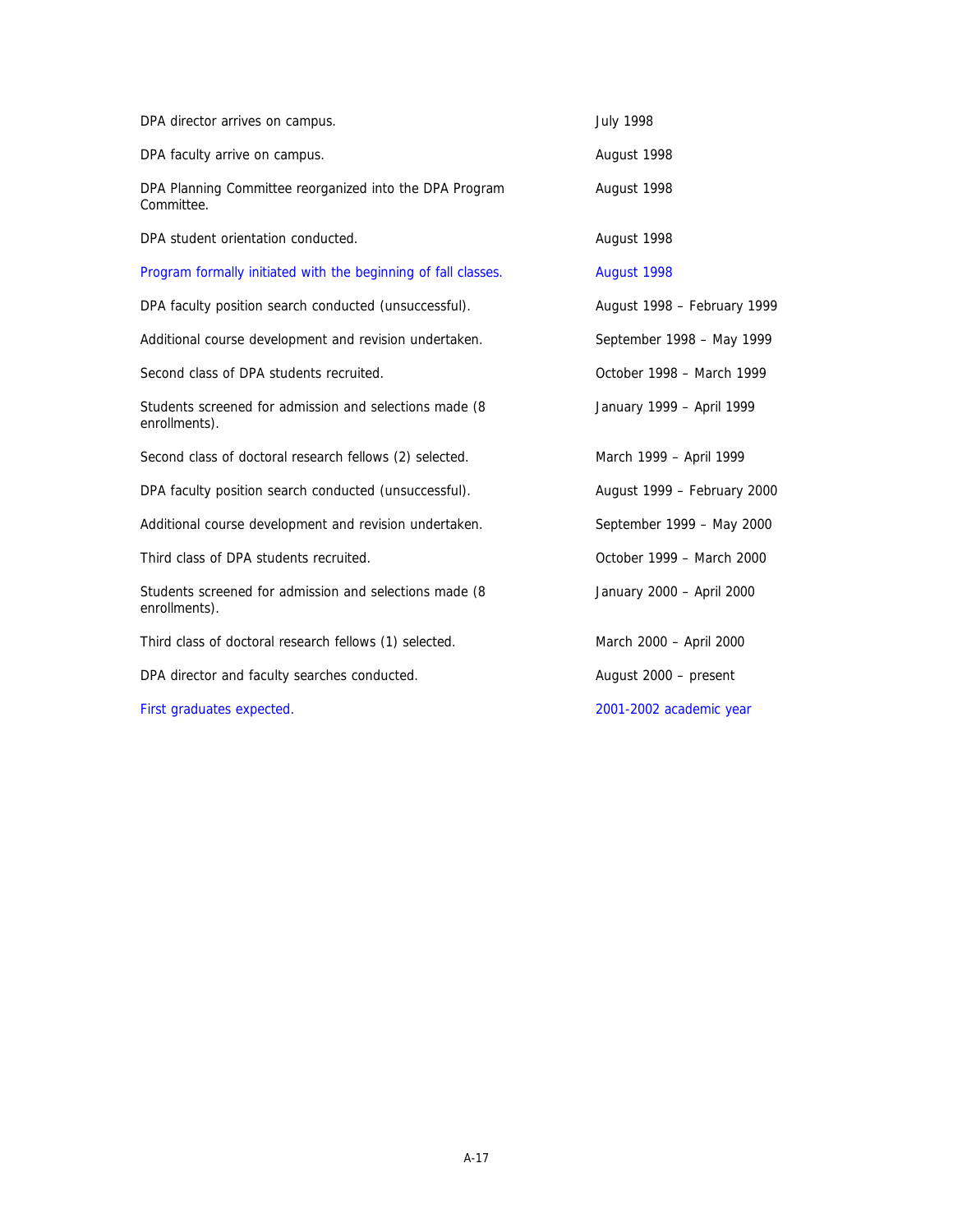| | |
|---|---|
| DPA director arrives on campus. | July 1998 |
| DPA faculty arrive on campus. | August 1998 |
| DPA Planning Committee reorganized into the DPA Program Committee. | August 1998 |
| DPA student orientation conducted. | August 1998 |
| Program formally initiated with the beginning of fall classes. | August 1998 |
| DPA faculty position search conducted (unsuccessful). | August 1998 – February 1999 |
| Additional course development and revision undertaken. | September 1998 – May 1999 |
| Second class of DPA students recruited. | October 1998 – March 1999 |
| Students screened for admission and selections made (8 enrollments). | January 1999 – April 1999 |
| Second class of doctoral research fellows (2) selected. | March 1999 – April 1999 |
| DPA faculty position search conducted (unsuccessful). | August 1999 – February 2000 |
| Additional course development and revision undertaken. | September 1999 – May 2000 |
| Third class of DPA students recruited. | October 1999 – March 2000 |
| Students screened for admission and selections made (8 enrollments). | January 2000 – April 2000 |
| Third class of doctoral research fellows (1) selected. | March 2000 – April 2000 |
| DPA director and faculty searches conducted. | August 2000 – present |
| First graduates expected. | 2001-2002 academic year |